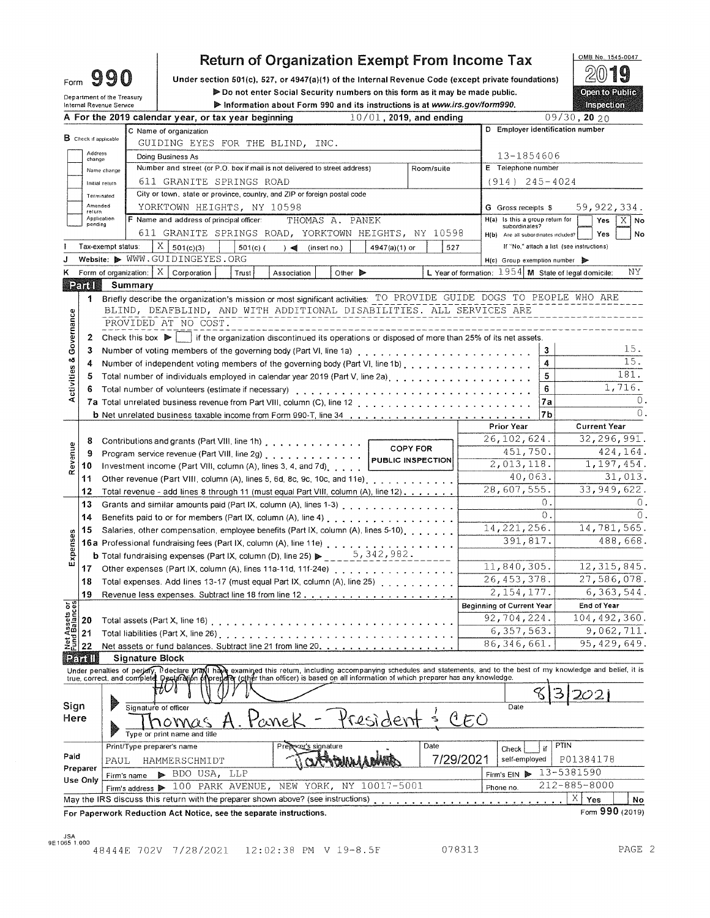# Form 990 — Return of Organization Exempt From Income Tax

OMB No. 1545-0047

**2019**

**Open to Public Inspection**

Under section 501(c), 527, or 4947(a)(1) of the Internal Revenue Code (except private foundations)

▶ Do not enter Social Security numbers on this form as it may be made public.

▶ Information about Form 990 and its instructions is at *www.irs.gov/form990.*

Department of the Treasury
Internal Revenue Service

**A** For the 2019 calendar year, or tax year beginning 10/01, 2019, and ending 09/30, 2020

**B** Check if applicable: Address change / Name change / Initial return / Terminated / Amended return / Application pending

**C** Name of organization: GUIDING EYES FOR THE BLIND, INC.

Doing Business As

Number and street (or P.O. box if mail is not delivered to street address): 611 GRANITE SPRINGS ROAD — Room/suite

City or town, state or province, country, and ZIP or foreign postal code: YORKTOWN HEIGHTS, NY 10598

**D** Employer identification number: 13-1854606

**E** Telephone number: (914) 245-4024

**G** Gross receipts $ 59,922,334.

**F** Name and address of principal officer: THOMAS A. PANEK, 611 GRANITE SPRINGS ROAD, YORKTOWN HEIGHTS, NY 10598

**H(a)** Is this a group return for subordinates? Yes [ ] No [X]

**H(b)** Are all subordinates included? Yes [ ] No [ ]
If "No," attach a list. (see instructions)

**I** Tax-exempt status: [X] 501(c)(3) [ ] 501(c) ( ) ◀ (insert no.) [ ] 4947(a)(1) or [ ] 527

**J** Website: ▶ WWW.GUIDINGEYES.ORG

**H(c)** Group exemption number ▶

**K** Form of organization: [X] Corporation [ ] Trust [ ] Association [ ] Other ▶

**L** Year of formation: 1954 **M** State of legal domicile: NY

## Part I Summary

**Activities & Governance**

1. Briefly describe the organization's mission or most significant activities: TO PROVIDE GUIDE DOGS TO PEOPLE WHO ARE BLIND, DEAFBLIND, AND WITH ADDITIONAL DISABILITIES. ALL SERVICES ARE PROVIDED AT NO COST.
2. Check this box ▶ [ ] if the organization discontinued its operations or disposed of more than 25% of its net assets.

| Line | Description | | Value |
|---|---|---|---|
| 3 | Number of voting members of the governing body (Part VI, line 1a) | 3 | 15. |
| 4 | Number of independent voting members of the governing body (Part VI, line 1b) | 4 | 15. |
| 5 | Total number of individuals employed in calendar year 2019 (Part V, line 2a) | 5 | 181. |
| 6 | Total number of volunteers (estimate if necessary) | 6 | 1,716. |
| 7a | Total unrelated business revenue from Part VIII, column (C), line 12 | 7a | 0. |
| b | Net unrelated business taxable income from Form 990-T, line 34 | 7b | 0. |

COPY FOR PUBLIC INSPECTION

| Section | Line | Description | Prior Year | Current Year |
|---|---|---|---|---|
| Revenue | 8 | Contributions and grants (Part VIII, line 1h) | 26,102,624. | 32,296,991. |
| | 9 | Program service revenue (Part VIII, line 2g) | 451,750. | 424,164. |
| | 10 | Investment income (Part VIII, column (A), lines 3, 4, and 7d) | 2,013,118. | 1,197,454. |
| | 11 | Other revenue (Part VIII, column (A), lines 5, 6d, 8c, 9c, 10c, and 11e) | 40,063. | 31,013. |
| | 12 | Total revenue - add lines 8 through 11 (must equal Part VIII, column (A), line 12) | 28,607,555. | 33,949,622. |
| Expenses | 13 | Grants and similar amounts paid (Part IX, column (A), lines 1-3) | 0. | 0. |
| | 14 | Benefits paid to or for members (Part IX, column (A), line 4) | 0. | 0. |
| | 15 | Salaries, other compensation, employee benefits (Part IX, column (A), lines 5-10) | 14,221,256. | 14,781,565. |
| | 16a | Professional fundraising fees (Part IX, column (A), line 11e) | 391,817. | 488,668. |
| | b | Total fundraising expenses (Part IX, column (D), line 25) ▶ 5,342,982. | | |
| | 17 | Other expenses (Part IX, column (A), lines 11a-11d, 11f-24e) | 11,840,305. | 12,315,845. |
| | 18 | Total expenses. Add lines 13-17 (must equal Part IX, column (A), line 25) | 26,453,378. | 27,586,078. |
| | 19 | Revenue less expenses. Subtract line 18 from line 12 | 2,154,177. | 6,363,544. |

| Section | Line | Description | Beginning of Current Year | End of Year |
|---|---|---|---|---|
| Net Assets or Fund Balances | 20 | Total assets (Part X, line 16) | 92,704,224. | 104,492,360. |
| | 21 | Total liabilities (Part X, line 26) | 6,357,563. | 9,062,711. |
| | 22 | Net assets or fund balances. Subtract line 21 from line 20 | 86,346,661. | 95,429,649. |

## Part II Signature Block

Under penalties of perjury, I declare that I have examined this return, including accompanying schedules and statements, and to the best of my knowledge and belief, it is true, correct, and complete. Declaration of preparer (other than officer) is based on all information of which preparer has any knowledge.

**Sign Here**

Signature of officer — Date: 8/3/2021

Thomas A. Panek - President & CEO
Type or print name and title

**Paid Preparer Use Only**

| Print/Type preparer's name | Preparer's signature | Date | Check [ ] if self-employed | PTIN |
|---|---|---|---|---|
| PAUL HAMMERSCHMIDT | | 7/29/2021 | | P01384178 |

Firm's name ▶ BDO USA, LLP — Firm's EIN ▶ 13-5381590

Firm's address ▶ 100 PARK AVENUE, NEW YORK, NY 10017-5001 — Phone no. 212-885-8000

May the IRS discuss this return with the preparer shown above? (see instructions) [X] Yes [ ] No

For Paperwork Reduction Act Notice, see the separate instructions. Form **990** (2019)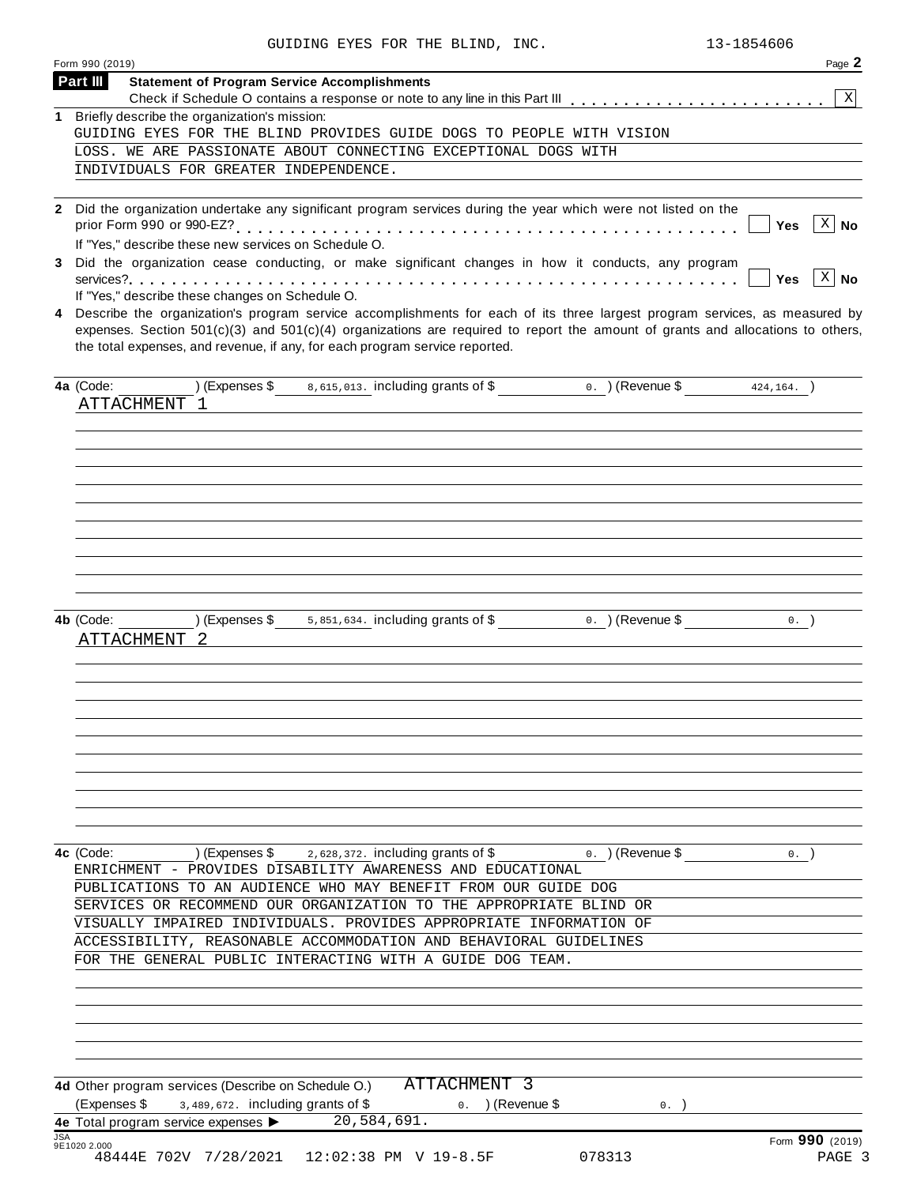GUIDING EYES FOR THE BLIND, INC. 13-1854606

Form 990 (2019)

## Part III Statement of Program Service Accomplishments

Check if Schedule O contains a response or note to any line in this Part III . . . . . . . . . . . . . . . . . . . . . . . [X]

**1** Briefly describe the organization's mission:

GUIDING EYES FOR THE BLIND PROVIDES GUIDE DOGS TO PEOPLE WITH VISION LOSS. WE ARE PASSIONATE ABOUT CONNECTING EXCEPTIONAL DOGS WITH INDIVIDUALS FOR GREATER INDEPENDENCE.

**2** Did the organization undertake any significant program services during the year which were not listed on the prior Form 990 or 990-EZ? . . . . . . . . . . . . . . . . . . . . . . . . . . . . . . . . . . . . . . . . . . [ ] Yes [X] No

If "Yes," describe these new services on Schedule O.

**3** Did the organization cease conducting, or make significant changes in how it conducts, any program services? . . . . . . . . . . . . . . . . . . . . . . . . . . . . . . . . . . . . . . . . . . . . . . . . . . . . . . [ ] Yes [X] No

If "Yes," describe these changes on Schedule O.

**4** Describe the organization's program service accomplishments for each of its three largest program services, as measured by expenses. Section 501(c)(3) and 501(c)(4) organizations are required to report the amount of grants and allocations to others, the total expenses, and revenue, if any, for each program service reported.

**4a** (Code: ) (Expenses $ 8,615,013. including grants of $ 0. ) (Revenue $ 424,164. )

ATTACHMENT 1

**4b** (Code: ) (Expenses $ 5,851,634. including grants of $ 0. ) (Revenue $ 0. )

ATTACHMENT 2

**4c** (Code: ) (Expenses $ 2,628,372. including grants of $ 0. ) (Revenue $ 0. )

ENRICHMENT - PROVIDES DISABILITY AWARENESS AND EDUCATIONAL PUBLICATIONS TO AN AUDIENCE WHO MAY BENEFIT FROM OUR GUIDE DOG SERVICES OR RECOMMEND OUR ORGANIZATION TO THE APPROPRIATE BLIND OR VISUALLY IMPAIRED INDIVIDUALS. PROVIDES APPROPRIATE INFORMATION OF ACCESSIBILITY, REASONABLE ACCOMMODATION AND BEHAVIORAL GUIDELINES FOR THE GENERAL PUBLIC INTERACTING WITH A GUIDE DOG TEAM.

**4d** Other program services (Describe on Schedule O.) ATTACHMENT 3

(Expenses $ 3,489,672. including grants of $ 0. ) (Revenue $ 0. )

**4e** Total program service expenses ▶ 20,584,691.

JSA 9E1020 2.000

Form **990** (2019)

48444E 702V 7/28/2021 12:02:38 PM V 19-8.5F 078313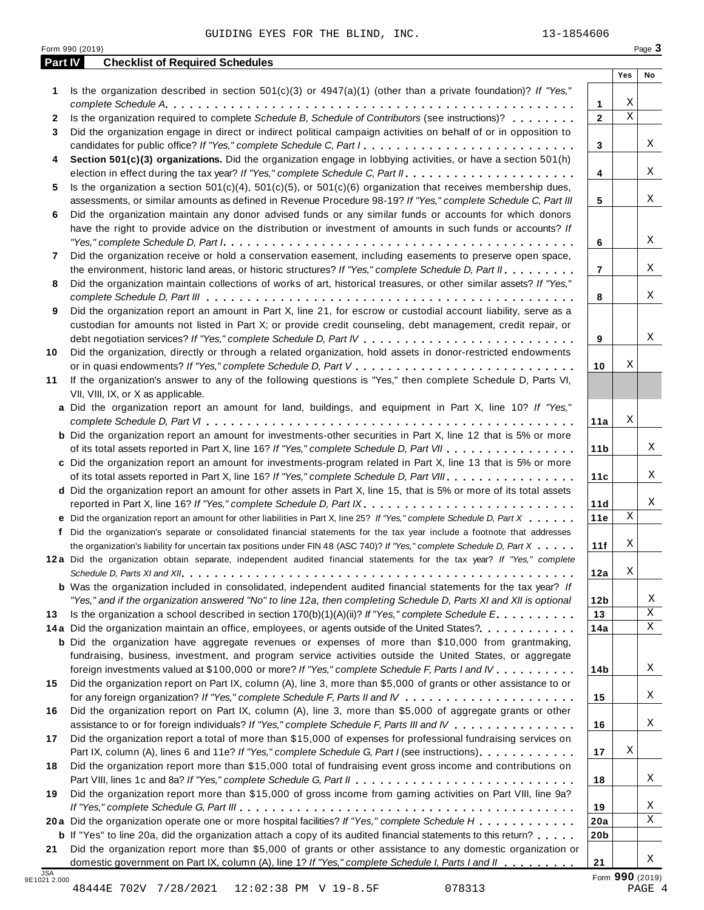GUIDING EYES FOR THE BLIND, INC. 13-1854606

Form 990 (2019)

## Part IV Checklist of Required Schedules

| | | | Yes | No |
|---|---|---|---|---|
| 1 | Is the organization described in section 501(c)(3) or 4947(a)(1) (other than a private foundation)? *If "Yes," complete Schedule A* | 1 | X | |
| 2 | Is the organization required to complete *Schedule B, Schedule of Contributors* (see instructions)? | 2 | X | |
| 3 | Did the organization engage in direct or indirect political campaign activities on behalf of or in opposition to candidates for public office? *If "Yes," complete Schedule C, Part I* | 3 | | X |
| 4 | **Section 501(c)(3) organizations.** Did the organization engage in lobbying activities, or have a section 501(h) election in effect during the tax year? *If "Yes," complete Schedule C, Part II* | 4 | | X |
| 5 | Is the organization a section 501(c)(4), 501(c)(5), or 501(c)(6) organization that receives membership dues, assessments, or similar amounts as defined in Revenue Procedure 98-19? *If "Yes," complete Schedule C, Part III* | 5 | | X |
| 6 | Did the organization maintain any donor advised funds or any similar funds or accounts for which donors have the right to provide advice on the distribution or investment of amounts in such funds or accounts? *If "Yes," complete Schedule D, Part I* | 6 | | X |
| 7 | Did the organization receive or hold a conservation easement, including easements to preserve open space, the environment, historic land areas, or historic structures? *If "Yes," complete Schedule D, Part II* | 7 | | X |
| 8 | Did the organization maintain collections of works of art, historical treasures, or other similar assets? *If "Yes," complete Schedule D, Part III* | 8 | | X |
| 9 | Did the organization report an amount in Part X, line 21, for escrow or custodial account liability, serve as a custodian for amounts not listed in Part X; or provide credit counseling, debt management, credit repair, or debt negotiation services? *If "Yes," complete Schedule D, Part IV* | 9 | | X |
| 10 | Did the organization, directly or through a related organization, hold assets in donor-restricted endowments or in quasi endowments? *If "Yes," complete Schedule D, Part V* | 10 | X | |
| 11 | If the organization's answer to any of the following questions is "Yes," then complete Schedule D, Parts VI, VII, VIII, IX, or X as applicable. | | | |
| a | Did the organization report an amount for land, buildings, and equipment in Part X, line 10? *If "Yes," complete Schedule D, Part VI* | 11a | X | |
| b | Did the organization report an amount for investments-other securities in Part X, line 12 that is 5% or more of its total assets reported in Part X, line 16? *If "Yes," complete Schedule D, Part VII* | 11b | | X |
| c | Did the organization report an amount for investments-program related in Part X, line 13 that is 5% or more of its total assets reported in Part X, line 16? *If "Yes," complete Schedule D, Part VIII* | 11c | | X |
| d | Did the organization report an amount for other assets in Part X, line 15, that is 5% or more of its total assets reported in Part X, line 16? *If "Yes," complete Schedule D, Part IX* | 11d | | X |
| e | Did the organization report an amount for other liabilities in Part X, line 25? *If "Yes," complete Schedule D, Part X* | 11e | X | |
| f | Did the organization's separate or consolidated financial statements for the tax year include a footnote that addresses the organization's liability for uncertain tax positions under FIN 48 (ASC 740)? *If "Yes," complete Schedule D, Part X* | 11f | X | |
| 12a | Did the organization obtain separate, independent audited financial statements for the tax year? *If "Yes," complete Schedule D, Parts XI and XII* | 12a | X | |
| b | Was the organization included in consolidated, independent audited financial statements for the tax year? *If "Yes," and if the organization answered "No" to line 12a, then completing Schedule D, Parts XI and XII is optional* | 12b | | X |
| 13 | Is the organization a school described in section 170(b)(1)(A)(ii)? *If "Yes," complete Schedule E* | 13 | | X |
| 14a | Did the organization maintain an office, employees, or agents outside of the United States? | 14a | | X |
| b | Did the organization have aggregate revenues or expenses of more than $10,000 from grantmaking, fundraising, business, investment, and program service activities outside the United States, or aggregate foreign investments valued at $100,000 or more? *If "Yes," complete Schedule F, Parts I and IV* | 14b | | X |
| 15 | Did the organization report on Part IX, column (A), line 3, more than $5,000 of grants or other assistance to or for any foreign organization? *If "Yes," complete Schedule F, Parts II and IV* | 15 | | X |
| 16 | Did the organization report on Part IX, column (A), line 3, more than $5,000 of aggregate grants or other assistance to or for foreign individuals? *If "Yes," complete Schedule F, Parts III and IV* | 16 | | X |
| 17 | Did the organization report a total of more than $15,000 of expenses for professional fundraising services on Part IX, column (A), lines 6 and 11e? *If "Yes," complete Schedule G, Part I* (see instructions) | 17 | X | |
| 18 | Did the organization report more than $15,000 total of fundraising event gross income and contributions on Part VIII, lines 1c and 8a? *If "Yes," complete Schedule G, Part II* | 18 | | X |
| 19 | Did the organization report more than $15,000 of gross income from gaming activities on Part VIII, line 9a? *If "Yes," complete Schedule G, Part III* | 19 | | X |
| 20a | Did the organization operate one or more hospital facilities? *If "Yes," complete Schedule H* | 20a | | X |
| b | If "Yes" to line 20a, did the organization attach a copy of its audited financial statements to this return? | 20b | | |
| 21 | Did the organization report more than $5,000 of grants or other assistance to any domestic organization or domestic government on Part IX, column (A), line 1? *If "Yes," complete Schedule I, Parts I and II* | 21 | | X |

JSA 9E1021 2.000

Form **990** (2019)

48444E 702V 7/28/2021 12:02:38 PM V 19-8.5F 078313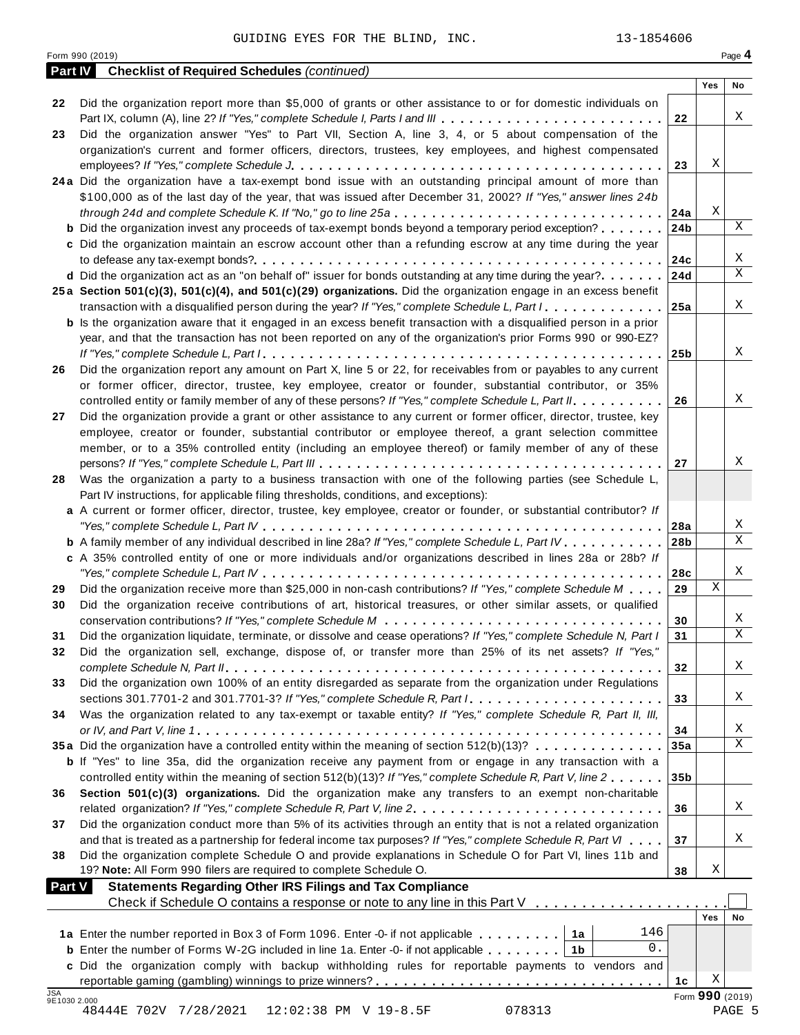GUIDING EYES FOR THE BLIND, INC. 13-1854606

Form 990 (2019) Page **4**

**Part IV Checklist of Required Schedules** *(continued)*

| | | | Yes | No |
|---|---|---|---|---|
| **22** | Did the organization report more than $5,000 of grants or other assistance to or for domestic individuals on Part IX, column (A), line 2? *If "Yes," complete Schedule I, Parts I and III* | **22** | | X |
| **23** | Did the organization answer "Yes" to Part VII, Section A, line 3, 4, or 5 about compensation of the organization's current and former officers, directors, trustees, key employees, and highest compensated employees? *If "Yes," complete Schedule J* | **23** | X | |
| **24a** | Did the organization have a tax-exempt bond issue with an outstanding principal amount of more than $100,000 as of the last day of the year, that was issued after December 31, 2002? *If "Yes," answer lines 24b through 24d and complete Schedule K. If "No," go to line 25a* | **24a** | X | |
| **b** | Did the organization invest any proceeds of tax-exempt bonds beyond a temporary period exception? | **24b** | | X |
| **c** | Did the organization maintain an escrow account other than a refunding escrow at any time during the year to defease any tax-exempt bonds? | **24c** | | X |
| **d** | Did the organization act as an "on behalf of" issuer for bonds outstanding at any time during the year? | **24d** | | X |
| **25a** | **Section 501(c)(3), 501(c)(4), and 501(c)(29) organizations.** Did the organization engage in an excess benefit transaction with a disqualified person during the year? *If "Yes," complete Schedule L, Part I* | **25a** | | X |
| **b** | Is the organization aware that it engaged in an excess benefit transaction with a disqualified person in a prior year, and that the transaction has not been reported on any of the organization's prior Forms 990 or 990-EZ? *If "Yes," complete Schedule L, Part I* | **25b** | | X |
| **26** | Did the organization report any amount on Part X, line 5 or 22, for receivables from or payables to any current or former officer, director, trustee, key employee, creator or founder, substantial contributor, or 35% controlled entity or family member of any of these persons? *If "Yes," complete Schedule L, Part II* | **26** | | X |
| **27** | Did the organization provide a grant or other assistance to any current or former officer, director, trustee, key employee, creator or founder, substantial contributor or employee thereof, a grant selection committee member, or to a 35% controlled entity (including an employee thereof) or family member of any of these persons? *If "Yes," complete Schedule L, Part III* | **27** | | X |
| **28** | Was the organization a party to a business transaction with one of the following parties (see Schedule L, Part IV instructions, for applicable filing thresholds, conditions, and exceptions): | | | |
| **a** | A current or former officer, director, trustee, key employee, creator or founder, or substantial contributor? *If "Yes," complete Schedule L, Part IV* | **28a** | | X |
| **b** | A family member of any individual described in line 28a? *If "Yes," complete Schedule L, Part IV* | **28b** | | X |
| **c** | A 35% controlled entity of one or more individuals and/or organizations described in lines 28a or 28b? *If "Yes," complete Schedule L, Part IV* | **28c** | | X |
| **29** | Did the organization receive more than $25,000 in non-cash contributions? *If "Yes," complete Schedule M* | **29** | X | |
| **30** | Did the organization receive contributions of art, historical treasures, or other similar assets, or qualified conservation contributions? *If "Yes," complete Schedule M* | **30** | | X |
| **31** | Did the organization liquidate, terminate, or dissolve and cease operations? *If "Yes," complete Schedule N, Part I* | **31** | | X |
| **32** | Did the organization sell, exchange, dispose of, or transfer more than 25% of its net assets? *If "Yes," complete Schedule N, Part II* | **32** | | X |
| **33** | Did the organization own 100% of an entity disregarded as separate from the organization under Regulations sections 301.7701-2 and 301.7701-3? *If "Yes," complete Schedule R, Part I* | **33** | | X |
| **34** | Was the organization related to any tax-exempt or taxable entity? *If "Yes," complete Schedule R, Part II, III, or IV, and Part V, line 1* | **34** | | X |
| **35a** | Did the organization have a controlled entity within the meaning of section 512(b)(13)? | **35a** | | X |
| **b** | If "Yes" to line 35a, did the organization receive any payment from or engage in any transaction with a controlled entity within the meaning of section 512(b)(13)? *If "Yes," complete Schedule R, Part V, line 2* | **35b** | | |
| **36** | **Section 501(c)(3) organizations.** Did the organization make any transfers to an exempt non-charitable related organization? *If "Yes," complete Schedule R, Part V, line 2* | **36** | | X |
| **37** | Did the organization conduct more than 5% of its activities through an entity that is not a related organization and that is treated as a partnership for federal income tax purposes? *If "Yes," complete Schedule R, Part VI* | **37** | | X |
| **38** | Did the organization complete Schedule O and provide explanations in Schedule O for Part VI, lines 11b and 19? **Note:** All Form 990 filers are required to complete Schedule O. | **38** | X | |

**Part V Statements Regarding Other IRS Filings and Tax Compliance**

Check if Schedule O contains a response or note to any line in this Part V ☐

| | | | | | Yes | No |
|---|---|---|---|---|---|---|
| **1a** | Enter the number reported in Box 3 of Form 1096. Enter -0- if not applicable | **1a** | 146 | | | |
| **b** | Enter the number of Forms W-2G included in line 1a. Enter -0- if not applicable | **1b** | 0. | | | |
| **c** | Did the organization comply with backup withholding rules for reportable payments to vendors and reportable gaming (gambling) winnings to prize winners? | | | **1c** | X | |

JSA 9E1030 2.000

Form **990** (2019)

48444E 702V 7/28/2021 12:02:38 PM V 19-8.5F 078313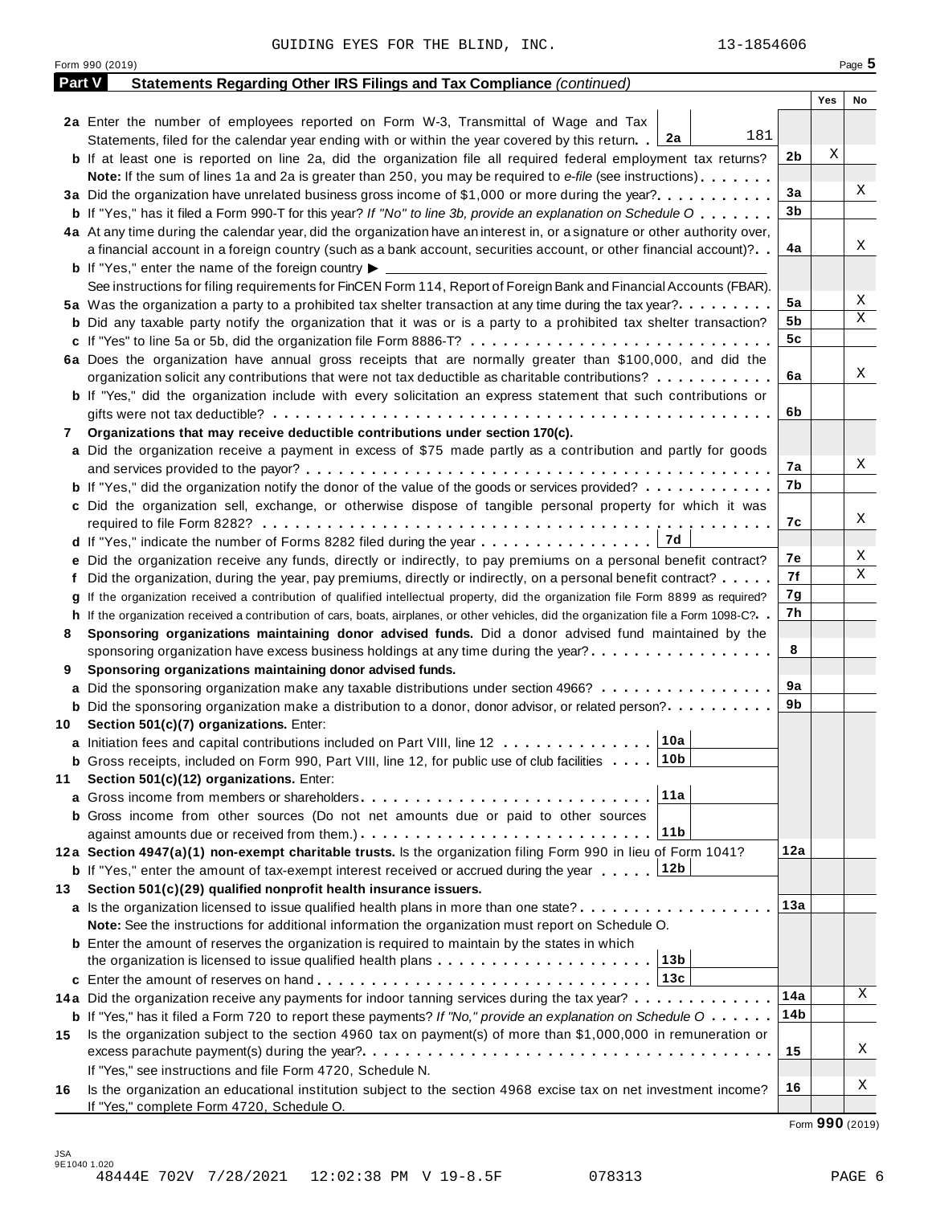GUIDING EYES FOR THE BLIND, INC. 13-1854606

Form 990 (2019) Page **5**

## Part V Statements Regarding Other IRS Filings and Tax Compliance *(continued)*

| | | | Yes | No |
|---|---|---|---|---|
| **2a** | Enter the number of employees reported on Form W-3, Transmittal of Wage and Tax Statements, filed for the calendar year ending with or within the year covered by this return . . **2a** 181 | | | |
| **b** | If at least one is reported on line 2a, did the organization file all required federal employment tax returns? | **2b** | X | |
| | **Note:** If the sum of lines 1a and 2a is greater than 250, you may be required to *e-file* (see instructions) | | | |
| **3a** | Did the organization have unrelated business gross income of $1,000 or more during the year? | **3a** | | X |
| **b** | If "Yes," has it filed a Form 990-T for this year? *If "No" to line 3b, provide an explanation on Schedule O* | **3b** | | |
| **4a** | At any time during the calendar year, did the organization have an interest in, or a signature or other authority over, a financial account in a foreign country (such as a bank account, securities account, or other financial account)? | **4a** | | X |
| **b** | If "Yes," enter the name of the foreign country ▶ | | | |
| | See instructions for filing requirements for FinCEN Form 114, Report of Foreign Bank and Financial Accounts (FBAR). | | | |
| **5a** | Was the organization a party to a prohibited tax shelter transaction at any time during the tax year? | **5a** | | X |
| **b** | Did any taxable party notify the organization that it was or is a party to a prohibited tax shelter transaction? | **5b** | | X |
| **c** | If "Yes" to line 5a or 5b, did the organization file Form 8886-T? | **5c** | | |
| **6a** | Does the organization have annual gross receipts that are normally greater than $100,000, and did the organization solicit any contributions that were not tax deductible as charitable contributions? | **6a** | | X |
| **b** | If "Yes," did the organization include with every solicitation an express statement that such contributions or gifts were not tax deductible? | **6b** | | |
| **7** | **Organizations that may receive deductible contributions under section 170(c).** | | | |
| **a** | Did the organization receive a payment in excess of $75 made partly as a contribution and partly for goods and services provided to the payor? | **7a** | | X |
| **b** | If "Yes," did the organization notify the donor of the value of the goods or services provided? | **7b** | | |
| **c** | Did the organization sell, exchange, or otherwise dispose of tangible personal property for which it was required to file Form 8282? | **7c** | | X |
| **d** | If "Yes," indicate the number of Forms 8282 filed during the year . . . **7d** | | | |
| **e** | Did the organization receive any funds, directly or indirectly, to pay premiums on a personal benefit contract? | **7e** | | X |
| **f** | Did the organization, during the year, pay premiums, directly or indirectly, on a personal benefit contract? | **7f** | | X |
| **g** | If the organization received a contribution of qualified intellectual property, did the organization file Form 8899 as required? | **7g** | | |
| **h** | If the organization received a contribution of cars, boats, airplanes, or other vehicles, did the organization file a Form 1098-C? | **7h** | | |
| **8** | **Sponsoring organizations maintaining donor advised funds.** Did a donor advised fund maintained by the sponsoring organization have excess business holdings at any time during the year? | **8** | | |
| **9** | **Sponsoring organizations maintaining donor advised funds.** | | | |
| **a** | Did the sponsoring organization make any taxable distributions under section 4966? | **9a** | | |
| **b** | Did the sponsoring organization make a distribution to a donor, donor advisor, or related person? | **9b** | | |
| **10** | **Section 501(c)(7) organizations.** Enter: | | | |
| **a** | Initiation fees and capital contributions included on Part VIII, line 12 . . . **10a** | | | |
| **b** | Gross receipts, included on Form 990, Part VIII, line 12, for public use of club facilities . . . **10b** | | | |
| **11** | **Section 501(c)(12) organizations.** Enter: | | | |
| **a** | Gross income from members or shareholders . . . **11a** | | | |
| **b** | Gross income from other sources (Do not net amounts due or paid to other sources against amounts due or received from them.) . . . **11b** | | | |
| **12a** | **Section 4947(a)(1) non-exempt charitable trusts.** Is the organization filing Form 990 in lieu of Form 1041? | **12a** | | |
| **b** | If "Yes," enter the amount of tax-exempt interest received or accrued during the year . . . **12b** | | | |
| **13** | **Section 501(c)(29) qualified nonprofit health insurance issuers.** | | | |
| **a** | Is the organization licensed to issue qualified health plans in more than one state? | **13a** | | |
| | **Note:** See the instructions for additional information the organization must report on Schedule O. | | | |
| **b** | Enter the amount of reserves the organization is required to maintain by the states in which the organization is licensed to issue qualified health plans . . . **13b** | | | |
| **c** | Enter the amount of reserves on hand . . . **13c** | | | |
| **14a** | Did the organization receive any payments for indoor tanning services during the tax year? | **14a** | | X |
| **b** | If "Yes," has it filed a Form 720 to report these payments? *If "No," provide an explanation on Schedule O* | **14b** | | |
| **15** | Is the organization subject to the section 4960 tax on payment(s) of more than $1,000,000 in remuneration or excess parachute payment(s) during the year? | **15** | | X |
| | If "Yes," see instructions and file Form 4720, Schedule N. | | | |
| **16** | Is the organization an educational institution subject to the section 4968 excise tax on net investment income? If "Yes," complete Form 4720, Schedule O. | **16** | | X |

Form **990** (2019)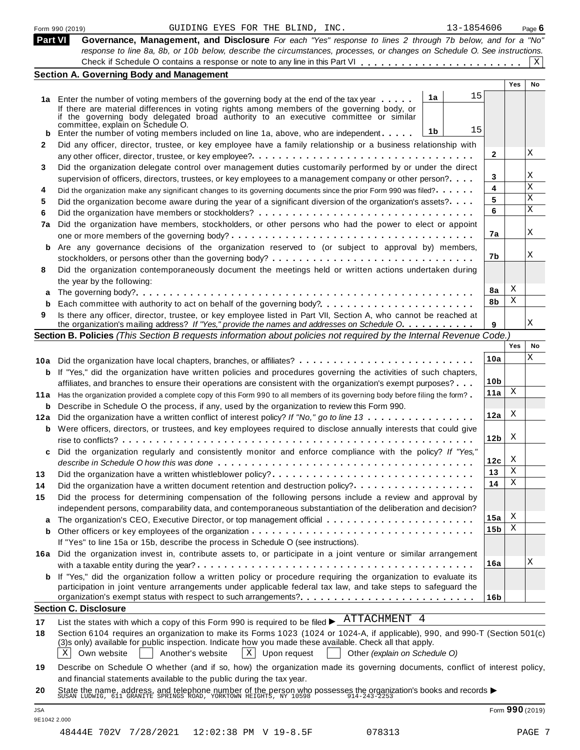Form 990 (2019) GUIDING EYES FOR THE BLIND, INC. 13-1854606 Page 6

**Part VI Governance, Management, and Disclosure** *For each "Yes" response to lines 2 through 7b below, and for a "No" response to line 8a, 8b, or 10b below, describe the circumstances, processes, or changes on Schedule O. See instructions.*

Check if Schedule O contains a response or note to any line in this Part VI . . . . . . . . . . . . . . . . . . . . . . . . [X]

## Section A. Governing Body and Management

| | | | | Yes | No |
|---|---|---|---|---|---|
| **1a** | Enter the number of voting members of the governing body at the end of the tax year . . . . . If there are material differences in voting rights among members of the governing body, or if the governing body delegated broad authority to an executive committee or similar committee, explain on Schedule O. | 1a | 15 | | |
| **b** | Enter the number of voting members included on line 1a, above, who are independent . . . . . | 1b | 15 | | |
| **2** | Did any officer, director, trustee, or key employee have a family relationship or a business relationship with any other officer, director, trustee, or key employee? . . . . . | | **2** | | X |
| **3** | Did the organization delegate control over management duties customarily performed by or under the direct supervision of officers, directors, trustees, or key employees to a management company or other person? . . . | | **3** | | X |
| **4** | Did the organization make any significant changes to its governing documents since the prior Form 990 was filed? . . . . . | | **4** | | X |
| **5** | Did the organization become aware during the year of a significant diversion of the organization's assets? . . . . | | **5** | | X |
| **6** | Did the organization have members or stockholders? . . . . . | | **6** | | X |
| **7a** | Did the organization have members, stockholders, or other persons who had the power to elect or appoint one or more members of the governing body? . . . . . | | **7a** | | X |
| **b** | Are any governance decisions of the organization reserved to (or subject to approval by) members, stockholders, or persons other than the governing body? . . . . . | | **7b** | | X |
| **8** | Did the organization contemporaneously document the meetings held or written actions undertaken during the year by the following: | | | | |
| **a** | The governing body? . . . . . | | **8a** | X | |
| **b** | Each committee with authority to act on behalf of the governing body? . . . . . | | **8b** | X | |
| **9** | Is there any officer, director, trustee, or key employee listed in Part VII, Section A, who cannot be reached at the organization's mailing address? *If "Yes," provide the names and addresses on Schedule O* . . . . . | | **9** | | X |

## Section B. Policies *(This Section B requests information about policies not required by the Internal Revenue Code.)*

| | | | Yes | No |
|---|---|---|---|---|
| **10a** | Did the organization have local chapters, branches, or affiliates? . . . . . | **10a** | | X |
| **b** | If "Yes," did the organization have written policies and procedures governing the activities of such chapters, affiliates, and branches to ensure their operations are consistent with the organization's exempt purposes? . . . | **10b** | | |
| **11a** | Has the organization provided a complete copy of this Form 990 to all members of its governing body before filing the form? . | **11a** | X | |
| **b** | Describe in Schedule O the process, if any, used by the organization to review this Form 990. | | | |
| **12a** | Did the organization have a written conflict of interest policy? *If "No," go to line 13* . . . . . | **12a** | X | |
| **b** | Were officers, directors, or trustees, and key employees required to disclose annually interests that could give rise to conflicts? . . . . . | **12b** | X | |
| **c** | Did the organization regularly and consistently monitor and enforce compliance with the policy? *If "Yes," describe in Schedule O how this was done* . . . . . | **12c** | X | |
| **13** | Did the organization have a written whistleblower policy? . . . . . | **13** | X | |
| **14** | Did the organization have a written document retention and destruction policy? . . . . . | **14** | X | |
| **15** | Did the process for determining compensation of the following persons include a review and approval by independent persons, comparability data, and contemporaneous substantiation of the deliberation and decision? | | | |
| **a** | The organization's CEO, Executive Director, or top management official . . . . . | **15a** | X | |
| **b** | Other officers or key employees of the organization . . . . . If "Yes" to line 15a or 15b, describe the process in Schedule O (see instructions). | **15b** | X | |
| **16a** | Did the organization invest in, contribute assets to, or participate in a joint venture or similar arrangement with a taxable entity during the year? . . . . . | **16a** | | X |
| **b** | If "Yes," did the organization follow a written policy or procedure requiring the organization to evaluate its participation in joint venture arrangements under applicable federal tax law, and take steps to safeguard the organization's exempt status with respect to such arrangements? . . . . . | **16b** | | |

## Section C. Disclosure

**17** List the states with which a copy of this Form 990 is required to be filed ▶ ATTACHMENT 4

**18** Section 6104 requires an organization to make its Forms 1023 (1024 or 1024-A, if applicable), 990, and 990-T (Section 501(c)(3)s only) available for public inspection. Indicate how you made these available. Check all that apply.

[X] Own website [ ] Another's website [X] Upon request [ ] Other *(explain on Schedule O)*

**19** Describe on Schedule O whether (and if so, how) the organization made its governing documents, conflict of interest policy, and financial statements available to the public during the tax year.

**20** State the name, address, and telephone number of the person who possesses the organization's books and records ▶
SUSAN LUDWIG, 611 GRANITE SPRINGS ROAD, YORKTOWN HEIGHTS, NY 10598 914-243-2253

JSA 9E1042 2.000 Form **990** (2019)

48444E 702V 7/28/2021 12:02:38 PM V 19-8.5F 078313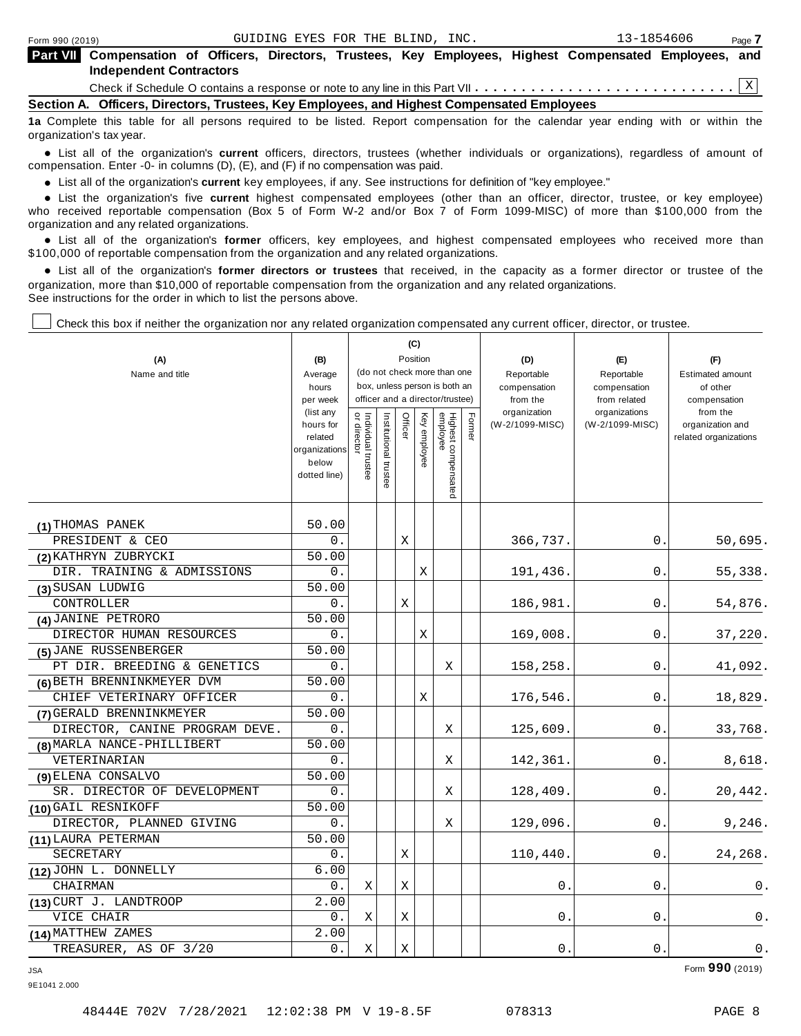Form 990 (2019) GUIDING EYES FOR THE BLIND, INC. 13-1854606

**Part VII Compensation of Officers, Directors, Trustees, Key Employees, Highest Compensated Employees, and Independent Contractors**

Check if Schedule O contains a response or note to any line in this Part VII . . . . . . . . . . . . . . . . . . . . . . . . . . [X]

**Section A. Officers, Directors, Trustees, Key Employees, and Highest Compensated Employees**

**1a** Complete this table for all persons required to be listed. Report compensation for the calendar year ending with or within the organization's tax year.

- List all of the organization's **current** officers, directors, trustees (whether individuals or organizations), regardless of amount of compensation. Enter -0- in columns (D), (E), and (F) if no compensation was paid.
- List all of the organization's **current** key employees, if any. See instructions for definition of "key employee."
- List the organization's five **current** highest compensated employees (other than an officer, director, trustee, or key employee) who received reportable compensation (Box 5 of Form W-2 and/or Box 7 of Form 1099-MISC) of more than $100,000 from the organization and any related organizations.
- List all of the organization's **former** officers, key employees, and highest compensated employees who received more than $100,000 of reportable compensation from the organization and any related organizations.
- List all of the organization's **former directors or trustees** that received, in the capacity as a former director or trustee of the organization, more than $10,000 of reportable compensation from the organization and any related organizations.

See instructions for the order in which to list the persons above.

[ ] Check this box if neither the organization nor any related organization compensated any current officer, director, or trustee.

| (A) Name and title | (B) Average hours per week (list any hours for related organizations below dotted line) | (C) Individual trustee or director | Institutional trustee | Officer | Key employee | Highest compensated employee | Former | (D) Reportable compensation from the organization (W-2/1099-MISC) | (E) Reportable compensation from related organizations (W-2/1099-MISC) | (F) Estimated amount of other compensation from the organization and related organizations |
|---|---|---|---|---|---|---|---|---|---|---|
| (1) THOMAS PANEK<br>PRESIDENT & CEO | 50.00<br>0. | | | X | | | | 366,737. | 0. | 50,695. |
| (2) KATHRYN ZUBRYCKI<br>DIR. TRAINING & ADMISSIONS | 50.00<br>0. | | | | X | | | 191,436. | 0. | 55,338. |
| (3) SUSAN LUDWIG<br>CONTROLLER | 50.00<br>0. | | | X | | | | 186,981. | 0. | 54,876. |
| (4) JANINE PETRORO<br>DIRECTOR HUMAN RESOURCES | 50.00<br>0. | | | | X | | | 169,008. | 0. | 37,220. |
| (5) JANE RUSSENBERGER<br>PT DIR. BREEDING & GENETICS | 50.00<br>0. | | | | | X | | 158,258. | 0. | 41,092. |
| (6) BETH BRENNINKMEYER DVM<br>CHIEF VETERINARY OFFICER | 50.00<br>0. | | | | X | | | 176,546. | 0. | 18,829. |
| (7) GERALD BRENNINKMEYER<br>DIRECTOR, CANINE PROGRAM DEVE. | 50.00<br>0. | | | | | X | | 125,609. | 0. | 33,768. |
| (8) MARLA NANCE-PHILLIBERT<br>VETERINARIAN | 50.00<br>0. | | | | | X | | 142,361. | 0. | 8,618. |
| (9) ELENA CONSALVO<br>SR. DIRECTOR OF DEVELOPMENT | 50.00<br>0. | | | | | X | | 128,409. | 0. | 20,442. |
| (10) GAIL RESNIKOFF<br>DIRECTOR, PLANNED GIVING | 50.00<br>0. | | | | | X | | 129,096. | 0. | 9,246. |
| (11) LAURA PETERMAN<br>SECRETARY | 50.00<br>0. | | | X | | | | 110,440. | 0. | 24,268. |
| (12) JOHN L. DONNELLY<br>CHAIRMAN | 6.00<br>0. | X | | X | | | | 0. | 0. | 0. |
| (13) CURT J. LANDTROOP<br>VICE CHAIR | 2.00<br>0. | X | | X | | | | 0. | 0. | 0. |
| (14) MATTHEW ZAMES<br>TREASURER, AS OF 3/20 | 2.00<br>0. | X | | X | | | | 0. | 0. | 0. |

Form **990** (2019)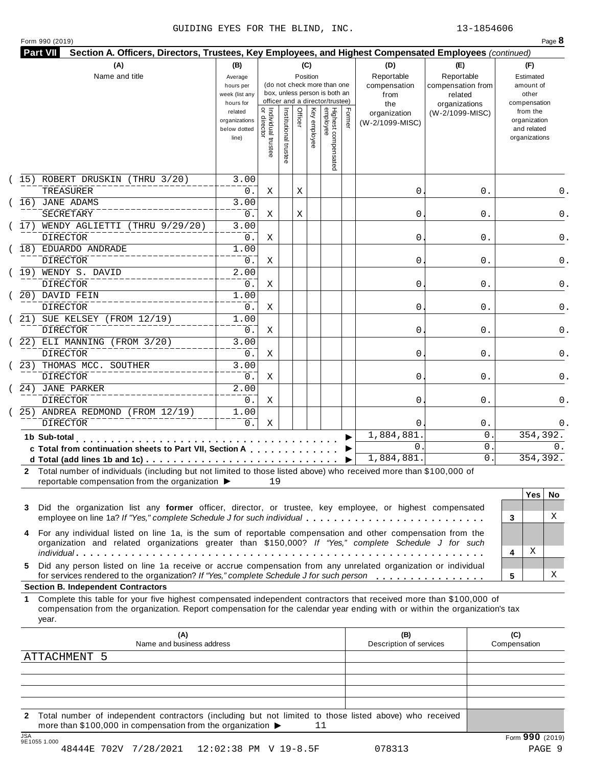GUIDING EYES FOR THE BLIND, INC. 13-1854606

Form 990 (2019)

## Part VII Section A. Officers, Directors, Trustees, Key Employees, and Highest Compensated Employees *(continued)*

| (A) Name and title | (B) Average hours per week (list any hours for related organizations below dotted line) | (C) Position: Individual trustee or director | Institutional trustee | Officer | Key employee | Highest compensated employee | Former | (D) Reportable compensation from the organization (W-2/1099-MISC) | (E) Reportable compensation from related organizations (W-2/1099-MISC) | (F) Estimated amount of other compensation from the organization and related organizations |
|---|---|---|---|---|---|---|---|---|---|---|
| (15) ROBERT DRUSKIN (THRU 3/20) TREASURER | 3.00 / 0. | X | | X | | | | 0. | 0. | 0. |
| (16) JANE ADAMS SECRETARY | 3.00 / 0. | X | | X | | | | 0. | 0. | 0. |
| (17) WENDY AGLIETTI (THRU 9/29/20) DIRECTOR | 3.00 / 0. | X | | | | | | 0. | 0. | 0. |
| (18) EDUARDO ANDRADE DIRECTOR | 1.00 / 0. | X | | | | | | 0. | 0. | 0. |
| (19) WENDY S. DAVID DIRECTOR | 2.00 / 0. | X | | | | | | 0. | 0. | 0. |
| (20) DAVID FEIN DIRECTOR | 1.00 / 0. | X | | | | | | 0. | 0. | 0. |
| (21) SUE KELSEY (FROM 12/19) DIRECTOR | 1.00 / 0. | X | | | | | | 0. | 0. | 0. |
| (22) ELI MANNING (FROM 3/20) DIRECTOR | 3.00 / 0. | X | | | | | | 0. | 0. | 0. |
| (23) THOMAS MCC. SOUTHER DIRECTOR | 3.00 / 0. | X | | | | | | 0. | 0. | 0. |
| (24) JANE PARKER DIRECTOR | 2.00 / 0. | X | | | | | | 0. | 0. | 0. |
| (25) ANDREA REDMOND (FROM 12/19) DIRECTOR | 1.00 / 0. | X | | | | | | 0. | 0. | 0. |
| **1b Sub-total** | | | | | | | | 1,884,881. | 0. | 354,392. |
| **c Total from continuation sheets to Part VII, Section A** | | | | | | | | 0. | 0. | 0. |
| **d Total (add lines 1b and 1c)** | | | | | | | | 1,884,881. | 0. | 354,392. |

**2** Total number of individuals (including but not limited to those listed above) who received more than $100,000 of reportable compensation from the organization ▶ 19

| | | Yes | No |
|---|---|---|---|
| **3** Did the organization list any **former** officer, director, or trustee, key employee, or highest compensated employee on line 1a? *If "Yes," complete Schedule J for such individual* | 3 | | X |
| **4** For any individual listed on line 1a, is the sum of reportable compensation and other compensation from the organization and related organizations greater than $150,000? *If "Yes," complete Schedule J for such individual* | 4 | X | |
| **5** Did any person listed on line 1a receive or accrue compensation from any unrelated organization or individual for services rendered to the organization? *If "Yes," complete Schedule J for such person* | 5 | | X |

### Section B. Independent Contractors

**1** Complete this table for your five highest compensated independent contractors that received more than $100,000 of compensation from the organization. Report compensation for the calendar year ending with or within the organization's tax year.

| (A) Name and business address | (B) Description of services | (C) Compensation |
|---|---|---|
| ATTACHMENT 5 | | |
| | | |
| | | |
| | | |
| | | |

**2** Total number of independent contractors (including but not limited to those listed above) who received more than $100,000 in compensation from the organization ▶ 11

Form **990** (2019)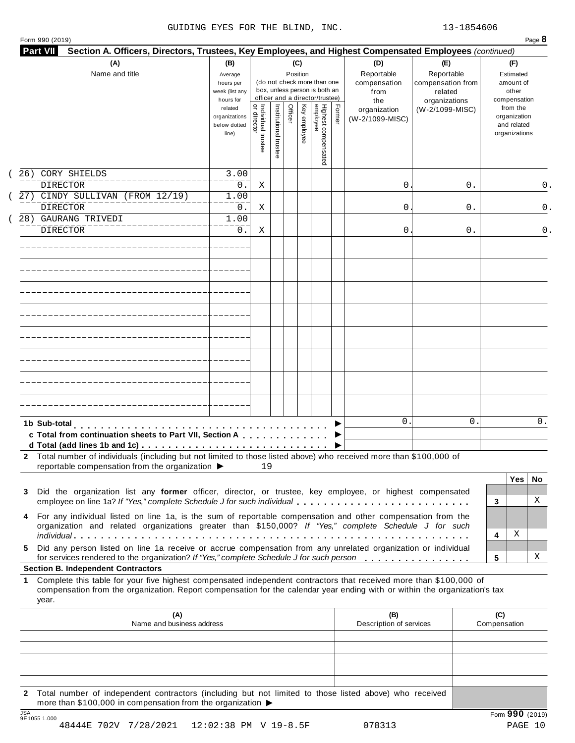GUIDING EYES FOR THE BLIND, INC. 13-1854606

Form 990 (2019) Page **8**

**Part VII Section A. Officers, Directors, Trustees, Key Employees, and Highest Compensated Employees** *(continued)*

| (A) Name and title | (B) Average hours per week (list any hours for related organizations below dotted line) | (C) Position: Individual trustee or director | Institutional trustee | Officer | Key employee | Highest compensated employee | Former | (D) Reportable compensation from the organization (W-2/1099-MISC) | (E) Reportable compensation from related organizations (W-2/1099-MISC) | (F) Estimated amount of other compensation from the organization and related organizations |
|---|---|---|---|---|---|---|---|---|---|---|
| (26) CORY SHIELDS<br>DIRECTOR | 3.00<br>0. | X | | | | | | 0. | 0. | 0. |
| (27) CINDY SULLIVAN (FROM 12/19)<br>DIRECTOR | 1.00<br>0. | X | | | | | | 0. | 0. | 0. |
| (28) GAURANG TRIVEDI<br>DIRECTOR | 1.00<br>0. | X | | | | | | 0. | 0. | 0. |

| | (D) | (E) | (F) |
|---|---|---|---|
| **1b Sub-total** ▶ | 0. | 0. | 0. |
| **c Total from continuation sheets to Part VII, Section A** ▶ | | | |
| **d Total (add lines 1b and 1c)** ▶ | | | |

**2** Total number of individuals (including but not limited to those listed above) who received more than $100,000 of reportable compensation from the organization ▶ 19

| | | Yes | No |
|---|---|---|---|
| **3** Did the organization list any **former** officer, director, or trustee, key employee, or highest compensated employee on line 1a? *If "Yes," complete Schedule J for such individual* | 3 | | X |
| **4** For any individual listed on line 1a, is the sum of reportable compensation and other compensation from the organization and related organizations greater than $150,000? *If "Yes," complete Schedule J for such individual* | 4 | X | |
| **5** Did any person listed on line 1a receive or accrue compensation from any unrelated organization or individual for services rendered to the organization? *If "Yes," complete Schedule J for such person* | 5 | | X |

**Section B. Independent Contractors**

**1** Complete this table for your five highest compensated independent contractors that received more than $100,000 of compensation from the organization. Report compensation for the calendar year ending with or within the organization's tax year.

| (A) Name and business address | (B) Description of services | (C) Compensation |
|---|---|---|
| | | |
| | | |
| | | |
| | | |
| | | |

**2** Total number of independent contractors (including but not limited to those listed above) who received more than $100,000 in compensation from the organization ▶

JSA 9E1055 1.000 Form **990** (2019)

48444E 702V 7/28/2021 12:02:38 PM V 19-8.5F 078313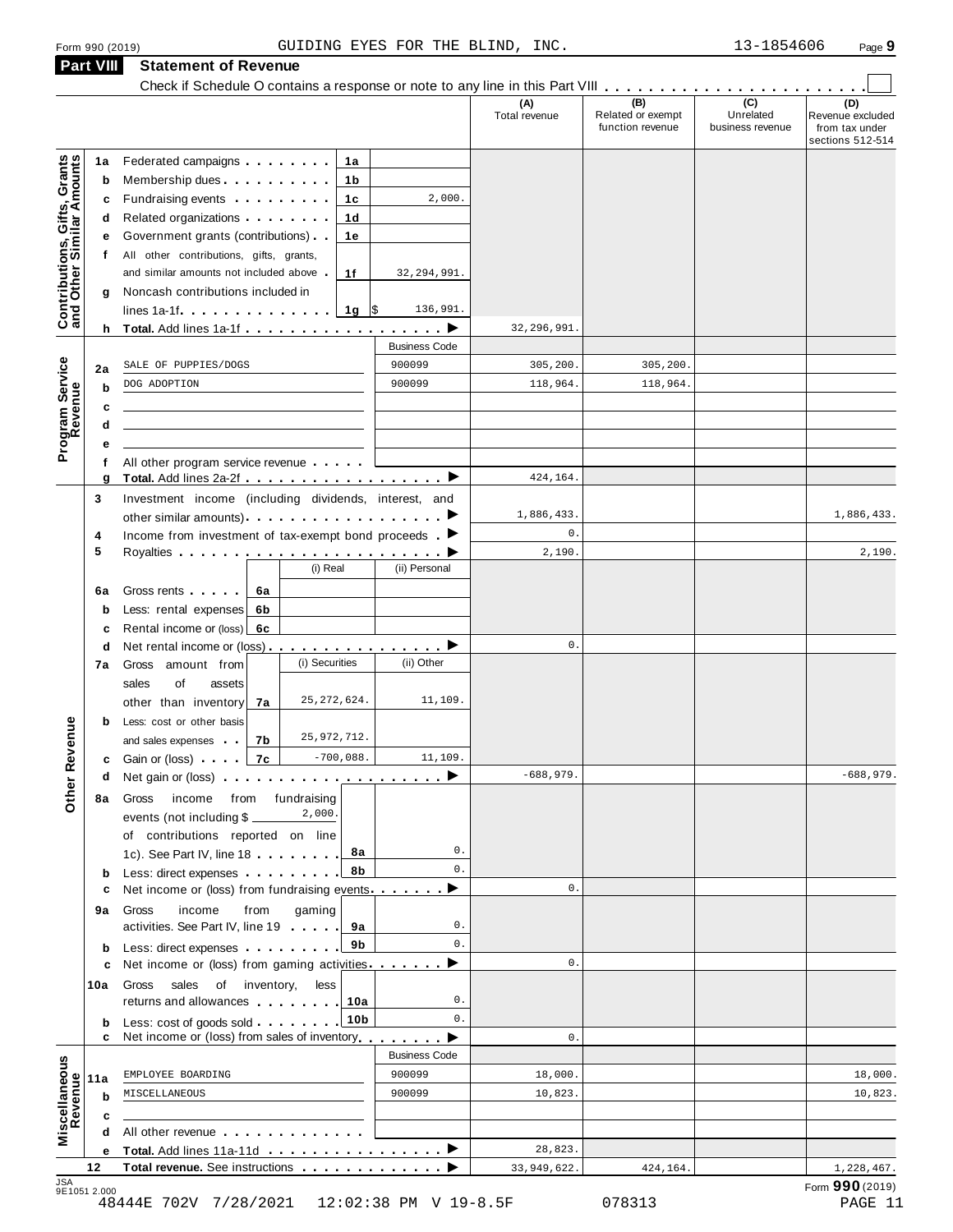Form 990 (2019) GUIDING EYES FOR THE BLIND, INC. 13-1854606

## Part VIII Statement of Revenue

Check if Schedule O contains a response or note to any line in this Part VIII . . . . . . . . . . . . . . . . . . . . . . ☐

| | | | | (A) Total revenue | (B) Related or exempt function revenue | (C) Unrelated business revenue | (D) Revenue excluded from tax under sections 512-514 |
|---|---|---|---|---|---|---|---|
| **Contributions, Gifts, Grants and Other Similar Amounts** | 1a Federated campaigns | 1a | | | | | |
| | b Membership dues | 1b | | | | | |
| | c Fundraising events | 1c | 2,000. | | | | |
| | d Related organizations | 1d | | | | | |
| | e Government grants (contributions) | 1e | | | | | |
| | f All other contributions, gifts, grants, and similar amounts not included above | 1f | 32,294,991. | | | | |
| | g Noncash contributions included in lines 1a-1f | 1g | $ 136,991. | | | | |
| | h **Total.** Add lines 1a-1f | | | 32,296,991. | | | |
| **Program Service Revenue** | | | Business Code | | | | |
| | 2a SALE OF PUPPIES/DOGS | | 900099 | 305,200. | 305,200. | | |
| | b DOG ADOPTION | | 900099 | 118,964. | 118,964. | | |
| | c | | | | | | |
| | d | | | | | | |
| | e | | | | | | |
| | f All other program service revenue | | | | | | |
| | g **Total.** Add lines 2a-2f | | | 424,164. | | | |
| **Other Revenue** | 3 Investment income (including dividends, interest, and other similar amounts) | | | 1,886,433. | | | 1,886,433. |
| | 4 Income from investment of tax-exempt bond proceeds | | | 0. | | | |
| | 5 Royalties | | | 2,190. | | | 2,190. |
| | | (i) Real | (ii) Personal | | | | |
| | 6a Gross rents | 6a | | | | | |
| | b Less: rental expenses | 6b | | | | | |
| | c Rental income or (loss) | 6c | | | | | |
| | d Net rental income or (loss) | | | 0. | | | |
| | | (i) Securities | (ii) Other | | | | |
| | 7a Gross amount from sales of assets other than inventory | 7a 25,272,624. | 11,109. | | | | |
| | b Less: cost or other basis and sales expenses | 7b 25,972,712. | | | | | |
| | c Gain or (loss) | 7c -700,088. | 11,109. | | | | |
| | d Net gain or (loss) | | | -688,979. | | | -688,979. |
| | 8a Gross income from fundraising events (not including $ 2,000. of contributions reported on line 1c). See Part IV, line 18 | 8a | 0. | | | | |
| | b Less: direct expenses | 8b | 0. | | | | |
| | c Net income or (loss) from fundraising events | | | 0. | | | |
| | 9a Gross income from gaming activities. See Part IV, line 19 | 9a | 0. | | | | |
| | b Less: direct expenses | 9b | 0. | | | | |
| | c Net income or (loss) from gaming activities | | | 0. | | | |
| | 10a Gross sales of inventory, less returns and allowances | 10a | 0. | | | | |
| | b Less: cost of goods sold | 10b | 0. | | | | |
| | c Net income or (loss) from sales of inventory | | | 0. | | | |
| **Miscellaneous Revenue** | | | Business Code | | | | |
| | 11a EMPLOYEE BOARDING | | 900099 | 18,000. | | | 18,000. |
| | b MISCELLANEOUS | | 900099 | 10,823. | | | 10,823. |
| | c | | | | | | |
| | d All other revenue | | | | | | |
| | e **Total.** Add lines 11a-11d | | | 28,823. | | | |
| | 12 **Total revenue.** See instructions | | | 33,949,622. | 424,164. | | 1,228,467. |

JSA 9E1051 2.000

Form **990** (2019)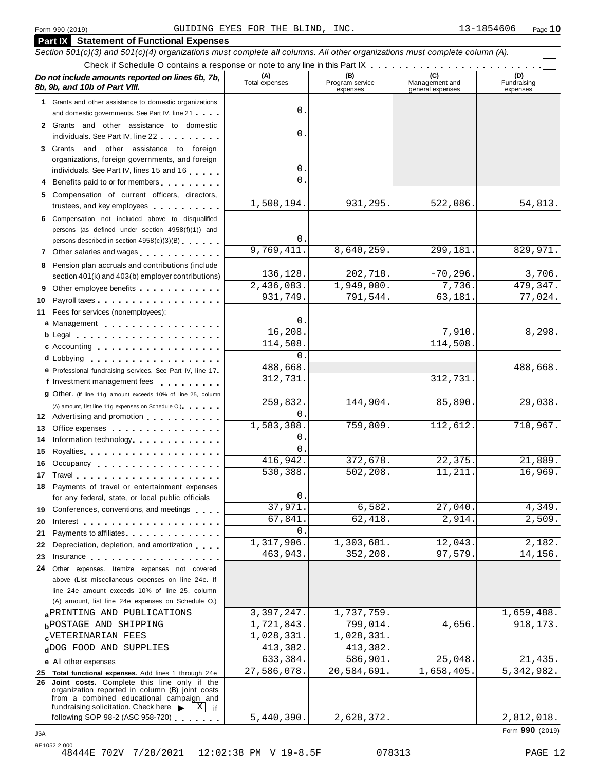Form 990 (2019) GUIDING EYES FOR THE BLIND, INC. 13-1854606 Page **10**

## Part IX Statement of Functional Expenses

*Section 501(c)(3) and 501(c)(4) organizations must complete all columns. All other organizations must complete column (A).*

Check if Schedule O contains a response or note to any line in this Part IX . . . . . . . . . . . . . . . . . . . . . . . . ☐

| *Do not include amounts reported on lines 6b, 7b, 8b, 9b, and 10b of Part VIII.* | (A) Total expenses | (B) Program service expenses | (C) Management and general expenses | (D) Fundraising expenses |
|---|---|---|---|---|
| **1** Grants and other assistance to domestic organizations and domestic governments. See Part IV, line 21 | 0. | | | |
| **2** Grants and other assistance to domestic individuals. See Part IV, line 22 | 0. | | | |
| **3** Grants and other assistance to foreign organizations, foreign governments, and foreign individuals. See Part IV, lines 15 and 16 | 0. | | | |
| **4** Benefits paid to or for members | 0. | | | |
| **5** Compensation of current officers, directors, trustees, and key employees | 1,508,194. | 931,295. | 522,086. | 54,813. |
| **6** Compensation not included above to disqualified persons (as defined under section 4958(f)(1)) and persons described in section 4958(c)(3)(B) | 0. | | | |
| **7** Other salaries and wages | 9,769,411. | 8,640,259. | 299,181. | 829,971. |
| **8** Pension plan accruals and contributions (include section 401(k) and 403(b) employer contributions) | 136,128. | 202,718. | -70,296. | 3,706. |
| **9** Other employee benefits | 2,436,083. | 1,949,000. | 7,736. | 479,347. |
| **10** Payroll taxes | 931,749. | 791,544. | 63,181. | 77,024. |
| **11** Fees for services (nonemployees): | | | | |
| **a** Management | 0. | | | |
| **b** Legal | 16,208. | | 7,910. | 8,298. |
| **c** Accounting | 114,508. | | 114,508. | |
| **d** Lobbying | 0. | | | |
| **e** Professional fundraising services. See Part IV, line 17 | 488,668. | | | 488,668. |
| **f** Investment management fees | 312,731. | | 312,731. | |
| **g** Other. (If line 11g amount exceeds 10% of line 25, column (A) amount, list line 11g expenses on Schedule O.) | 259,832. | 144,904. | 85,890. | 29,038. |
| **12** Advertising and promotion | 0. | | | |
| **13** Office expenses | 1,583,388. | 759,809. | 112,612. | 710,967. |
| **14** Information technology | 0. | | | |
| **15** Royalties | 0. | | | |
| **16** Occupancy | 416,942. | 372,678. | 22,375. | 21,889. |
| **17** Travel | 530,388. | 502,208. | 11,211. | 16,969. |
| **18** Payments of travel or entertainment expenses for any federal, state, or local public officials | 0. | | | |
| **19** Conferences, conventions, and meetings | 37,971. | 6,582. | 27,040. | 4,349. |
| **20** Interest | 67,841. | 62,418. | 2,914. | 2,509. |
| **21** Payments to affiliates | 0. | | | |
| **22** Depreciation, depletion, and amortization | 1,317,906. | 1,303,681. | 12,043. | 2,182. |
| **23** Insurance | 463,943. | 352,208. | 97,579. | 14,156. |
| **24** Other expenses. Itemize expenses not covered above (List miscellaneous expenses on line 24e. If line 24e amount exceeds 10% of line 25, column (A) amount, list line 24e expenses on Schedule O.) | | | | |
| **a** PRINTING AND PUBLICATIONS | 3,397,247. | 1,737,759. | | 1,659,488. |
| **b** POSTAGE AND SHIPPING | 1,721,843. | 799,014. | 4,656. | 918,173. |
| **c** VETERINARIAN FEES | 1,028,331. | 1,028,331. | | |
| **d** DOG FOOD AND SUPPLIES | 413,382. | 413,382. | | |
| **e** All other expenses | 633,384. | 586,901. | 25,048. | 21,435. |
| **25 Total functional expenses.** Add lines 1 through 24e | 27,586,078. | 20,584,691. | 1,658,405. | 5,342,982. |
| **26 Joint costs.** Complete this line only if the organization reported in column (B) joint costs from a combined educational campaign and fundraising solicitation. Check here ▶ [X] if following SOP 98-2 (ASC 958-720) | 5,440,390. | 2,628,372. | | 2,812,018. |

Form **990** (2019)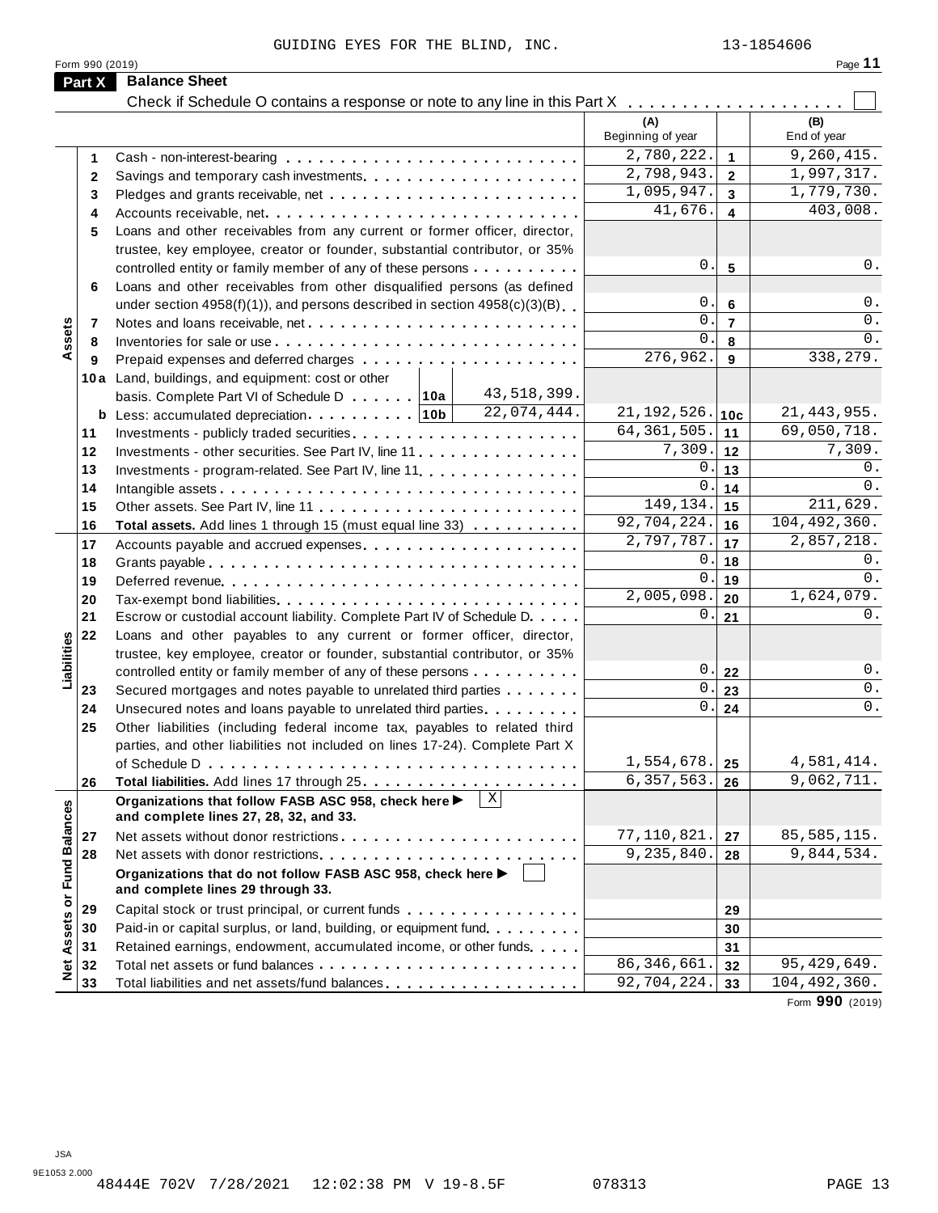GUIDING EYES FOR THE BLIND, INC. 13-1854606

Form 990 (2019)

## Part X Balance Sheet

Check if Schedule O contains a response or note to any line in this Part X . . . . . . . . . . . . . . . . . . . . ☐

| | | | (A) Beginning of year | | (B) End of year |
|---|---|---|---|---|---|
| **Assets** | 1 | Cash - non-interest-bearing | 2,780,222. | 1 | 9,260,415. |
| | 2 | Savings and temporary cash investments | 2,798,943. | 2 | 1,997,317. |
| | 3 | Pledges and grants receivable, net | 1,095,947. | 3 | 1,779,730. |
| | 4 | Accounts receivable, net | 41,676. | 4 | 403,008. |
| | 5 | Loans and other receivables from any current or former officer, director, trustee, key employee, creator or founder, substantial contributor, or 35% controlled entity or family member of any of these persons | 0. | 5 | 0. |
| | 6 | Loans and other receivables from other disqualified persons (as defined under section 4958(f)(1)), and persons described in section 4958(c)(3)(B) | 0. | 6 | 0. |
| | 7 | Notes and loans receivable, net | 0. | 7 | 0. |
| | 8 | Inventories for sale or use | 0. | 8 | 0. |
| | 9 | Prepaid expenses and deferred charges | 276,962. | 9 | 338,279. |
| | 10a | Land, buildings, and equipment: cost or other basis. Complete Part VI of Schedule D . . . 10a 43,518,399. | | | |
| | b | Less: accumulated depreciation . . . 10b 22,074,444. | 21,192,526. | 10c | 21,443,955. |
| | 11 | Investments - publicly traded securities | 64,361,505. | 11 | 69,050,718. |
| | 12 | Investments - other securities. See Part IV, line 11 | 7,309. | 12 | 7,309. |
| | 13 | Investments - program-related. See Part IV, line 11 | 0. | 13 | 0. |
| | 14 | Intangible assets | 0. | 14 | 0. |
| | 15 | Other assets. See Part IV, line 11 | 149,134. | 15 | 211,629. |
| | 16 | **Total assets.** Add lines 1 through 15 (must equal line 33) | 92,704,224. | 16 | 104,492,360. |
| **Liabilities** | 17 | Accounts payable and accrued expenses | 2,797,787. | 17 | 2,857,218. |
| | 18 | Grants payable | 0. | 18 | 0. |
| | 19 | Deferred revenue | 0. | 19 | 0. |
| | 20 | Tax-exempt bond liabilities | 2,005,098. | 20 | 1,624,079. |
| | 21 | Escrow or custodial account liability. Complete Part IV of Schedule D | 0. | 21 | 0. |
| | 22 | Loans and other payables to any current or former officer, director, trustee, key employee, creator or founder, substantial contributor, or 35% controlled entity or family member of any of these persons | 0. | 22 | 0. |
| | 23 | Secured mortgages and notes payable to unrelated third parties | 0. | 23 | 0. |
| | 24 | Unsecured notes and loans payable to unrelated third parties | 0. | 24 | 0. |
| | 25 | Other liabilities (including federal income tax, payables to related third parties, and other liabilities not included on lines 17-24). Complete Part X of Schedule D | 1,554,678. | 25 | 4,581,414. |
| | 26 | **Total liabilities.** Add lines 17 through 25 | 6,357,563. | 26 | 9,062,711. |
| **Net Assets or Fund Balances** | | **Organizations that follow FASB ASC 958, check here ▶ ☒ and complete lines 27, 28, 32, and 33.** | | | |
| | 27 | Net assets without donor restrictions | 77,110,821. | 27 | 85,585,115. |
| | 28 | Net assets with donor restrictions | 9,235,840. | 28 | 9,844,534. |
| | | **Organizations that do not follow FASB ASC 958, check here ▶ ☐ and complete lines 29 through 33.** | | | |
| | 29 | Capital stock or trust principal, or current funds | | 29 | |
| | 30 | Paid-in or capital surplus, or land, building, or equipment fund | | 30 | |
| | 31 | Retained earnings, endowment, accumulated income, or other funds | | 31 | |
| | 32 | Total net assets or fund balances | 86,346,661. | 32 | 95,429,649. |
| | 33 | Total liabilities and net assets/fund balances | 92,704,224. | 33 | 104,492,360. |

Form **990** (2019)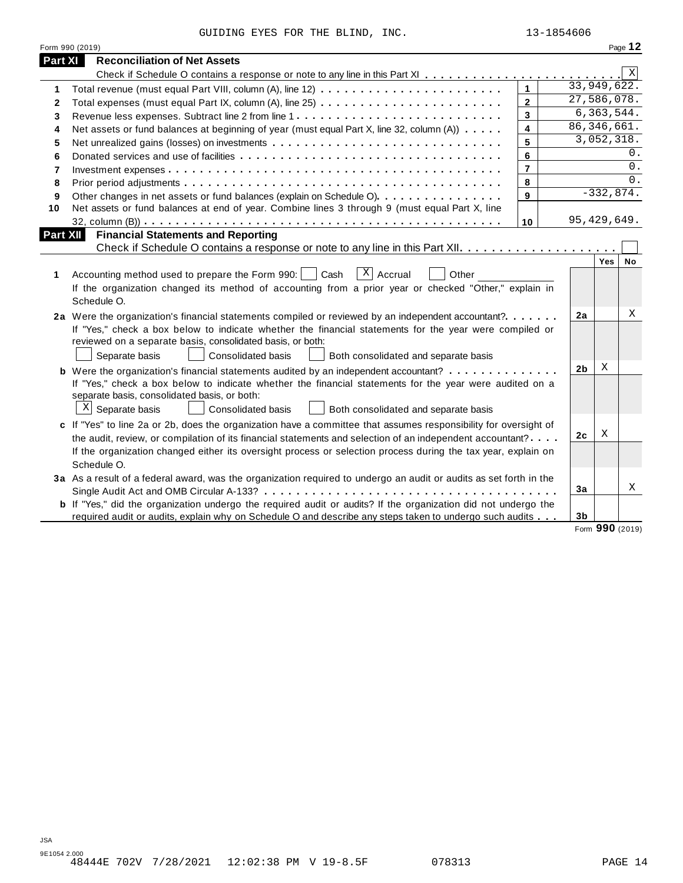GUIDING EYES FOR THE BLIND, INC. 13-1854606

Form 990 (2019)

## Part XI Reconciliation of Net Assets

Check if Schedule O contains a response or note to any line in this Part XI . . . . . . . . . . . . . . . . . . . . . . . . [X]

| | | Line | Amount |
|---|---|---|---|
| 1 | Total revenue (must equal Part VIII, column (A), line 12) | 1 | 33,949,622. |
| 2 | Total expenses (must equal Part IX, column (A), line 25) | 2 | 27,586,078. |
| 3 | Revenue less expenses. Subtract line 2 from line 1 | 3 | 6,363,544. |
| 4 | Net assets or fund balances at beginning of year (must equal Part X, line 32, column (A)) | 4 | 86,346,661. |
| 5 | Net unrealized gains (losses) on investments | 5 | 3,052,318. |
| 6 | Donated services and use of facilities | 6 | 0. |
| 7 | Investment expenses | 7 | 0. |
| 8 | Prior period adjustments | 8 | 0. |
| 9 | Other changes in net assets or fund balances (explain on Schedule O) | 9 | -332,874. |
| 10 | Net assets or fund balances at end of year. Combine lines 3 through 9 (must equal Part X, line 32, column (B)) | 10 | 95,429,649. |

## Part XII Financial Statements and Reporting

Check if Schedule O contains a response or note to any line in this Part XII . . . . . . . . . . . . . . . . . . . . . [ ]

| | | | Yes | No |
|---|---|---|---|---|
| 1 | Accounting method used to prepare the Form 990: [ ] Cash [X] Accrual [ ] Other ____________ If the organization changed its method of accounting from a prior year or checked "Other," explain in Schedule O. | | | |
| 2a | Were the organization's financial statements compiled or reviewed by an independent accountant? If "Yes," check a box below to indicate whether the financial statements for the year were compiled or reviewed on a separate basis, consolidated basis, or both: [ ] Separate basis [ ] Consolidated basis [ ] Both consolidated and separate basis | 2a | | X |
| b | Were the organization's financial statements audited by an independent accountant? If "Yes," check a box below to indicate whether the financial statements for the year were audited on a separate basis, consolidated basis, or both: [X] Separate basis [ ] Consolidated basis [ ] Both consolidated and separate basis | 2b | X | |
| c | If "Yes" to line 2a or 2b, does the organization have a committee that assumes responsibility for oversight of the audit, review, or compilation of its financial statements and selection of an independent accountant? If the organization changed either its oversight process or selection process during the tax year, explain on Schedule O. | 2c | X | |
| 3a | As a result of a federal award, was the organization required to undergo an audit or audits as set forth in the Single Audit Act and OMB Circular A-133? | 3a | | X |
| b | If "Yes," did the organization undergo the required audit or audits? If the organization did not undergo the required audit or audits, explain why on Schedule O and describe any steps taken to undergo such audits | 3b | | |

Form **990** (2019)

JSA
9E1054 2.000
48444E 702V 7/28/2021 12:02:38 PM V 19-8.5F 078313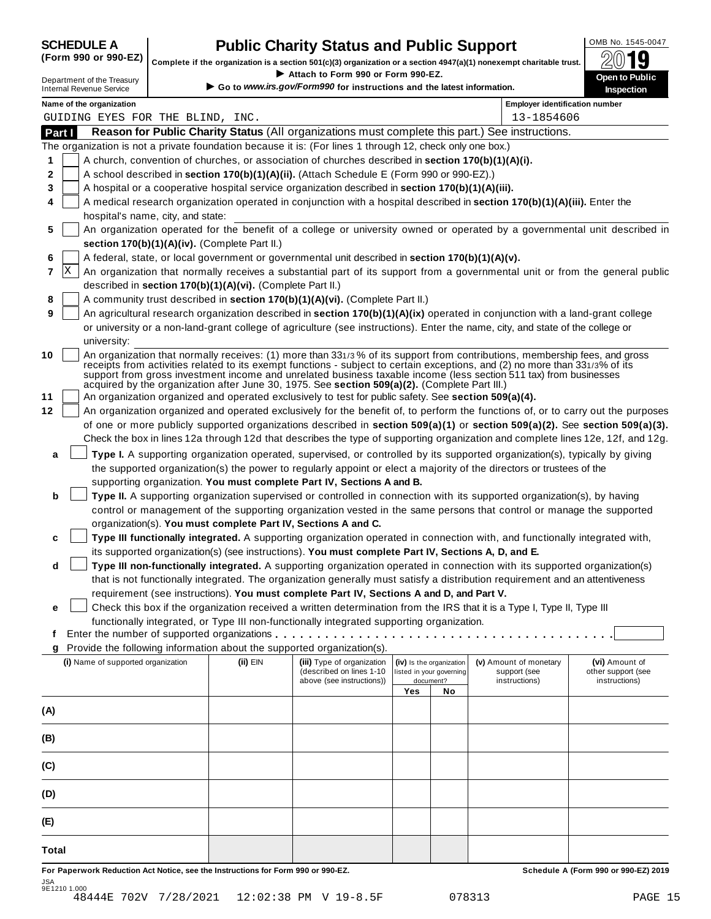**SCHEDULE A (Form 990 or 990-EZ)**

Department of the Treasury
Internal Revenue Service

# Public Charity Status and Public Support

**Complete if the organization is a section 501(c)(3) organization or a section 4947(a)(1) nonexempt charitable trust.**

▶ Attach to Form 990 or Form 990-EZ.

▶ Go to *www.irs.gov/Form990* for instructions and the latest information.

OMB No. 1545-0047

2019

**Open to Public Inspection**

**Name of the organization**
GUIDING EYES FOR THE BLIND, INC.

**Employer identification number**
13-1854606

## Part I — Reason for Public Charity Status (All organizations must complete this part.) See instructions.

The organization is not a private foundation because it is: (For lines 1 through 12, check only one box.)

1 [ ] A church, convention of churches, or association of churches described in **section 170(b)(1)(A)(i).**

2 [ ] A school described in **section 170(b)(1)(A)(ii).** (Attach Schedule E (Form 990 or 990-EZ).)

3 [ ] A hospital or a cooperative hospital service organization described in **section 170(b)(1)(A)(iii).**

4 [ ] A medical research organization operated in conjunction with a hospital described in **section 170(b)(1)(A)(iii).** Enter the hospital's name, city, and state:

5 [ ] An organization operated for the benefit of a college or university owned or operated by a governmental unit described in **section 170(b)(1)(A)(iv).** (Complete Part II.)

6 [ ] A federal, state, or local government or governmental unit described in **section 170(b)(1)(A)(v).**

7 [X] An organization that normally receives a substantial part of its support from a governmental unit or from the general public described in **section 170(b)(1)(A)(vi).** (Complete Part II.)

8 [ ] A community trust described in **section 170(b)(1)(A)(vi).** (Complete Part II.)

9 [ ] An agricultural research organization described in **section 170(b)(1)(A)(ix)** operated in conjunction with a land-grant college or university or a non-land-grant college of agriculture (see instructions). Enter the name, city, and state of the college or university:

10 [ ] An organization that normally receives: (1) more than 33 1/3 % of its support from contributions, membership fees, and gross receipts from activities related to its exempt functions - subject to certain exceptions, and (2) no more than 33 1/3% of its support from gross investment income and unrelated business taxable income (less section 511 tax) from businesses acquired by the organization after June 30, 1975. See **section 509(a)(2).** (Complete Part III.)

11 [ ] An organization organized and operated exclusively to test for public safety. See **section 509(a)(4).**

12 [ ] An organization organized and operated exclusively for the benefit of, to perform the functions of, or to carry out the purposes of one or more publicly supported organizations described in **section 509(a)(1)** or **section 509(a)(2).** See **section 509(a)(3).** Check the box in lines 12a through 12d that describes the type of supporting organization and complete lines 12e, 12f, and 12g.

a [ ] **Type I.** A supporting organization operated, supervised, or controlled by its supported organization(s), typically by giving the supported organization(s) the power to regularly appoint or elect a majority of the directors or trustees of the supporting organization. **You must complete Part IV, Sections A and B.**

b [ ] **Type II.** A supporting organization supervised or controlled in connection with its supported organization(s), by having control or management of the supporting organization vested in the same persons that control or manage the supported organization(s). **You must complete Part IV, Sections A and C.**

c [ ] **Type III functionally integrated.** A supporting organization operated in connection with, and functionally integrated with, its supported organization(s) (see instructions). **You must complete Part IV, Sections A, D, and E.**

d [ ] **Type III non-functionally integrated.** A supporting organization operated in connection with its supported organization(s) that is not functionally integrated. The organization generally must satisfy a distribution requirement and an attentiveness requirement (see instructions). **You must complete Part IV, Sections A and D, and Part V.**

e [ ] Check this box if the organization received a written determination from the IRS that it is a Type I, Type II, Type III functionally integrated, or Type III non-functionally integrated supporting organization.

f Enter the number of supported organizations . . . . . . . . . . . . . . . . . . . . . . . . . . . . . . . . . . . . . . .

g Provide the following information about the supported organization(s).

| (i) Name of supported organization | (ii) EIN | (iii) Type of organization (described on lines 1-10 above (see instructions)) | (iv) Is the organization listed in your governing document? Yes | No | (v) Amount of monetary support (see instructions) | (vi) Amount of other support (see instructions) |
|---|---|---|---|---|---|---|
| (A) | | | | | | |
| (B) | | | | | | |
| (C) | | | | | | |
| (D) | | | | | | |
| (E) | | | | | | |
| Total | | | | | | |

**For Paperwork Reduction Act Notice, see the Instructions for Form 990 or 990-EZ.** **Schedule A (Form 990 or 990-EZ) 2019**

JSA
9E1210 1.000
48444E 702V 7/28/2021 12:02:38 PM V 19-8.5F 078313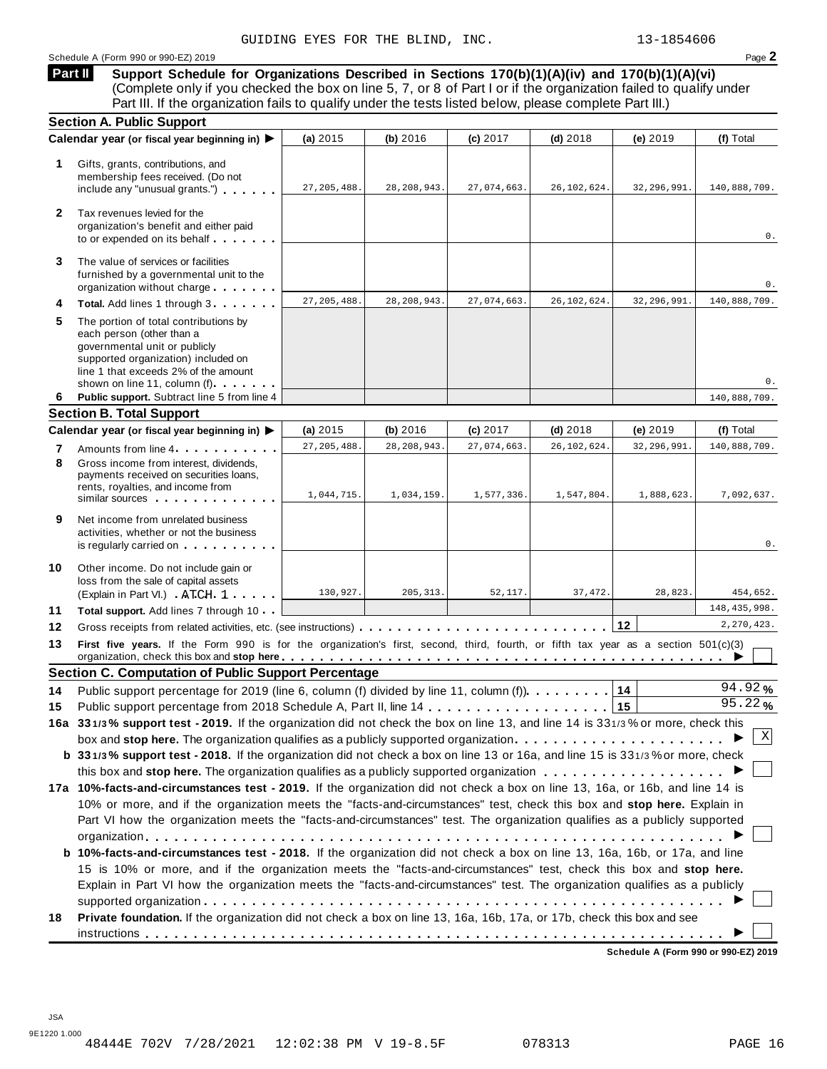GUIDING EYES FOR THE BLIND, INC. 13-1854606

Schedule A (Form 990 or 990-EZ) 2019

**Part II** **Support Schedule for Organizations Described in Sections 170(b)(1)(A)(iv) and 170(b)(1)(A)(vi)**
(Complete only if you checked the box on line 5, 7, or 8 of Part I or if the organization failed to qualify under Part III. If the organization fails to qualify under the tests listed below, please complete Part III.)

### Section A. Public Support

| | Calendar year (or fiscal year beginning in) ▶ | (a) 2015 | (b) 2016 | (c) 2017 | (d) 2018 | (e) 2019 | (f) Total |
|---|---|---|---|---|---|---|---|
| 1 | Gifts, grants, contributions, and membership fees received. (Do not include any "unusual grants.") | 27,205,488. | 28,208,943. | 27,074,663. | 26,102,624. | 32,296,991. | 140,888,709. |
| 2 | Tax revenues levied for the organization's benefit and either paid to or expended on its behalf | | | | | | 0. |
| 3 | The value of services or facilities furnished by a governmental unit to the organization without charge | | | | | | 0. |
| 4 | **Total.** Add lines 1 through 3 | 27,205,488. | 28,208,943. | 27,074,663. | 26,102,624. | 32,296,991. | 140,888,709. |
| 5 | The portion of total contributions by each person (other than a governmental unit or publicly supported organization) included on line 1 that exceeds 2% of the amount shown on line 11, column (f) | | | | | | 0. |
| 6 | **Public support.** Subtract line 5 from line 4 | | | | | | 140,888,709. |

### Section B. Total Support

| | Calendar year (or fiscal year beginning in) ▶ | (a) 2015 | (b) 2016 | (c) 2017 | (d) 2018 | (e) 2019 | (f) Total |
|---|---|---|---|---|---|---|---|
| 7 | Amounts from line 4 | 27,205,488. | 28,208,943. | 27,074,663. | 26,102,624. | 32,296,991. | 140,888,709. |
| 8 | Gross income from interest, dividends, payments received on securities loans, rents, royalties, and income from similar sources | 1,044,715. | 1,034,159. | 1,577,336. | 1,547,804. | 1,888,623. | 7,092,637. |
| 9 | Net income from unrelated business activities, whether or not the business is regularly carried on | | | | | | 0. |
| 10 | Other income. Do not include gain or loss from the sale of capital assets (Explain in Part VI.) ATCH 1 | 130,927. | 205,313. | 52,117. | 37,472. | 28,823. | 454,652. |
| 11 | **Total support.** Add lines 7 through 10 | | | | | | 148,435,998. |
| 12 | Gross receipts from related activities, etc. (see instructions) | | | | | 12 | 2,270,423. |

**13** **First five years.** If the Form 990 is for the organization's first, second, third, fourth, or fifth tax year as a section 501(c)(3) organization, check this box and **stop here** ▶ ☐

### Section C. Computation of Public Support Percentage

**14** Public support percentage for 2019 (line 6, column (f) divided by line 11, column (f)) **14** 94.92 %

**15** Public support percentage from 2018 Schedule A, Part II, line 14 **15** 95.22 %

**16a** **33 1/3 % support test - 2019.** If the organization did not check the box on line 13, and line 14 is 33 1/3 % or more, check this box and **stop here.** The organization qualifies as a publicly supported organization ▶ ☒

**b** **33 1/3 % support test - 2018.** If the organization did not check a box on line 13 or 16a, and line 15 is 33 1/3 % or more, check this box and **stop here.** The organization qualifies as a publicly supported organization ▶ ☐

**17a** **10%-facts-and-circumstances test - 2019.** If the organization did not check a box on line 13, 16a, or 16b, and line 14 is 10% or more, and if the organization meets the "facts-and-circumstances" test, check this box and **stop here.** Explain in Part VI how the organization meets the "facts-and-circumstances" test. The organization qualifies as a publicly supported organization ▶ ☐

**b** **10%-facts-and-circumstances test - 2018.** If the organization did not check a box on line 13, 16a, 16b, or 17a, and line 15 is 10% or more, and if the organization meets the "facts-and-circumstances" test, check this box and **stop here.** Explain in Part VI how the organization meets the "facts-and-circumstances" test. The organization qualifies as a publicly supported organization ▶ ☐

**18** **Private foundation.** If the organization did not check a box on line 13, 16a, 16b, 17a, or 17b, check this box and see instructions ▶ ☐

**Schedule A (Form 990 or 990-EZ) 2019**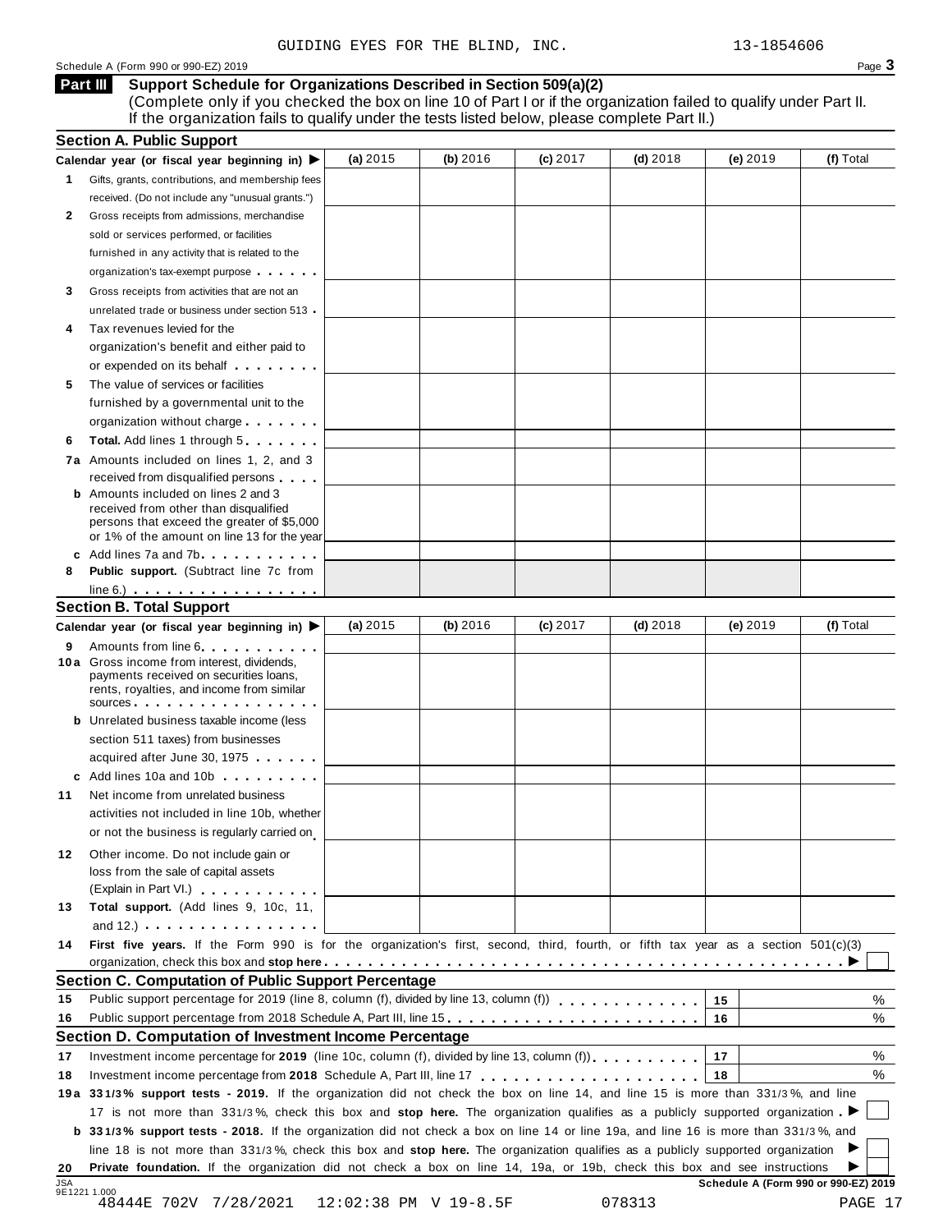GUIDING EYES FOR THE BLIND, INC. 13-1854606

Schedule A (Form 990 or 990-EZ) 2019

## Part III Support Schedule for Organizations Described in Section 509(a)(2)

(Complete only if you checked the box on line 10 of Part I or if the organization failed to qualify under Part II. If the organization fails to qualify under the tests listed below, please complete Part II.)

### Section A. Public Support

| Calendar year (or fiscal year beginning in) ▶ | (a) 2015 | (b) 2016 | (c) 2017 | (d) 2018 | (e) 2019 | (f) Total |
|---|---|---|---|---|---|---|
| **1** Gifts, grants, contributions, and membership fees received. (Do not include any "unusual grants.") | | | | | | |
| **2** Gross receipts from admissions, merchandise sold or services performed, or facilities furnished in any activity that is related to the organization's tax-exempt purpose | | | | | | |
| **3** Gross receipts from activities that are not an unrelated trade or business under section 513 | | | | | | |
| **4** Tax revenues levied for the organization's benefit and either paid to or expended on its behalf | | | | | | |
| **5** The value of services or facilities furnished by a governmental unit to the organization without charge | | | | | | |
| **6** **Total.** Add lines 1 through 5 | | | | | | |
| **7a** Amounts included on lines 1, 2, and 3 received from disqualified persons | | | | | | |
| **b** Amounts included on lines 2 and 3 received from other than disqualified persons that exceed the greater of $5,000 or 1% of the amount on line 13 for the year | | | | | | |
| **c** Add lines 7a and 7b | | | | | | |
| **8** **Public support.** (Subtract line 7c from line 6.) | | | | | | |

### Section B. Total Support

| Calendar year (or fiscal year beginning in) ▶ | (a) 2015 | (b) 2016 | (c) 2017 | (d) 2018 | (e) 2019 | (f) Total |
|---|---|---|---|---|---|---|
| **9** Amounts from line 6 | | | | | | |
| **10a** Gross income from interest, dividends, payments received on securities loans, rents, royalties, and income from similar sources | | | | | | |
| **b** Unrelated business taxable income (less section 511 taxes) from businesses acquired after June 30, 1975 | | | | | | |
| **c** Add lines 10a and 10b | | | | | | |
| **11** Net income from unrelated business activities not included in line 10b, whether or not the business is regularly carried on | | | | | | |
| **12** Other income. Do not include gain or loss from the sale of capital assets (Explain in Part VI.) | | | | | | |
| **13** **Total support.** (Add lines 9, 10c, 11, and 12.) | | | | | | |

**14** **First five years.** If the Form 990 is for the organization's first, second, third, fourth, or fifth tax year as a section 501(c)(3) organization, check this box and **stop here** ▶ ☐

### Section C. Computation of Public Support Percentage

| | | | |
|---|---|---|---|
| **15** | Public support percentage for 2019 (line 8, column (f), divided by line 13, column (f)) | 15 | % |
| **16** | Public support percentage from 2018 Schedule A, Part III, line 15 | 16 | % |

### Section D. Computation of Investment Income Percentage

| | | | |
|---|---|---|---|
| **17** | Investment income percentage for **2019** (line 10c, column (f), divided by line 13, column (f)) | 17 | % |
| **18** | Investment income percentage from **2018** Schedule A, Part III, line 17 | 18 | % |

**19a** **33 1/3% support tests - 2019.** If the organization did not check the box on line 14, and line 15 is more than 33 1/3%, and line 17 is not more than 33 1/3%, check this box and **stop here.** The organization qualifies as a publicly supported organization ▶ ☐

**b** **33 1/3% support tests - 2018.** If the organization did not check a box on line 14 or line 19a, and line 16 is more than 33 1/3%, and line 18 is not more than 33 1/3%, check this box and **stop here.** The organization qualifies as a publicly supported organization ▶ ☐

**20** **Private foundation.** If the organization did not check a box on line 14, 19a, or 19b, check this box and see instructions ▶ ☐

Schedule A (Form 990 or 990-EZ) 2019

JSA 9E1221 1.000
48444E 702V 7/28/2021 12:02:38 PM V 19-8.5F 078313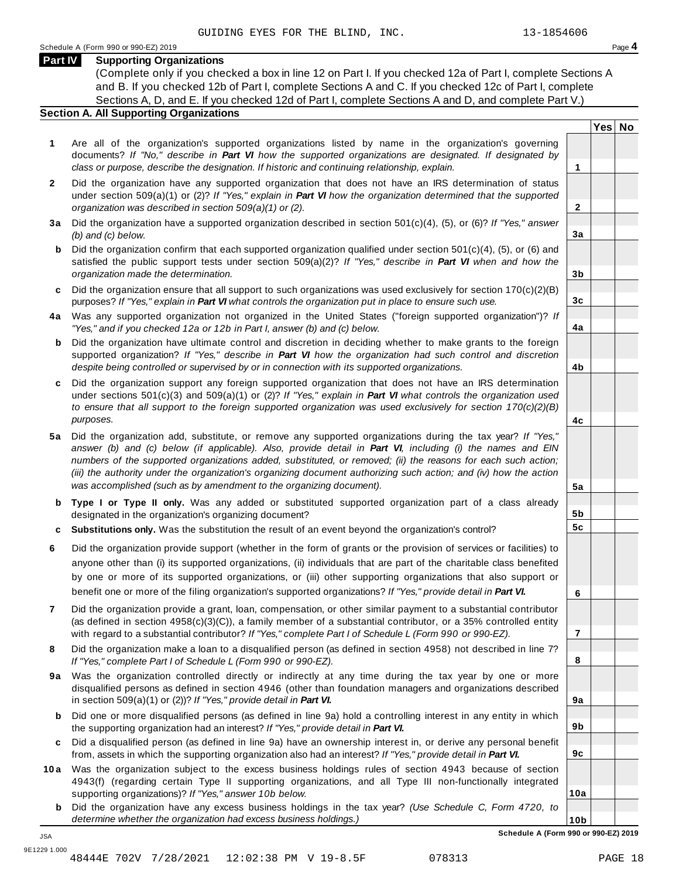GUIDING EYES FOR THE BLIND, INC. 13-1854606

Schedule A (Form 990 or 990-EZ) 2019 Page **4**

## Part IV Supporting Organizations

(Complete only if you checked a box in line 12 on Part I. If you checked 12a of Part I, complete Sections A and B. If you checked 12b of Part I, complete Sections A and C. If you checked 12c of Part I, complete Sections A, D, and E. If you checked 12d of Part I, complete Sections A and D, and complete Part V.)

### Section A. All Supporting Organizations

| | | | Yes | No |
|---|---|---|---|---|
| **1** | Are all of the organization's supported organizations listed by name in the organization's governing documents? *If "No," describe in **Part VI** how the supported organizations are designated. If designated by class or purpose, describe the designation. If historic and continuing relationship, explain.* | **1** | | |
| **2** | Did the organization have any supported organization that does not have an IRS determination of status under section 509(a)(1) or (2)? *If "Yes," explain in **Part VI** how the organization determined that the supported organization was described in section 509(a)(1) or (2).* | **2** | | |
| **3a** | Did the organization have a supported organization described in section 501(c)(4), (5), or (6)? *If "Yes," answer (b) and (c) below.* | **3a** | | |
| **b** | Did the organization confirm that each supported organization qualified under section 501(c)(4), (5), or (6) and satisfied the public support tests under section 509(a)(2)? *If "Yes," describe in **Part VI** when and how the organization made the determination.* | **3b** | | |
| **c** | Did the organization ensure that all support to such organizations was used exclusively for section 170(c)(2)(B) purposes? *If "Yes," explain in **Part VI** what controls the organization put in place to ensure such use.* | **3c** | | |
| **4a** | Was any supported organization not organized in the United States ("foreign supported organization")? *If "Yes," and if you checked 12a or 12b in Part I, answer (b) and (c) below.* | **4a** | | |
| **b** | Did the organization have ultimate control and discretion in deciding whether to make grants to the foreign supported organization? *If "Yes," describe in **Part VI** how the organization had such control and discretion despite being controlled or supervised by or in connection with its supported organizations.* | **4b** | | |
| **c** | Did the organization support any foreign supported organization that does not have an IRS determination under sections 501(c)(3) and 509(a)(1) or (2)? *If "Yes," explain in **Part VI** what controls the organization used to ensure that all support to the foreign supported organization was used exclusively for section 170(c)(2)(B) purposes.* | **4c** | | |
| **5a** | Did the organization add, substitute, or remove any supported organizations during the tax year? *If "Yes," answer (b) and (c) below (if applicable). Also, provide detail in **Part VI**, including (i) the names and EIN numbers of the supported organizations added, substituted, or removed; (ii) the reasons for each such action; (iii) the authority under the organization's organizing document authorizing such action; and (iv) how the action was accomplished (such as by amendment to the organizing document).* | **5a** | | |
| **b** | **Type I or Type II only.** Was any added or substituted supported organization part of a class already designated in the organization's organizing document? | **5b** | | |
| **c** | **Substitutions only.** Was the substitution the result of an event beyond the organization's control? | **5c** | | |
| **6** | Did the organization provide support (whether in the form of grants or the provision of services or facilities) to anyone other than (i) its supported organizations, (ii) individuals that are part of the charitable class benefited by one or more of its supported organizations, or (iii) other supporting organizations that also support or benefit one or more of the filing organization's supported organizations? *If "Yes," provide detail in **Part VI.*** | **6** | | |
| **7** | Did the organization provide a grant, loan, compensation, or other similar payment to a substantial contributor (as defined in section 4958(c)(3)(C)), a family member of a substantial contributor, or a 35% controlled entity with regard to a substantial contributor? *If "Yes," complete Part I of Schedule L (Form 990 or 990-EZ).* | **7** | | |
| **8** | Did the organization make a loan to a disqualified person (as defined in section 4958) not described in line 7? *If "Yes," complete Part I of Schedule L (Form 990 or 990-EZ).* | **8** | | |
| **9a** | Was the organization controlled directly or indirectly at any time during the tax year by one or more disqualified persons as defined in section 4946 (other than foundation managers and organizations described in section 509(a)(1) or (2))? *If "Yes," provide detail in **Part VI.*** | **9a** | | |
| **b** | Did one or more disqualified persons (as defined in line 9a) hold a controlling interest in any entity in which the supporting organization had an interest? *If "Yes," provide detail in **Part VI.*** | **9b** | | |
| **c** | Did a disqualified person (as defined in line 9a) have an ownership interest in, or derive any personal benefit from, assets in which the supporting organization also had an interest? *If "Yes," provide detail in **Part VI.*** | **9c** | | |
| **10a** | Was the organization subject to the excess business holdings rules of section 4943 because of section 4943(f) (regarding certain Type II supporting organizations, and all Type III non-functionally integrated supporting organizations)? *If "Yes," answer 10b below.* | **10a** | | |
| **b** | Did the organization have any excess business holdings in the tax year? *(Use Schedule C, Form 4720, to determine whether the organization had excess business holdings.)* | **10b** | | |

JSA
9E1229 1.000

**Schedule A (Form 990 or 990-EZ) 2019**

48444E 702V 7/28/2021 12:02:38 PM V 19-8.5F 078313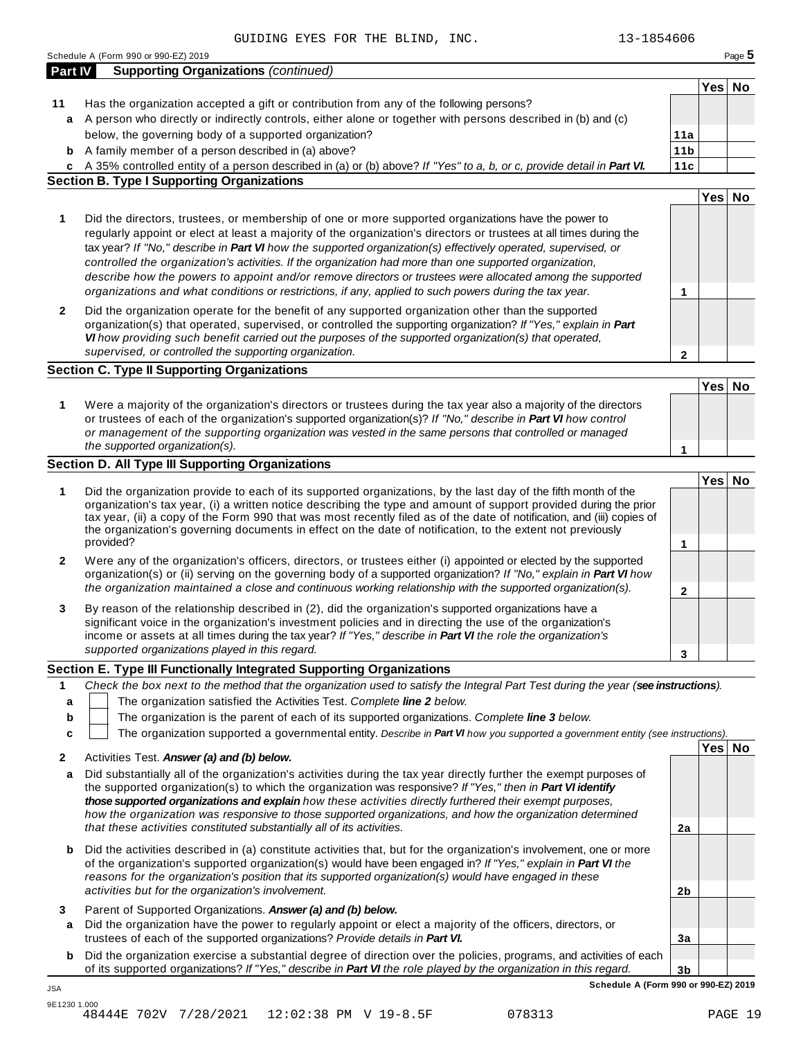GUIDING EYES FOR THE BLIND, INC. 13-1854606

Schedule A (Form 990 or 990-EZ) 2019

## Part IV Supporting Organizations *(continued)*

| | | | Yes | No |
|---|---|---|---|---|
| **11** | Has the organization accepted a gift or contribution from any of the following persons? | | | |
| **a** | A person who directly or indirectly controls, either alone or together with persons described in (b) and (c) below, the governing body of a supported organization? | **11a** | | |
| **b** | A family member of a person described in (a) above? | **11b** | | |
| **c** | A 35% controlled entity of a person described in (a) or (b) above? *If "Yes" to a, b, or c, provide detail in* ***Part VI.*** | **11c** | | |

### Section B. Type I Supporting Organizations

| | | | Yes | No |
|---|---|---|---|---|
| **1** | Did the directors, trustees, or membership of one or more supported organizations have the power to regularly appoint or elect at least a majority of the organization's directors or trustees at all times during the tax year? *If "No," describe in* ***Part VI*** *how the supported organization(s) effectively operated, supervised, or controlled the organization's activities. If the organization had more than one supported organization, describe how the powers to appoint and/or remove directors or trustees were allocated among the supported organizations and what conditions or restrictions, if any, applied to such powers during the tax year.* | **1** | | |
| **2** | Did the organization operate for the benefit of any supported organization other than the supported organization(s) that operated, supervised, or controlled the supporting organization? *If "Yes," explain in* ***Part VI*** *how providing such benefit carried out the purposes of the supported organization(s) that operated, supervised, or controlled the supporting organization.* | **2** | | |

### Section C. Type II Supporting Organizations

| | | | Yes | No |
|---|---|---|---|---|
| **1** | Were a majority of the organization's directors or trustees during the tax year also a majority of the directors or trustees of each of the organization's supported organization(s)? *If "No," describe in* ***Part VI*** *how control or management of the supporting organization was vested in the same persons that controlled or managed the supported organization(s).* | **1** | | |

### Section D. All Type III Supporting Organizations

| | | | Yes | No |
|---|---|---|---|---|
| **1** | Did the organization provide to each of its supported organizations, by the last day of the fifth month of the organization's tax year, (i) a written notice describing the type and amount of support provided during the prior tax year, (ii) a copy of the Form 990 that was most recently filed as of the date of notification, and (iii) copies of the organization's governing documents in effect on the date of notification, to the extent not previously provided? | **1** | | |
| **2** | Were any of the organization's officers, directors, or trustees either (i) appointed or elected by the supported organization(s) or (ii) serving on the governing body of a supported organization? *If "No," explain in* ***Part VI*** *how the organization maintained a close and continuous working relationship with the supported organization(s).* | **2** | | |
| **3** | By reason of the relationship described in (2), did the organization's supported organizations have a significant voice in the organization's investment policies and in directing the use of the organization's income or assets at all times during the tax year? *If "Yes," describe in* ***Part VI*** *the role the organization's supported organizations played in this regard.* | **3** | | |

### Section E. Type III Functionally Integrated Supporting Organizations

**1** *Check the box next to the method that the organization used to satisfy the Integral Part Test during the year (**see instructions**).*

- **a** ☐ The organization satisfied the Activities Test. *Complete **line 2** below.*
- **b** ☐ The organization is the parent of each of its supported organizations. *Complete **line 3** below.*
- **c** ☐ The organization supported a governmental entity. *Describe in **Part VI** how you supported a government entity (see instructions).*

| | | | Yes | No |
|---|---|---|---|---|
| **2** | Activities Test. ***Answer (a) and (b) below.*** | | | |
| **a** | Did substantially all of the organization's activities during the tax year directly further the exempt purposes of the supported organization(s) to which the organization was responsive? *If "Yes," then in* ***Part VI identify those supported organizations and explain*** *how these activities directly furthered their exempt purposes, how the organization was responsive to those supported organizations, and how the organization determined that these activities constituted substantially all of its activities.* | **2a** | | |
| **b** | Did the activities described in (a) constitute activities that, but for the organization's involvement, one or more of the organization's supported organization(s) would have been engaged in? *If "Yes," explain in* ***Part VI*** *the reasons for the organization's position that its supported organization(s) would have engaged in these activities but for the organization's involvement.* | **2b** | | |
| **3** | Parent of Supported Organizations. ***Answer (a) and (b) below.*** | | | |
| **a** | Did the organization have the power to regularly appoint or elect a majority of the officers, directors, or trustees of each of the supported organizations? *Provide details in* ***Part VI.*** | **3a** | | |
| **b** | Did the organization exercise a substantial degree of direction over the policies, programs, and activities of each of its supported organizations? *If "Yes," describe in* ***Part VI*** *the role played by the organization in this regard.* | **3b** | | |

**Schedule A (Form 990 or 990-EZ) 2019**

JSA
9E1230 1.000
48444E 702V 7/28/2021 12:02:38 PM V 19-8.5F 078313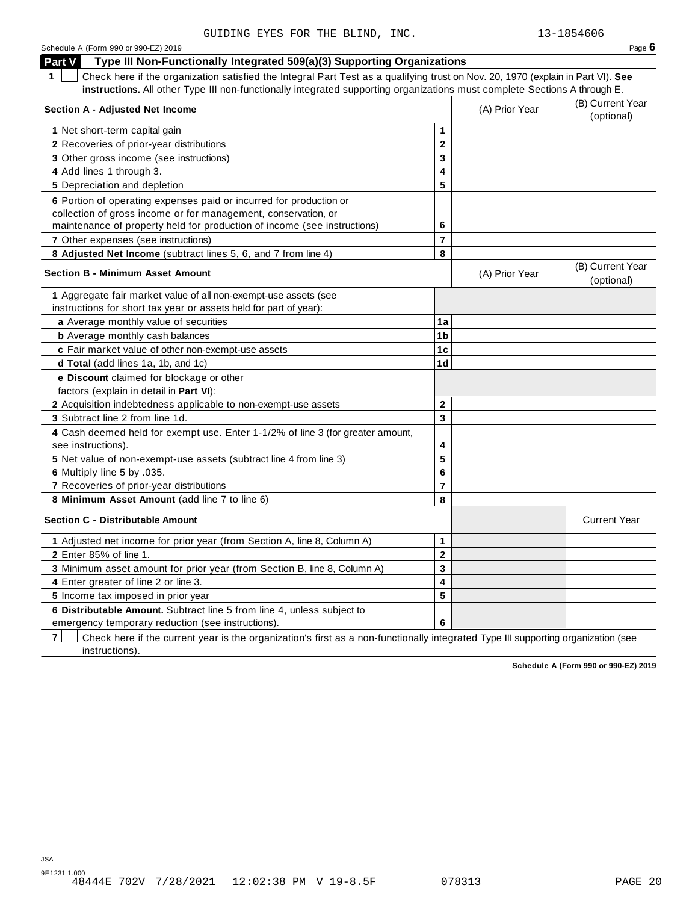GUIDING EYES FOR THE BLIND, INC. 13-1854606

Schedule A (Form 990 or 990-EZ) 2019

## Part V Type III Non-Functionally Integrated 509(a)(3) Supporting Organizations

**1** ☐ Check here if the organization satisfied the Integral Part Test as a qualifying trust on Nov. 20, 1970 (explain in Part VI). **See instructions.** All other Type III non-functionally integrated supporting organizations must complete Sections A through E.

| Section A - Adjusted Net Income | | (A) Prior Year | (B) Current Year (optional) |
|---|---|---|---|
| 1 Net short-term capital gain | 1 | | |
| 2 Recoveries of prior-year distributions | 2 | | |
| 3 Other gross income (see instructions) | 3 | | |
| 4 Add lines 1 through 3. | 4 | | |
| 5 Depreciation and depletion | 5 | | |
| 6 Portion of operating expenses paid or incurred for production or collection of gross income or for management, conservation, or maintenance of property held for production of income (see instructions) | 6 | | |
| 7 Other expenses (see instructions) | 7 | | |
| 8 **Adjusted Net Income** (subtract lines 5, 6, and 7 from line 4) | 8 | | |

| Section B - Minimum Asset Amount | | (A) Prior Year | (B) Current Year (optional) |
|---|---|---|---|
| 1 Aggregate fair market value of all non-exempt-use assets (see instructions for short tax year or assets held for part of year): | | | |
| a Average monthly value of securities | 1a | | |
| b Average monthly cash balances | 1b | | |
| c Fair market value of other non-exempt-use assets | 1c | | |
| d **Total** (add lines 1a, 1b, and 1c) | 1d | | |
| e **Discount** claimed for blockage or other factors (explain in detail in **Part VI**): | | | |
| 2 Acquisition indebtedness applicable to non-exempt-use assets | 2 | | |
| 3 Subtract line 2 from line 1d. | 3 | | |
| 4 Cash deemed held for exempt use. Enter 1-1/2% of line 3 (for greater amount, see instructions). | 4 | | |
| 5 Net value of non-exempt-use assets (subtract line 4 from line 3) | 5 | | |
| 6 Multiply line 5 by .035. | 6 | | |
| 7 Recoveries of prior-year distributions | 7 | | |
| 8 **Minimum Asset Amount** (add line 7 to line 6) | 8 | | |

| Section C - Distributable Amount | | | Current Year |
|---|---|---|---|
| 1 Adjusted net income for prior year (from Section A, line 8, Column A) | 1 | | |
| 2 Enter 85% of line 1. | 2 | | |
| 3 Minimum asset amount for prior year (from Section B, line 8, Column A) | 3 | | |
| 4 Enter greater of line 2 or line 3. | 4 | | |
| 5 Income tax imposed in prior year | 5 | | |
| 6 **Distributable Amount.** Subtract line 5 from line 4, unless subject to emergency temporary reduction (see instructions). | 6 | | |

**7** ☐ Check here if the current year is the organization's first as a non-functionally integrated Type III supporting organization (see instructions).

**Schedule A (Form 990 or 990-EZ) 2019**

JSA
9E1231 1.000
48444E 702V 7/28/2021 12:02:38 PM V 19-8.5F 078313 PAGE 20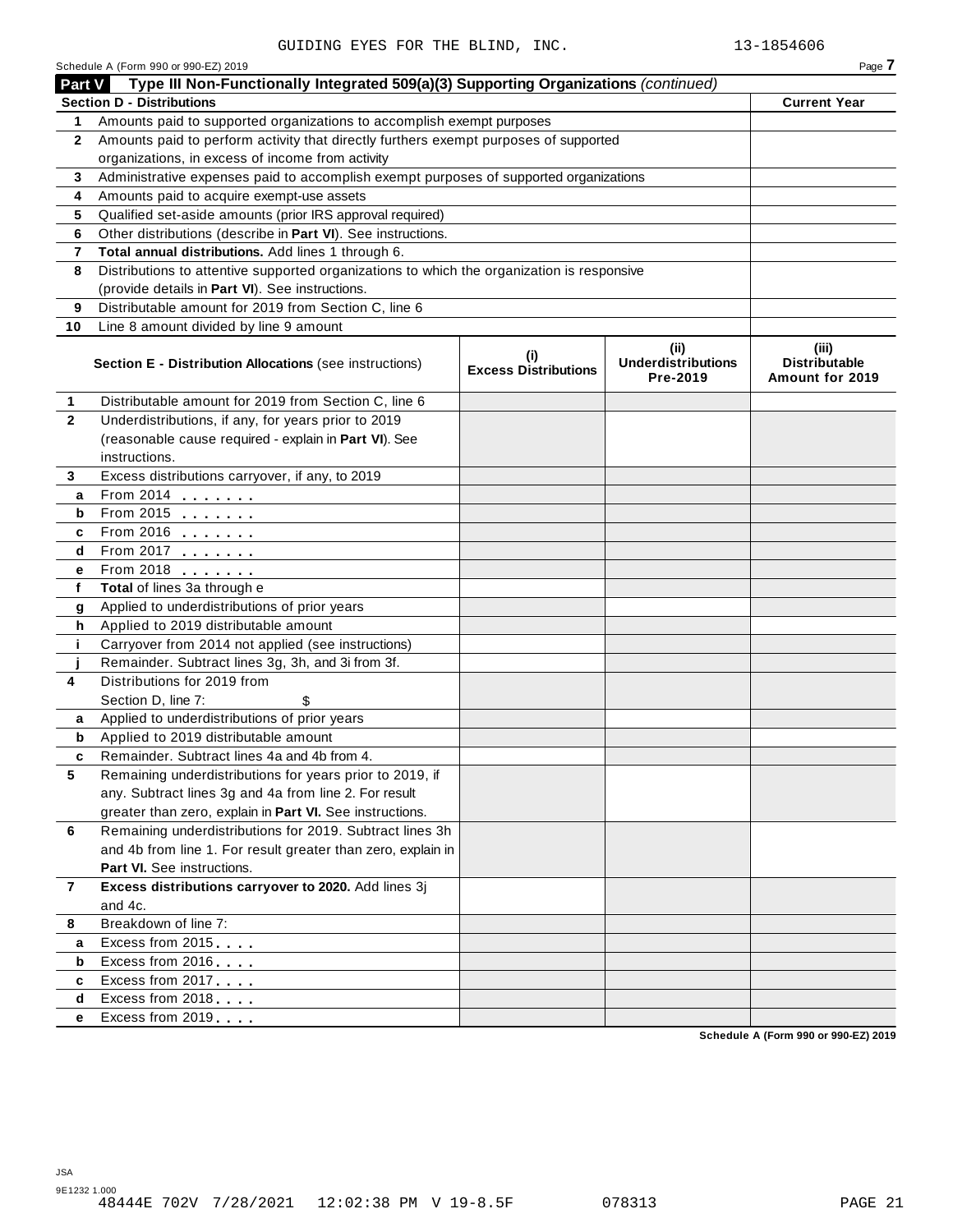GUIDING EYES FOR THE BLIND, INC. 13-1854606

Schedule A (Form 990 or 990-EZ) 2019

## Part V Type III Non-Functionally Integrated 509(a)(3) Supporting Organizations *(continued)*

| **Section D - Distributions** | | **Current Year** |
|---|---|---|
| 1 | Amounts paid to supported organizations to accomplish exempt purposes | |
| 2 | Amounts paid to perform activity that directly furthers exempt purposes of supported organizations, in excess of income from activity | |
| 3 | Administrative expenses paid to accomplish exempt purposes of supported organizations | |
| 4 | Amounts paid to acquire exempt-use assets | |
| 5 | Qualified set-aside amounts (prior IRS approval required) | |
| 6 | Other distributions (describe in **Part VI**). See instructions. | |
| 7 | **Total annual distributions.** Add lines 1 through 6. | |
| 8 | Distributions to attentive supported organizations to which the organization is responsive (provide details in **Part VI**). See instructions. | |
| 9 | Distributable amount for 2019 from Section C, line 6 | |
| 10 | Line 8 amount divided by line 9 amount | |

| | **Section E - Distribution Allocations** (see instructions) | **(i) Excess Distributions** | **(ii) Underdistributions Pre-2019** | **(iii) Distributable Amount for 2019** |
|---|---|---|---|---|
| 1 | Distributable amount for 2019 from Section C, line 6 | | | |
| 2 | Underdistributions, if any, for years prior to 2019 (reasonable cause required - explain in **Part VI**). See instructions. | | | |
| 3 | Excess distributions carryover, if any, to 2019 | | | |
| a | From 2014 . . . . . . . | | | |
| b | From 2015 . . . . . . . | | | |
| c | From 2016 . . . . . . . | | | |
| d | From 2017 . . . . . . . | | | |
| e | From 2018 . . . . . . . | | | |
| f | **Total** of lines 3a through e | | | |
| g | Applied to underdistributions of prior years | | | |
| h | Applied to 2019 distributable amount | | | |
| i | Carryover from 2014 not applied (see instructions) | | | |
| j | Remainder. Subtract lines 3g, 3h, and 3i from 3f. | | | |
| 4 | Distributions for 2019 from Section D, line 7: $ | | | |
| a | Applied to underdistributions of prior years | | | |
| b | Applied to 2019 distributable amount | | | |
| c | Remainder. Subtract lines 4a and 4b from 4. | | | |
| 5 | Remaining underdistributions for years prior to 2019, if any. Subtract lines 3g and 4a from line 2. For result greater than zero, explain in **Part VI.** See instructions. | | | |
| 6 | Remaining underdistributions for 2019. Subtract lines 3h and 4b from line 1. For result greater than zero, explain in **Part VI.** See instructions. | | | |
| 7 | **Excess distributions carryover to 2020.** Add lines 3j and 4c. | | | |
| 8 | Breakdown of line 7: | | | |
| a | Excess from 2015 . . . . | | | |
| b | Excess from 2016 . . . . | | | |
| c | Excess from 2017 . . . . | | | |
| d | Excess from 2018 . . . . | | | |
| e | Excess from 2019 . . . . | | | |

**Schedule A (Form 990 or 990-EZ) 2019**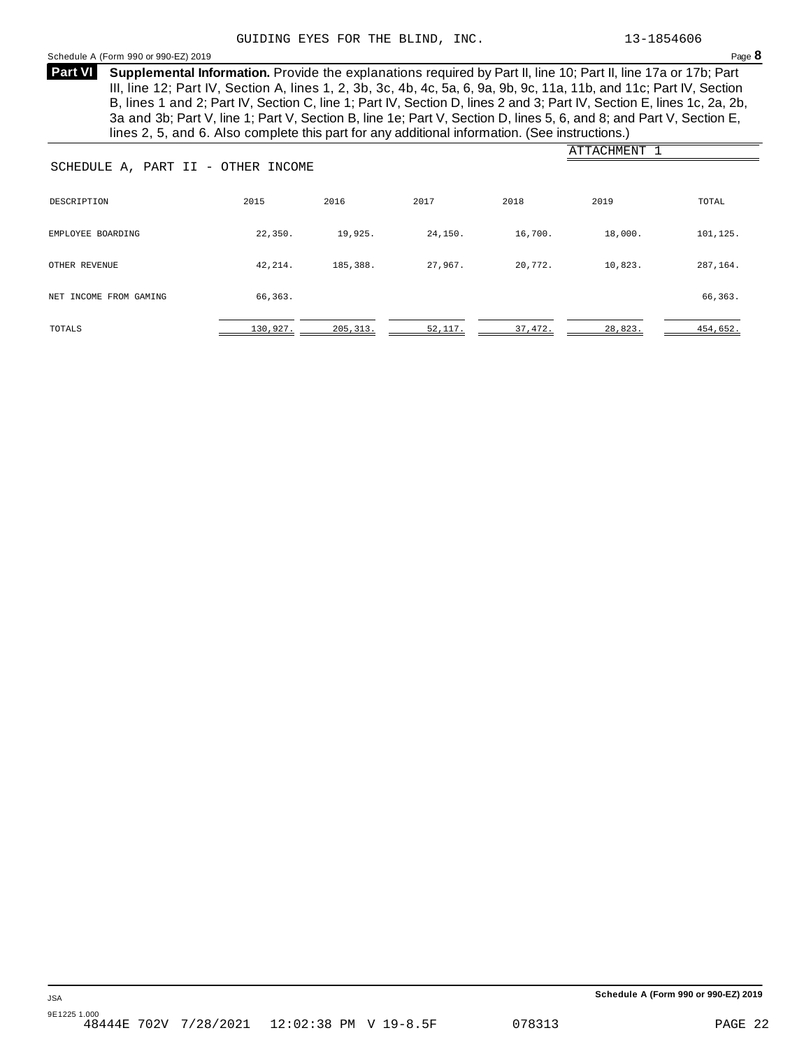GUIDING EYES FOR THE BLIND, INC. 13-1854606

**Part VI** **Supplemental Information.** Provide the explanations required by Part II, line 10; Part II, line 17a or 17b; Part III, line 12; Part IV, Section A, lines 1, 2, 3b, 3c, 4b, 4c, 5a, 6, 9a, 9b, 9c, 11a, 11b, and 11c; Part IV, Section B, lines 1 and 2; Part IV, Section C, line 1; Part IV, Section D, lines 2 and 3; Part IV, Section E, lines 1c, 2a, 2b, 3a and 3b; Part V, line 1; Part V, Section B, line 1e; Part V, Section D, lines 5, 6, and 8; and Part V, Section E, lines 2, 5, and 6. Also complete this part for any additional information. (See instructions.)

ATTACHMENT 1

SCHEDULE A, PART II - OTHER INCOME

| DESCRIPTION | 2015 | 2016 | 2017 | 2018 | 2019 | TOTAL |
|---|---|---|---|---|---|---|
| EMPLOYEE BOARDING | 22,350. | 19,925. | 24,150. | 16,700. | 18,000. | 101,125. |
| OTHER REVENUE | 42,214. | 185,388. | 27,967. | 20,772. | 10,823. | 287,164. |
| NET INCOME FROM GAMING | 66,363. | | | | | 66,363. |
| TOTALS | 130,927. | 205,313. | 52,117. | 37,472. | 28,823. | 454,652. |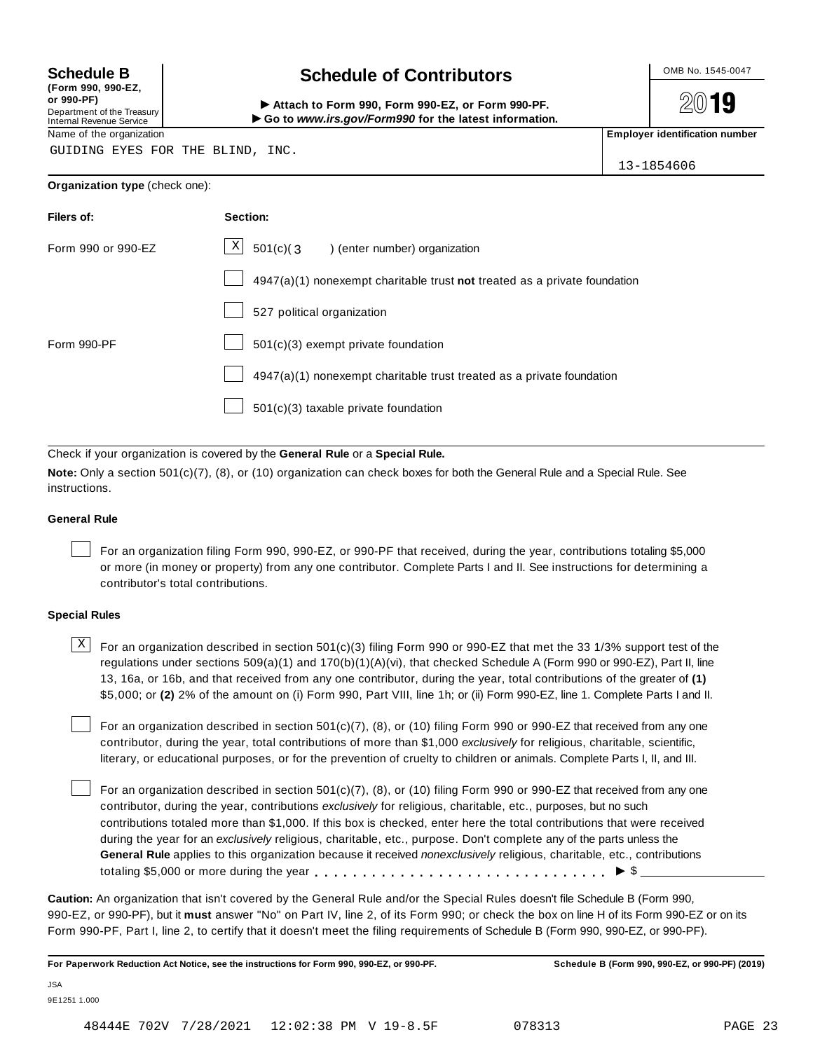**Schedule B**
**(Form 990, 990-EZ, or 990-PF)**
Department of the Treasury
Internal Revenue Service

# Schedule of Contributors

► **Attach to Form 990, Form 990-EZ, or Form 990-PF.**
► **Go to** ***www.irs.gov/Form990*** **for the latest information.**

OMB No. 1545-0047

**2019**

Name of the organization: GUIDING EYES FOR THE BLIND, INC.

**Employer identification number:** 13-1854606

**Organization type** (check one):

| **Filers of:** | **Section:** |
|---|---|
| Form 990 or 990-EZ | [X] 501(c)( 3 ) (enter number) organization |
| | [ ] 4947(a)(1) nonexempt charitable trust **not** treated as a private foundation |
| | [ ] 527 political organization |
| Form 990-PF | [ ] 501(c)(3) exempt private foundation |
| | [ ] 4947(a)(1) nonexempt charitable trust treated as a private foundation |
| | [ ] 501(c)(3) taxable private foundation |

Check if your organization is covered by the **General Rule** or a **Special Rule.**

**Note:** Only a section 501(c)(7), (8), or (10) organization can check boxes for both the General Rule and a Special Rule. See instructions.

### General Rule

[ ] For an organization filing Form 990, 990-EZ, or 990-PF that received, during the year, contributions totaling $5,000 or more (in money or property) from any one contributor. Complete Parts I and II. See instructions for determining a contributor's total contributions.

### Special Rules

[X] For an organization described in section 501(c)(3) filing Form 990 or 990-EZ that met the 33 1/3% support test of the regulations under sections 509(a)(1) and 170(b)(1)(A)(vi), that checked Schedule A (Form 990 or 990-EZ), Part II, line 13, 16a, or 16b, and that received from any one contributor, during the year, total contributions of the greater of **(1)** $5,000; or **(2)** 2% of the amount on (i) Form 990, Part VIII, line 1h; or (ii) Form 990-EZ, line 1. Complete Parts I and II.

[ ] For an organization described in section 501(c)(7), (8), or (10) filing Form 990 or 990-EZ that received from any one contributor, during the year, total contributions of more than $1,000 *exclusively* for religious, charitable, scientific, literary, or educational purposes, or for the prevention of cruelty to children or animals. Complete Parts I, II, and III.

[ ] For an organization described in section 501(c)(7), (8), or (10) filing Form 990 or 990-EZ that received from any one contributor, during the year, contributions *exclusively* for religious, charitable, etc., purposes, but no such contributions totaled more than $1,000. If this box is checked, enter here the total contributions that were received during the year for an *exclusively* religious, charitable, etc., purpose. Don't complete any of the parts unless the **General Rule** applies to this organization because it received *nonexclusively* religious, charitable, etc., contributions totaling $5,000 or more during the year . . . . . . . . . . . . . . . . . . . . . . . . . . . . . ► $ ________

**Caution:** An organization that isn't covered by the General Rule and/or the Special Rules doesn't file Schedule B (Form 990, 990-EZ, or 990-PF), but it **must** answer "No" on Part IV, line 2, of its Form 990; or check the box on line H of its Form 990-EZ or on its Form 990-PF, Part I, line 2, to certify that it doesn't meet the filing requirements of Schedule B (Form 990, 990-EZ, or 990-PF).

**For Paperwork Reduction Act Notice, see the instructions for Form 990, 990-EZ, or 990-PF.** **Schedule B (Form 990, 990-EZ, or 990-PF) (2019)**

JSA
9E1251 1.000

48444E 702V 7/28/2021 12:02:38 PM V 19-8.5F 078313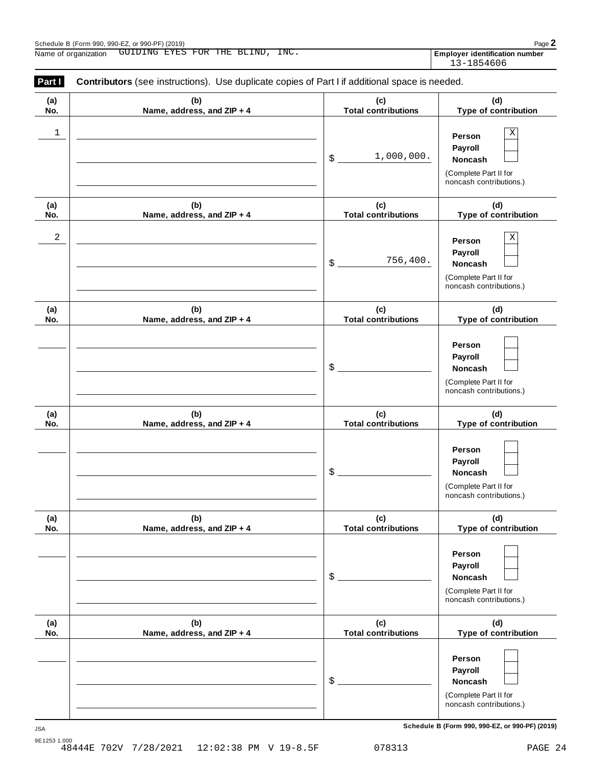Schedule B (Form 990, 990-EZ, or 990-PF) (2019)

Name of organization GUIDING EYES FOR THE BLIND, INC.

**Employer identification number** 13-1854606

## Part I **Contributors** (see instructions). Use duplicate copies of Part I if additional space is needed.

| (a) No. | (b) Name, address, and ZIP + 4 | (c) Total contributions | (d) Type of contribution |
|---|---|---|---|
| 1 | | $ 1,000,000. | Person [X] Payroll [ ] Noncash [ ] (Complete Part II for noncash contributions.) |
| 2 | | $ 756,400. | Person [X] Payroll [ ] Noncash [ ] (Complete Part II for noncash contributions.) |
| | | $ | Person [ ] Payroll [ ] Noncash [ ] (Complete Part II for noncash contributions.) |
| | | $ | Person [ ] Payroll [ ] Noncash [ ] (Complete Part II for noncash contributions.) |
| | | $ | Person [ ] Payroll [ ] Noncash [ ] (Complete Part II for noncash contributions.) |
| | | $ | Person [ ] Payroll [ ] Noncash [ ] (Complete Part II for noncash contributions.) |

JSA

9E1253 1.000

**Schedule B (Form 990, 990-EZ, or 990-PF) (2019)**

48444E 702V 7/28/2021 12:02:38 PM V 19-8.5F 078313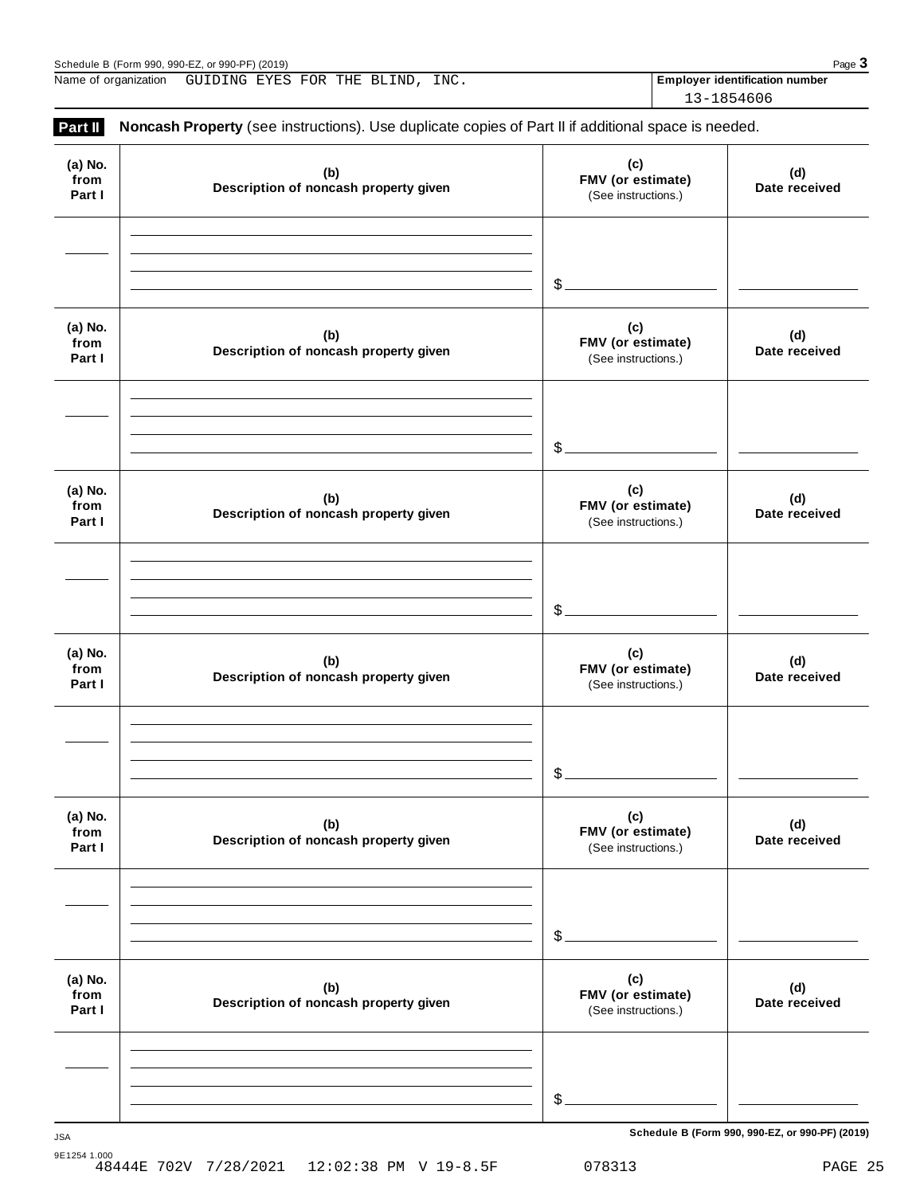Name of organization GUIDING EYES FOR THE BLIND, INC.

**Employer identification number** 13-1854606

## Part II Noncash Property (see instructions). Use duplicate copies of Part II if additional space is needed.

| (a) No. from Part I | (b) Description of noncash property given | (c) FMV (or estimate) (See instructions.) | (d) Date received |
|---|---|---|---|
| | | $ | |

| (a) No. from Part I | (b) Description of noncash property given | (c) FMV (or estimate) (See instructions.) | (d) Date received |
|---|---|---|---|
| | | $ | |

| (a) No. from Part I | (b) Description of noncash property given | (c) FMV (or estimate) (See instructions.) | (d) Date received |
|---|---|---|---|
| | | $ | |

| (a) No. from Part I | (b) Description of noncash property given | (c) FMV (or estimate) (See instructions.) | (d) Date received |
|---|---|---|---|
| | | $ | |

| (a) No. from Part I | (b) Description of noncash property given | (c) FMV (or estimate) (See instructions.) | (d) Date received |
|---|---|---|---|
| | | $ | |

| (a) No. from Part I | (b) Description of noncash property given | (c) FMV (or estimate) (See instructions.) | (d) Date received |
|---|---|---|---|
| | | $ | |

**Schedule B (Form 990, 990-EZ, or 990-PF) (2019)**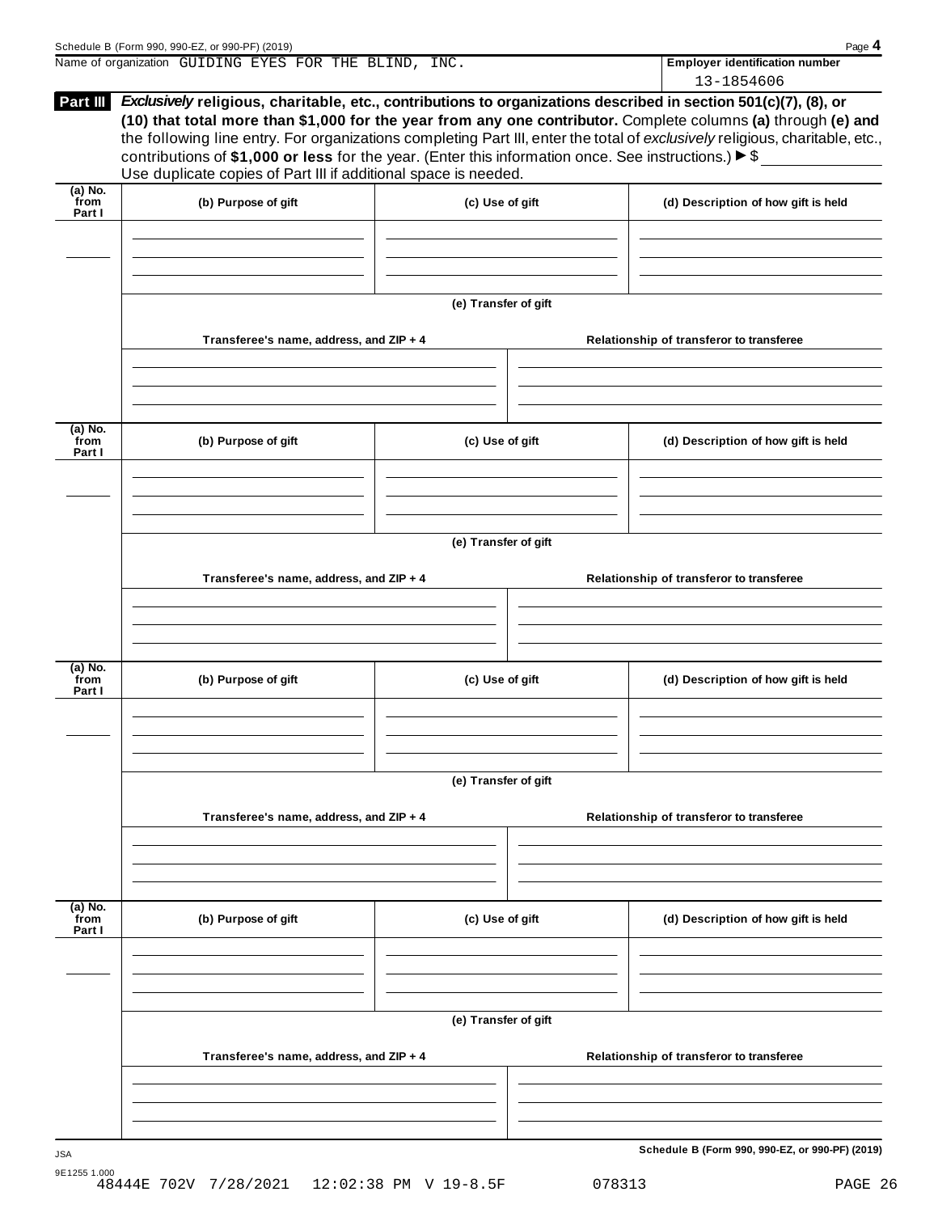Name of organization GUIDING EYES FOR THE BLIND, INC.

**Employer identification number** 13-1854606

**Part III** ***Exclusively*** **religious, charitable, etc., contributions to organizations described in section 501(c)(7), (8), or (10) that total more than $1,000 for the year from any one contributor.** Complete columns **(a)** through **(e)** and the following line entry. For organizations completing Part III, enter the total of *exclusively* religious, charitable, etc., contributions of **$1,000 or less** for the year. (Enter this information once. See instructions.) ▶ $ ____________

Use duplicate copies of Part III if additional space is needed.

| (a) No. from Part I | (b) Purpose of gift | (c) Use of gift | (d) Description of how gift is held |
|---|---|---|---|
| | | | |

**(e) Transfer of gift**

| Transferee's name, address, and ZIP + 4 | Relationship of transferor to transferee |
|---|---|
| | |

| (a) No. from Part I | (b) Purpose of gift | (c) Use of gift | (d) Description of how gift is held |
|---|---|---|---|
| | | | |

**(e) Transfer of gift**

| Transferee's name, address, and ZIP + 4 | Relationship of transferor to transferee |
|---|---|
| | |

| (a) No. from Part I | (b) Purpose of gift | (c) Use of gift | (d) Description of how gift is held |
|---|---|---|---|
| | | | |

**(e) Transfer of gift**

| Transferee's name, address, and ZIP + 4 | Relationship of transferor to transferee |
|---|---|
| | |

| (a) No. from Part I | (b) Purpose of gift | (c) Use of gift | (d) Description of how gift is held |
|---|---|---|---|
| | | | |

**(e) Transfer of gift**

| Transferee's name, address, and ZIP + 4 | Relationship of transferor to transferee |
|---|---|
| | |

JSA
9E1255 1.000
48444E 702V 7/28/2021 12:02:38 PM V 19-8.5F 078313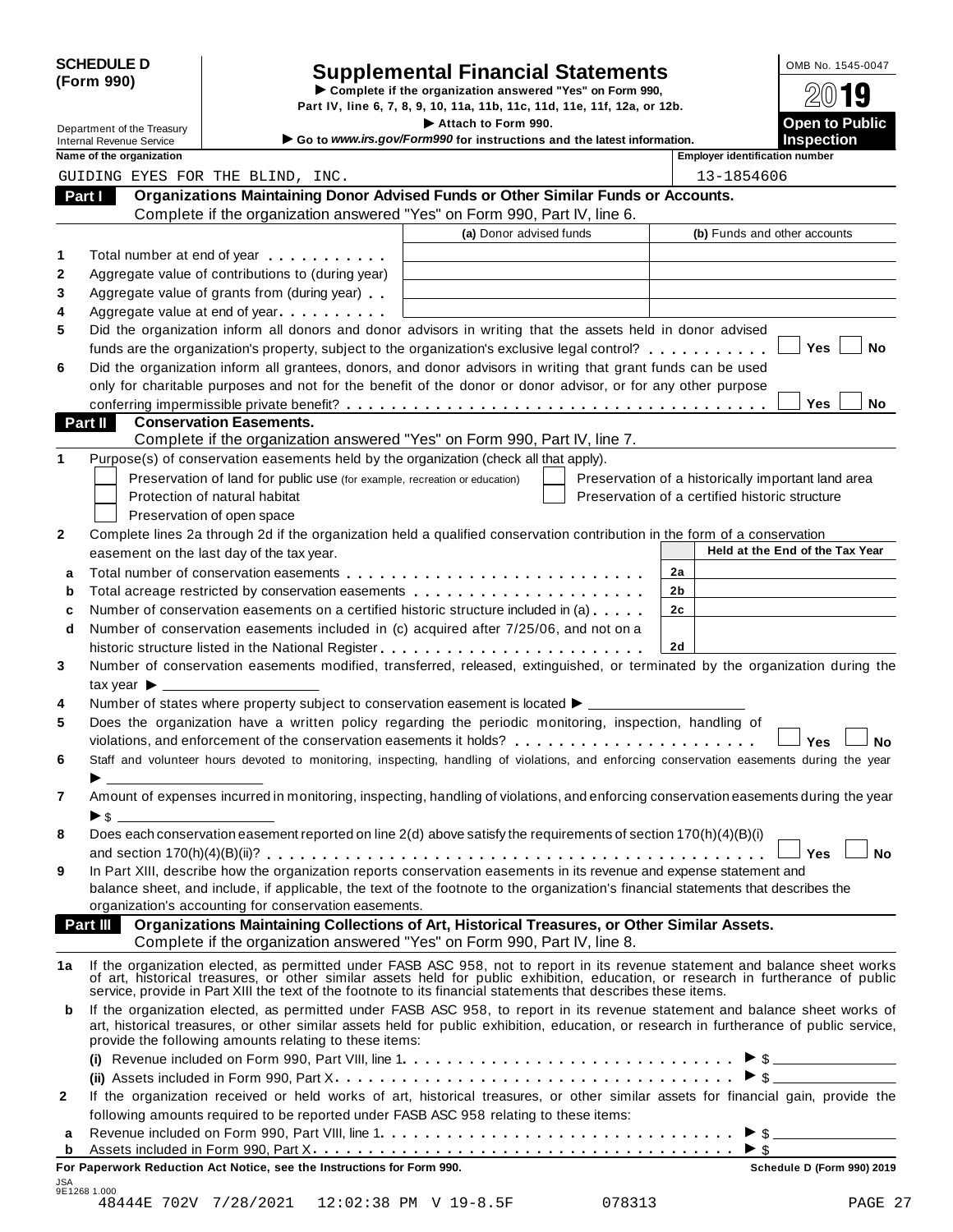**SCHEDULE D (Form 990)**

Department of the Treasury
Internal Revenue Service

# Supplemental Financial Statements

▶ Complete if the organization answered "Yes" on Form 990, Part IV, line 6, 7, 8, 9, 10, 11a, 11b, 11c, 11d, 11e, 11f, 12a, or 12b.
▶ Attach to Form 990.
▶ Go to *www.irs.gov/Form990* for instructions and the latest information.

OMB No. 1545-0047

**2019**

**Open to Public Inspection**

| Name of the organization | Employer identification number |
|---|---|
| GUIDING EYES FOR THE BLIND, INC. | 13-1854606 |

## Part I Organizations Maintaining Donor Advised Funds or Other Similar Funds or Accounts.

Complete if the organization answered "Yes" on Form 990, Part IV, line 6.

| | | (a) Donor advised funds | (b) Funds and other accounts |
|---|---|---|---|
| 1 | Total number at end of year | | |
| 2 | Aggregate value of contributions to (during year) | | |
| 3 | Aggregate value of grants from (during year) | | |
| 4 | Aggregate value at end of year | | |

5 Did the organization inform all donors and donor advisors in writing that the assets held in donor advised funds are the organization's property, subject to the organization's exclusive legal control? ☐ Yes ☐ No

6 Did the organization inform all grantees, donors, and donor advisors in writing that grant funds can be used only for charitable purposes and not for the benefit of the donor or donor advisor, or for any other purpose conferring impermissible private benefit? ☐ Yes ☐ No

## Part II Conservation Easements.

Complete if the organization answered "Yes" on Form 990, Part IV, line 7.

1 Purpose(s) of conservation easements held by the organization (check all that apply).

☐ Preservation of land for public use (for example, recreation or education)
☐ Protection of natural habitat
☐ Preservation of open space
☐ Preservation of a historically important land area
☐ Preservation of a certified historic structure

2 Complete lines 2a through 2d if the organization held a qualified conservation contribution in the form of a conservation easement on the last day of the tax year.

| | | | Held at the End of the Tax Year |
|---|---|---|---|
| a | Total number of conservation easements | 2a | |
| b | Total acreage restricted by conservation easements | 2b | |
| c | Number of conservation easements on a certified historic structure included in (a) | 2c | |
| d | Number of conservation easements included in (c) acquired after 7/25/06, and not on a historic structure listed in the National Register | 2d | |

3 Number of conservation easements modified, transferred, released, extinguished, or terminated by the organization during the tax year ▶ ______

4 Number of states where property subject to conservation easement is located ▶ ______

5 Does the organization have a written policy regarding the periodic monitoring, inspection, handling of violations, and enforcement of the conservation easements it holds? ☐ Yes ☐ No

6 Staff and volunteer hours devoted to monitoring, inspecting, handling of violations, and enforcing conservation easements during the year ▶ ______

7 Amount of expenses incurred in monitoring, inspecting, handling of violations, and enforcing conservation easements during the year ▶ $ ______

8 Does each conservation easement reported on line 2(d) above satisfy the requirements of section 170(h)(4)(B)(i) and section 170(h)(4)(B)(ii)? ☐ Yes ☐ No

9 In Part XIII, describe how the organization reports conservation easements in its revenue and expense statement and balance sheet, and include, if applicable, the text of the footnote to the organization's financial statements that describes the organization's accounting for conservation easements.

## Part III Organizations Maintaining Collections of Art, Historical Treasures, or Other Similar Assets.

Complete if the organization answered "Yes" on Form 990, Part IV, line 8.

1a If the organization elected, as permitted under FASB ASC 958, not to report in its revenue statement and balance sheet works of art, historical treasures, or other similar assets held for public exhibition, education, or research in furtherance of public service, provide in Part XIII the text of the footnote to its financial statements that describes these items.

b If the organization elected, as permitted under FASB ASC 958, to report in its revenue statement and balance sheet works of art, historical treasures, or other similar assets held for public exhibition, education, or research in furtherance of public service, provide the following amounts relating to these items:

(i) Revenue included on Form 990, Part VIII, line 1 ▶ $ ______

(ii) Assets included in Form 990, Part X ▶ $ ______

2 If the organization received or held works of art, historical treasures, or other similar assets for financial gain, provide the following amounts required to be reported under FASB ASC 958 relating to these items:

a Revenue included on Form 990, Part VIII, line 1 ▶ $ ______

b Assets included in Form 990, Part X ▶ $ ______

**For Paperwork Reduction Act Notice, see the Instructions for Form 990.** **Schedule D (Form 990) 2019**

JSA
9E1268 1.000
48444E 702V 7/28/2021 12:02:38 PM V 19-8.5F 078313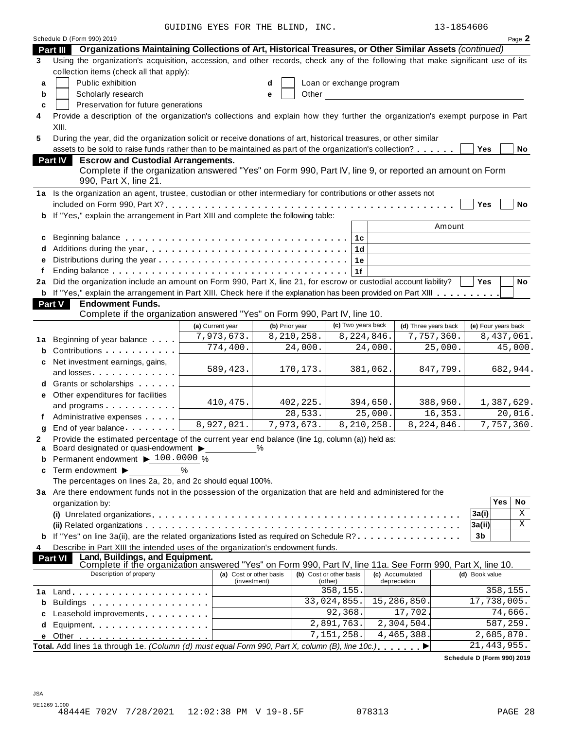GUIDING EYES FOR THE BLIND, INC. 13-1854606

Schedule D (Form 990) 2019 Page **2**

## Part III Organizations Maintaining Collections of Art, Historical Treasures, or Other Similar Assets *(continued)*

**3** Using the organization's acquisition, accession, and other records, check any of the following that make significant use of its collection items (check all that apply):

- **a** ☐ Public exhibition
- **b** ☐ Scholarly research
- **c** ☐ Preservation for future generations
- **d** ☐ Loan or exchange program
- **e** ☐ Other

**4** Provide a description of the organization's collections and explain how they further the organization's exempt purpose in Part XIII.

**5** During the year, did the organization solicit or receive donations of art, historical treasures, or other similar assets to be sold to raise funds rather than to be maintained as part of the organization's collection? ☐ Yes ☐ No

## Part IV Escrow and Custodial Arrangements.

Complete if the organization answered "Yes" on Form 990, Part IV, line 9, or reported an amount on Form 990, Part X, line 21.

**1a** Is the organization an agent, trustee, custodian or other intermediary for contributions or other assets not included on Form 990, Part X? ☐ Yes ☐ No

**b** If "Yes," explain the arrangement in Part XIII and complete the following table:

| | | | Amount |
|---|---|---|---|
| **c** | Beginning balance | 1c | |
| **d** | Additions during the year | 1d | |
| **e** | Distributions during the year | 1e | |
| **f** | Ending balance | 1f | |

**2a** Did the organization include an amount on Form 990, Part X, line 21, for escrow or custodial account liability? ☐ Yes ☐ No

**b** If "Yes," explain the arrangement in Part XIII. Check here if the explanation has been provided on Part XIII ☐

## Part V Endowment Funds.

Complete if the organization answered "Yes" on Form 990, Part IV, line 10.

| | | (a) Current year | (b) Prior year | (c) Two years back | (d) Three years back | (e) Four years back |
|---|---|---|---|---|---|---|
| **1a** | Beginning of year balance | 7,973,673. | 8,210,258. | 8,224,846. | 7,757,360. | 8,437,061. |
| **b** | Contributions | 774,400. | 24,000. | 24,000. | 25,000. | 45,000. |
| **c** | Net investment earnings, gains, and losses | 589,423. | 170,173. | 381,062. | 847,799. | 682,944. |
| **d** | Grants or scholarships | | | | | |
| **e** | Other expenditures for facilities and programs | 410,475. | 402,225. | 394,650. | 388,960. | 1,387,629. |
| **f** | Administrative expenses | | 28,533. | 25,000. | 16,353. | 20,016. |
| **g** | End of year balance | 8,927,021. | 7,973,673. | 8,210,258. | 8,224,846. | 7,757,360. |

**2** Provide the estimated percentage of the current year end balance (line 1g, column (a)) held as:

- **a** Board designated or quasi-endowment ▶ ______ %
- **b** Permanent endowment ▶ 100.0000 %
- **c** Term endowment ▶ ______ %

The percentages on lines 2a, 2b, and 2c should equal 100%.

**3a** Are there endowment funds not in the possession of the organization that are held and administered for the organization by:

| | | | Yes | No |
|---|---|---|---|---|
| | **(i)** Unrelated organizations | 3a(i) | | X |
| | **(ii)** Related organizations | 3a(ii) | | X |
| **b** | If "Yes" on line 3a(ii), are the related organizations listed as required on Schedule R? | 3b | | |

**4** Describe in Part XIII the intended uses of the organization's endowment funds.

## Part VI Land, Buildings, and Equipment.

Complete if the organization answered "Yes" on Form 990, Part IV, line 11a. See Form 990, Part X, line 10.

| | Description of property | (a) Cost or other basis (investment) | (b) Cost or other basis (other) | (c) Accumulated depreciation | (d) Book value |
|---|---|---|---|---|---|
| **1a** | Land | | 358,155. | | 358,155. |
| **b** | Buildings | | 33,024,855. | 15,286,850. | 17,738,005. |
| **c** | Leasehold improvements | | 92,368. | 17,702. | 74,666. |
| **d** | Equipment | | 2,891,763. | 2,304,504. | 587,259. |
| **e** | Other | | 7,151,258. | 4,465,388. | 2,685,870. |
| | **Total.** Add lines 1a through 1e. *(Column (d) must equal Form 990, Part X, column (B), line 10c.)* ▶ | | | | 21,443,955. |

**Schedule D (Form 990) 2019**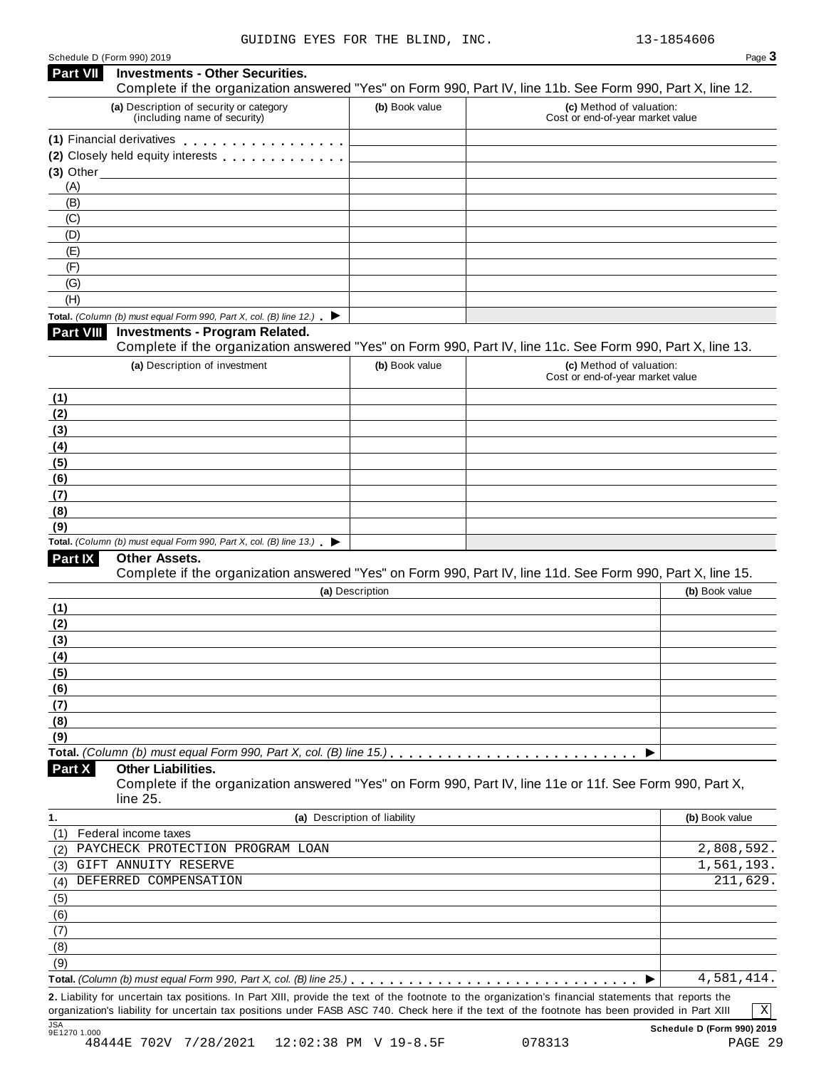GUIDING EYES FOR THE BLIND, INC. 13-1854606

Schedule D (Form 990) 2019

## Part VII Investments - Other Securities.

Complete if the organization answered "Yes" on Form 990, Part IV, line 11b. See Form 990, Part X, line 12.

| (a) Description of security or category (including name of security) | (b) Book value | (c) Method of valuation: Cost or end-of-year market value |
|---|---|---|
| (1) Financial derivatives | | |
| (2) Closely held equity interests | | |
| (3) Other | | |
| (A) | | |
| (B) | | |
| (C) | | |
| (D) | | |
| (E) | | |
| (F) | | |
| (G) | | |
| (H) | | |
| **Total.** *(Column (b) must equal Form 990, Part X, col. (B) line 12.)* ▶ | | |

## Part VIII Investments - Program Related.

Complete if the organization answered "Yes" on Form 990, Part IV, line 11c. See Form 990, Part X, line 13.

| (a) Description of investment | (b) Book value | (c) Method of valuation: Cost or end-of-year market value |
|---|---|---|
| (1) | | |
| (2) | | |
| (3) | | |
| (4) | | |
| (5) | | |
| (6) | | |
| (7) | | |
| (8) | | |
| (9) | | |
| **Total.** *(Column (b) must equal Form 990, Part X, col. (B) line 13.)* ▶ | | |

## Part IX Other Assets.

Complete if the organization answered "Yes" on Form 990, Part IV, line 11d. See Form 990, Part X, line 15.

| (a) Description | (b) Book value |
|---|---|
| (1) | |
| (2) | |
| (3) | |
| (4) | |
| (5) | |
| (6) | |
| (7) | |
| (8) | |
| (9) | |
| **Total.** *(Column (b) must equal Form 990, Part X, col. (B) line 15.)* ▶ | |

## Part X Other Liabilities.

Complete if the organization answered "Yes" on Form 990, Part IV, line 11e or 11f. See Form 990, Part X, line 25.

| 1. (a) Description of liability | (b) Book value |
|---|---|
| (1) Federal income taxes | |
| (2) PAYCHECK PROTECTION PROGRAM LOAN | 2,808,592. |
| (3) GIFT ANNUITY RESERVE | 1,561,193. |
| (4) DEFERRED COMPENSATION | 211,629. |
| (5) | |
| (6) | |
| (7) | |
| (8) | |
| (9) | |
| **Total.** *(Column (b) must equal Form 990, Part X, col. (B) line 25.)* ▶ | 4,581,414. |

**2.** Liability for uncertain tax positions. In Part XIII, provide the text of the footnote to the organization's financial statements that reports the organization's liability for uncertain tax positions under FASB ASC 740. Check here if the text of the footnote has been provided in Part XIII [X]

JSA 9E1270 1.000

Schedule D (Form 990) 2019

48444E 702V 7/28/2021 12:02:38 PM V 19-8.5F 078313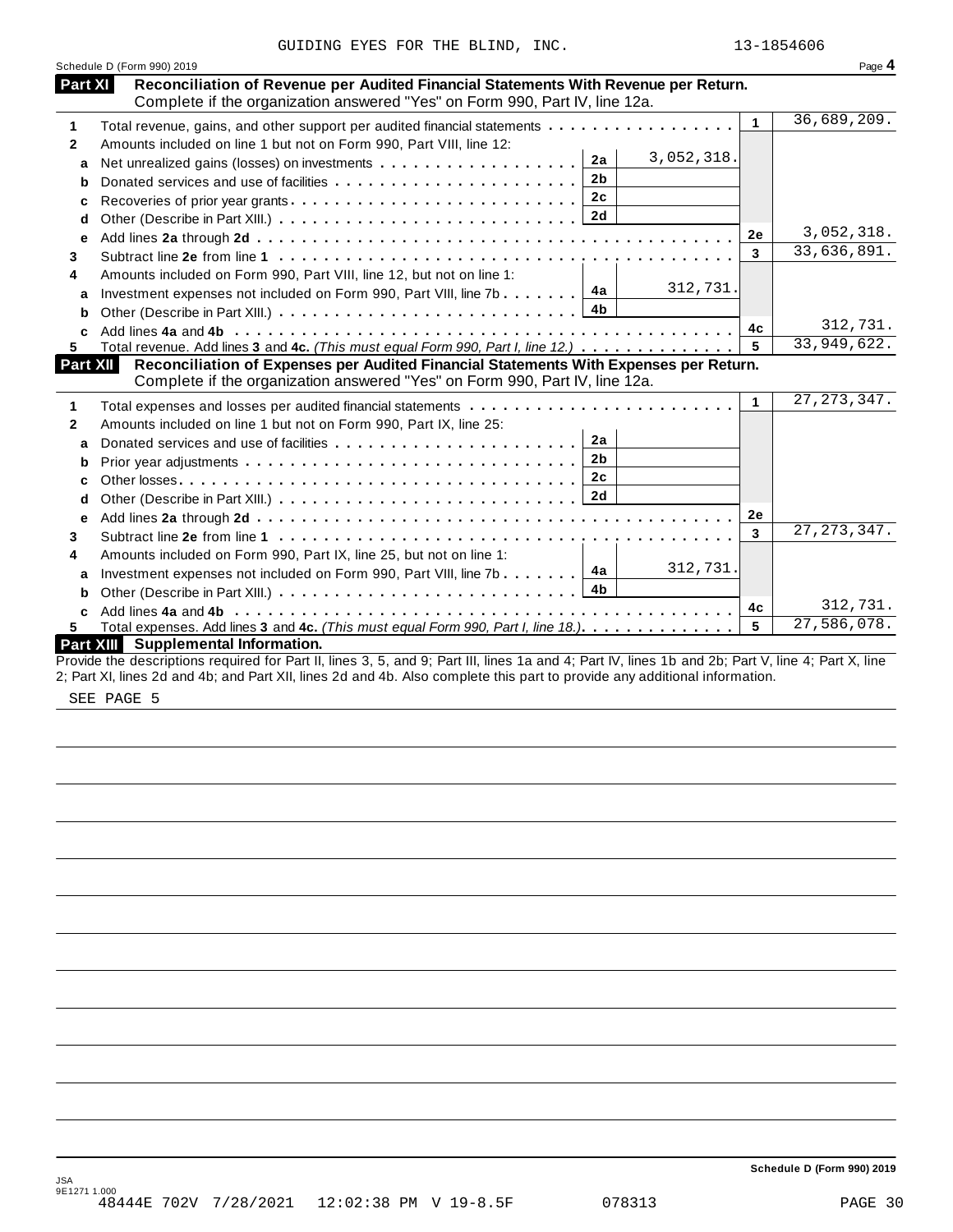GUIDING EYES FOR THE BLIND, INC. 13-1854606

Schedule D (Form 990) 2019 Page **4**

## Part XI Reconciliation of Revenue per Audited Financial Statements With Revenue per Return.

Complete if the organization answered "Yes" on Form 990, Part IV, line 12a.

| | | | | | |
|---|---|---|---|---|---|
| **1** | Total revenue, gains, and other support per audited financial statements | | | 1 | 36,689,209. |
| **2** | Amounts included on line 1 but not on Form 990, Part VIII, line 12: | | | | |
| **a** | Net unrealized gains (losses) on investments | 2a | 3,052,318. | | |
| **b** | Donated services and use of facilities | 2b | | | |
| **c** | Recoveries of prior year grants | 2c | | | |
| **d** | Other (Describe in Part XIII.) | 2d | | | |
| **e** | Add lines **2a** through **2d** | | | 2e | 3,052,318. |
| **3** | Subtract line **2e** from line **1** | | | 3 | 33,636,891. |
| **4** | Amounts included on Form 990, Part VIII, line 12, but not on line 1: | | | | |
| **a** | Investment expenses not included on Form 990, Part VIII, line 7b | 4a | 312,731. | | |
| **b** | Other (Describe in Part XIII.) | 4b | | | |
| **c** | Add lines **4a** and **4b** | | | 4c | 312,731. |
| **5** | Total revenue. Add lines **3** and **4c.** *(This must equal Form 990, Part I, line 12.)* | | | 5 | 33,949,622. |

## Part XII Reconciliation of Expenses per Audited Financial Statements With Expenses per Return.

Complete if the organization answered "Yes" on Form 990, Part IV, line 12a.

| | | | | | |
|---|---|---|---|---|---|
| **1** | Total expenses and losses per audited financial statements | | | 1 | 27,273,347. |
| **2** | Amounts included on line 1 but not on Form 990, Part IX, line 25: | | | | |
| **a** | Donated services and use of facilities | 2a | | | |
| **b** | Prior year adjustments | 2b | | | |
| **c** | Other losses | 2c | | | |
| **d** | Other (Describe in Part XIII.) | 2d | | | |
| **e** | Add lines **2a** through **2d** | | | 2e | |
| **3** | Subtract line **2e** from line **1** | | | 3 | 27,273,347. |
| **4** | Amounts included on Form 990, Part IX, line 25, but not on line 1: | | | | |
| **a** | Investment expenses not included on Form 990, Part VIII, line 7b | 4a | 312,731. | | |
| **b** | Other (Describe in Part XIII.) | 4b | | | |
| **c** | Add lines **4a** and **4b** | | | 4c | 312,731. |
| **5** | Total expenses. Add lines **3** and **4c.** *(This must equal Form 990, Part I, line 18.)* | | | 5 | 27,586,078. |

## Part XIII Supplemental Information.

Provide the descriptions required for Part II, lines 3, 5, and 9; Part III, lines 1a and 4; Part IV, lines 1b and 2b; Part V, line 4; Part X, line 2; Part XI, lines 2d and 4b; and Part XII, lines 2d and 4b. Also complete this part to provide any additional information.

SEE PAGE 5

Schedule D (Form 990) 2019

JSA
9E1271 1.000
48444E 702V 7/28/2021 12:02:38 PM V 19-8.5F 078313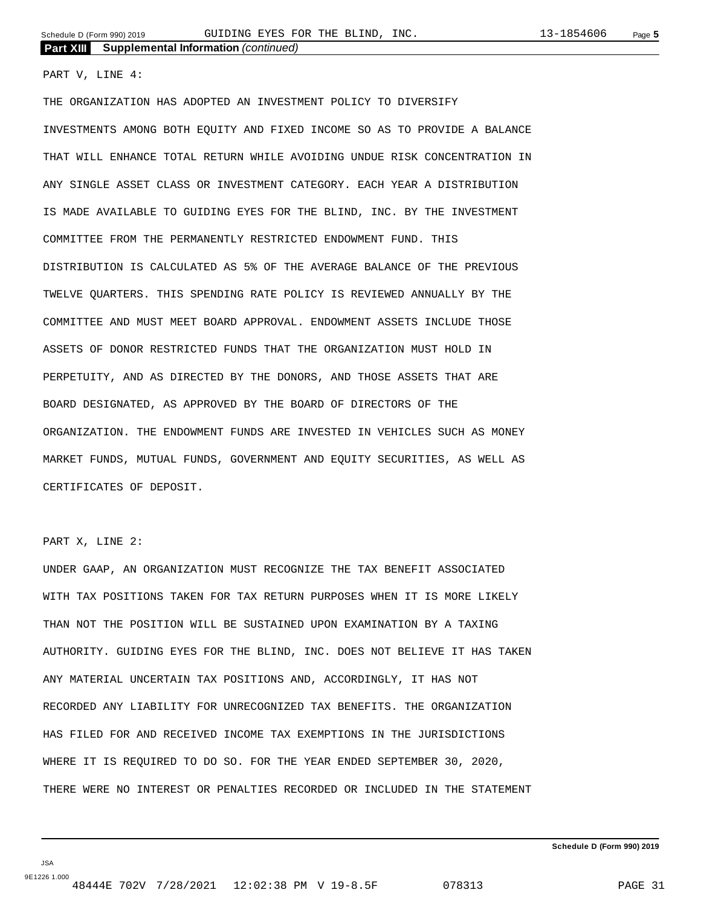**Part XIII Supplemental Information** *(continued)*

PART V, LINE 4:

THE ORGANIZATION HAS ADOPTED AN INVESTMENT POLICY TO DIVERSIFY INVESTMENTS AMONG BOTH EQUITY AND FIXED INCOME SO AS TO PROVIDE A BALANCE THAT WILL ENHANCE TOTAL RETURN WHILE AVOIDING UNDUE RISK CONCENTRATION IN ANY SINGLE ASSET CLASS OR INVESTMENT CATEGORY. EACH YEAR A DISTRIBUTION IS MADE AVAILABLE TO GUIDING EYES FOR THE BLIND, INC. BY THE INVESTMENT COMMITTEE FROM THE PERMANENTLY RESTRICTED ENDOWMENT FUND. THIS DISTRIBUTION IS CALCULATED AS 5% OF THE AVERAGE BALANCE OF THE PREVIOUS TWELVE QUARTERS. THIS SPENDING RATE POLICY IS REVIEWED ANNUALLY BY THE COMMITTEE AND MUST MEET BOARD APPROVAL. ENDOWMENT ASSETS INCLUDE THOSE ASSETS OF DONOR RESTRICTED FUNDS THAT THE ORGANIZATION MUST HOLD IN PERPETUITY, AND AS DIRECTED BY THE DONORS, AND THOSE ASSETS THAT ARE BOARD DESIGNATED, AS APPROVED BY THE BOARD OF DIRECTORS OF THE ORGANIZATION. THE ENDOWMENT FUNDS ARE INVESTED IN VEHICLES SUCH AS MONEY MARKET FUNDS, MUTUAL FUNDS, GOVERNMENT AND EQUITY SECURITIES, AS WELL AS CERTIFICATES OF DEPOSIT.

PART X, LINE 2:

UNDER GAAP, AN ORGANIZATION MUST RECOGNIZE THE TAX BENEFIT ASSOCIATED WITH TAX POSITIONS TAKEN FOR TAX RETURN PURPOSES WHEN IT IS MORE LIKELY THAN NOT THE POSITION WILL BE SUSTAINED UPON EXAMINATION BY A TAXING AUTHORITY. GUIDING EYES FOR THE BLIND, INC. DOES NOT BELIEVE IT HAS TAKEN ANY MATERIAL UNCERTAIN TAX POSITIONS AND, ACCORDINGLY, IT HAS NOT RECORDED ANY LIABILITY FOR UNRECOGNIZED TAX BENEFITS. THE ORGANIZATION HAS FILED FOR AND RECEIVED INCOME TAX EXEMPTIONS IN THE JURISDICTIONS WHERE IT IS REQUIRED TO DO SO. FOR THE YEAR ENDED SEPTEMBER 30, 2020, THERE WERE NO INTEREST OR PENALTIES RECORDED OR INCLUDED IN THE STATEMENT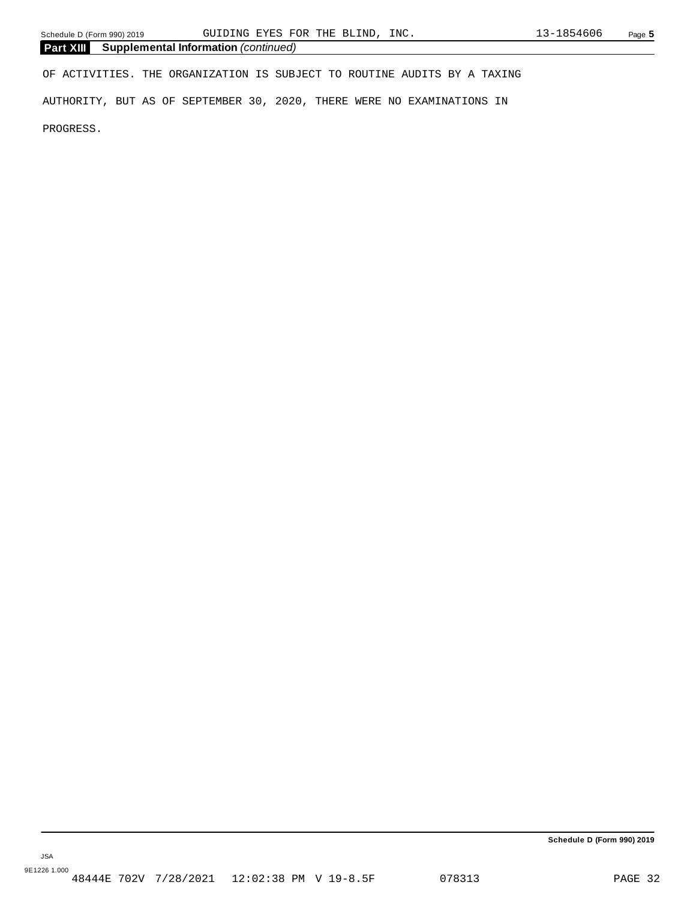**Part XIII Supplemental Information** *(continued)*

OF ACTIVITIES. THE ORGANIZATION IS SUBJECT TO ROUTINE AUDITS BY A TAXING AUTHORITY, BUT AS OF SEPTEMBER 30, 2020, THERE WERE NO EXAMINATIONS IN PROGRESS.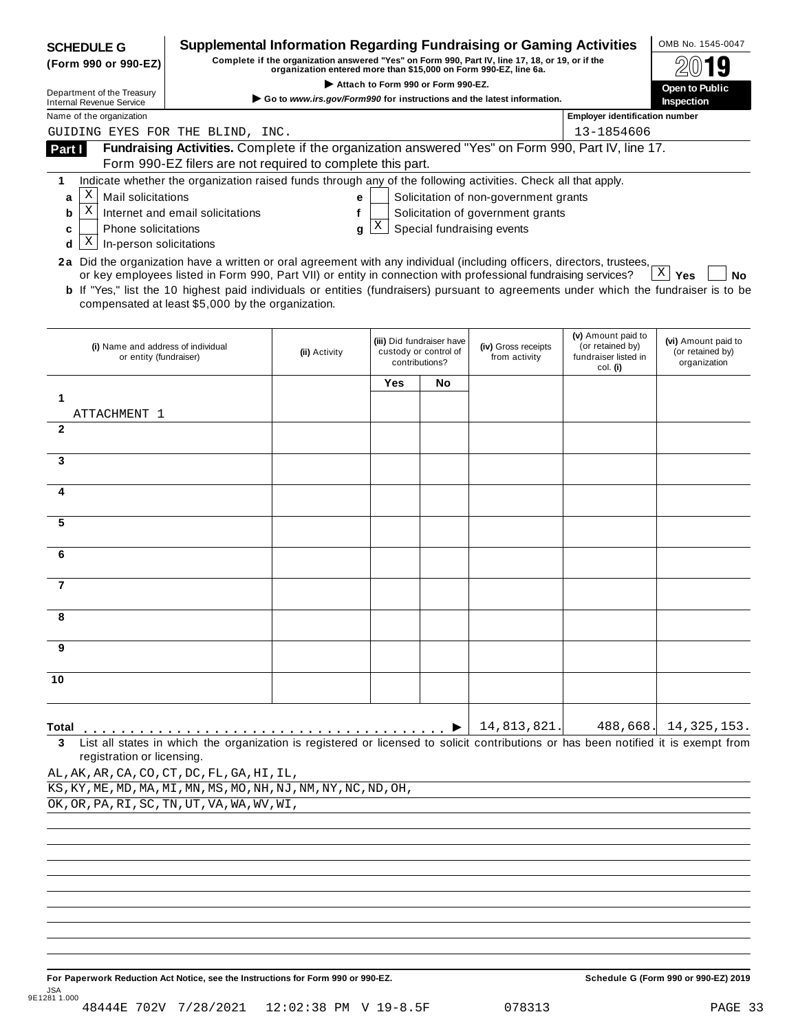**SCHEDULE G (Form 990 or 990-EZ)**

Department of the Treasury
Internal Revenue Service

# Supplemental Information Regarding Fundraising or Gaming Activities

**Complete if the organization answered "Yes" on Form 990, Part IV, line 17, 18, or 19, or if the organization entered more than $15,000 on Form 990-EZ, line 6a.**

▶ **Attach to Form 990 or Form 990-EZ.**

▶ **Go to** ***www.irs.gov/Form990*** **for instructions and the latest information.**

OMB No. 1545-0047

**2019**

**Open to Public Inspection**

Name of the organization: GUIDING EYES FOR THE BLIND, INC.

Employer identification number: 13-1854606

**Part I** **Fundraising Activities.** Complete if the organization answered "Yes" on Form 990, Part IV, line 17. Form 990-EZ filers are not required to complete this part.

**1** Indicate whether the organization raised funds through any of the following activities. Check all that apply.

- **a** [X] Mail solicitations
- **b** [X] Internet and email solicitations
- **c** [ ] Phone solicitations
- **d** [X] In-person solicitations
- **e** [ ] Solicitation of non-government grants
- **f** [ ] Solicitation of government grants
- **g** [X] Special fundraising events

**2a** Did the organization have a written or oral agreement with any individual (including officers, directors, trustees, or key employees listed in Form 990, Part VII) or entity in connection with professional fundraising services? [X] **Yes** [ ] **No**

**b** If "Yes," list the 10 highest paid individuals or entities (fundraisers) pursuant to agreements under which the fundraiser is to be compensated at least $5,000 by the organization.

| | (i) Name and address of individual or entity (fundraiser) | (ii) Activity | (iii) Did fundraiser have custody or control of contributions? Yes | No | (iv) Gross receipts from activity | (v) Amount paid to (or retained by) fundraiser listed in col. (i) | (vi) Amount paid to (or retained by) organization |
|---|---|---|---|---|---|---|---|
| 1 | ATTACHMENT 1 | | | | | | |
| 2 | | | | | | | |
| 3 | | | | | | | |
| 4 | | | | | | | |
| 5 | | | | | | | |
| 6 | | | | | | | |
| 7 | | | | | | | |
| 8 | | | | | | | |
| 9 | | | | | | | |
| 10 | | | | | | | |
| **Total** ▶ | | | | | 14,813,821. | 488,668. | 14,325,153. |

**3** List all states in which the organization is registered or licensed to solicit contributions or has been notified it is exempt from registration or licensing.

AL,AK,AR,CA,CO,CT,DC,FL,GA,HI,IL,
KS,KY,ME,MD,MA,MI,MN,MS,MO,NH,NJ,NM,NY,NC,ND,OH,
OK,OR,PA,RI,SC,TN,UT,VA,WA,WV,WI,

**For Paperwork Reduction Act Notice, see the Instructions for Form 990 or 990-EZ.** **Schedule G (Form 990 or 990-EZ) 2019**

JSA 9E1281 1.000

48444E 702V 7/28/2021 12:02:38 PM V 19-8.5F 078313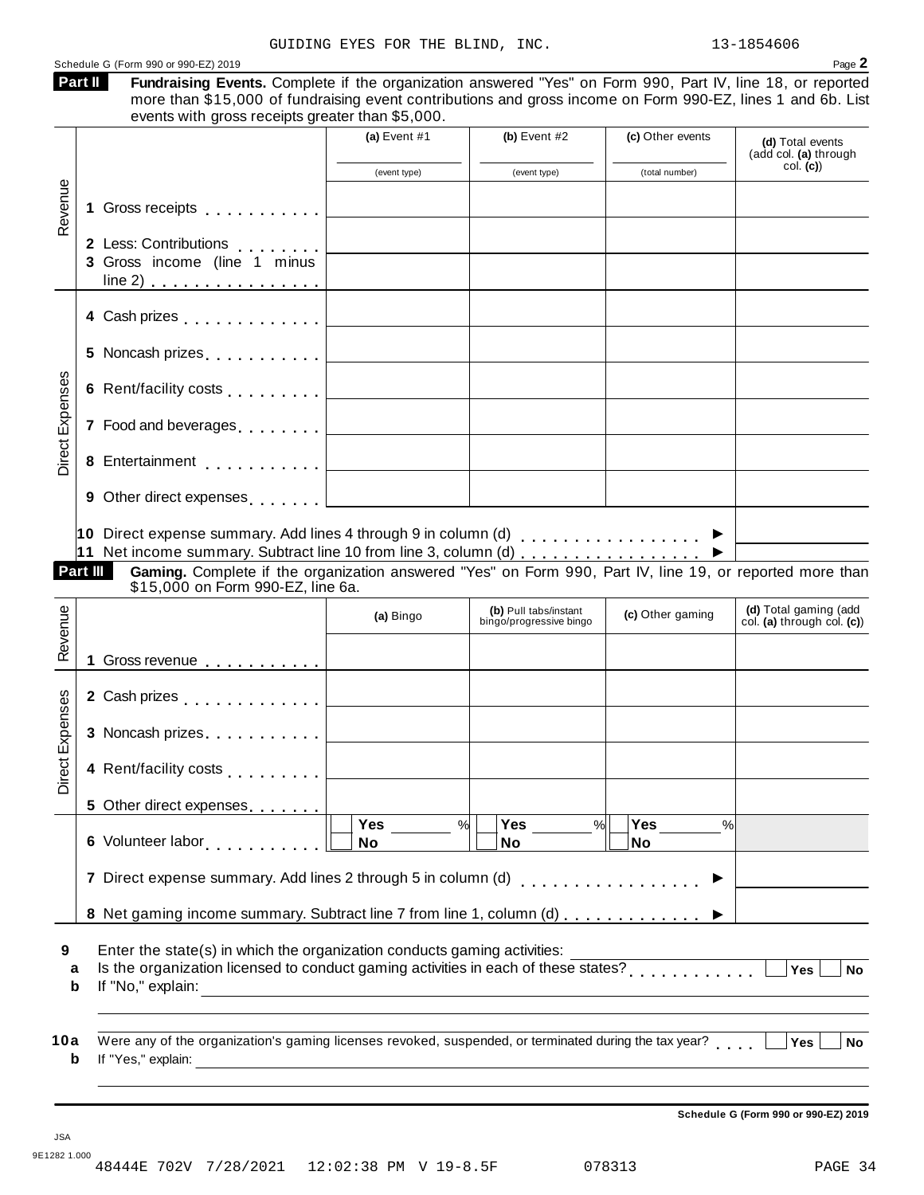GUIDING EYES FOR THE BLIND, INC. 13-1854606

Schedule G (Form 990 or 990-EZ) 2019

**Part II** **Fundraising Events.** Complete if the organization answered "Yes" on Form 990, Part IV, line 18, or reported more than $15,000 of fundraising event contributions and gross income on Form 990-EZ, lines 1 and 6b. List events with gross receipts greater than $5,000.

| | | (a) Event #1 (event type) | (b) Event #2 (event type) | (c) Other events (total number) | (d) Total events (add col. (a) through col. (c)) |
|---|---|---|---|---|---|
| Revenue | 1 Gross receipts | | | | |
| | 2 Less: Contributions | | | | |
| | 3 Gross income (line 1 minus line 2) | | | | |
| Direct Expenses | 4 Cash prizes | | | | |
| | 5 Noncash prizes | | | | |
| | 6 Rent/facility costs | | | | |
| | 7 Food and beverages | | | | |
| | 8 Entertainment | | | | |
| | 9 Other direct expenses | | | | |
| | 10 Direct expense summary. Add lines 4 through 9 in column (d) ▶ | | | | |
| | 11 Net income summary. Subtract line 10 from line 3, column (d) ▶ | | | | |

**Part III** **Gaming.** Complete if the organization answered "Yes" on Form 990, Part IV, line 19, or reported more than $15,000 on Form 990-EZ, line 6a.

| | | (a) Bingo | (b) Pull tabs/instant bingo/progressive bingo | (c) Other gaming | (d) Total gaming (add col. (a) through col. (c)) |
|---|---|---|---|---|---|
| Revenue | 1 Gross revenue | | | | |
| Direct Expenses | 2 Cash prizes | | | | |
| | 3 Noncash prizes | | | | |
| | 4 Rent/facility costs | | | | |
| | 5 Other direct expenses | | | | |
| | 6 Volunteer labor | ☐ Yes ____ % ☐ No | ☐ Yes ____ % ☐ No | ☐ Yes ____ % ☐ No | |
| | 7 Direct expense summary. Add lines 2 through 5 in column (d) ▶ | | | | |
| | 8 Net gaming income summary. Subtract line 7 from line 1, column (d) ▶ | | | | |

**9** Enter the state(s) in which the organization conducts gaming activities: ______________________

**a** Is the organization licensed to conduct gaming activities in each of these states? ☐ Yes ☐ No

**b** If "No," explain: ______________________

**10a** Were any of the organization's gaming licenses revoked, suspended, or terminated during the tax year? ☐ Yes ☐ No

**b** If "Yes," explain: ______________________

Schedule G (Form 990 or 990-EZ) 2019

JSA
9E1282 1.000

48444E 702V 7/28/2021 12:02:38 PM V 19-8.5F 078313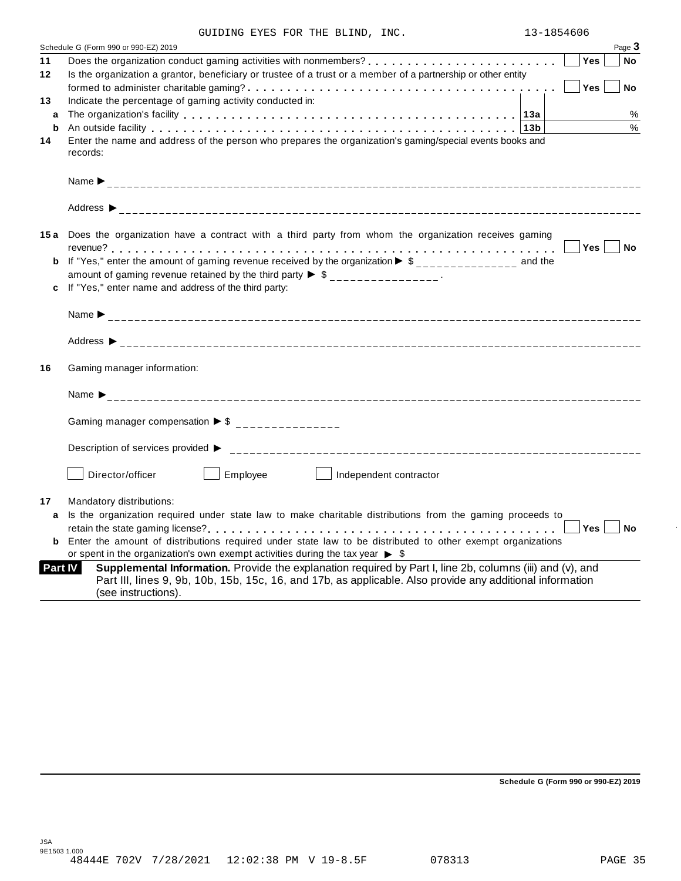GUIDING EYES FOR THE BLIND, INC. 13-1854606

Schedule G (Form 990 or 990-EZ) 2019 Page **3**

**11** Does the organization conduct gaming activities with nonmembers? . . . . . . . . . . . . . . . . . . . . . . . . ☐ **Yes** ☐ **No**

**12** Is the organization a grantor, beneficiary or trustee of a trust or a member of a partnership or other entity formed to administer charitable gaming? . . . . . . . . . . . . . . . . . . . . . . . . . . . . . . . . . . . . . . . ☐ **Yes** ☐ **No**

**13** Indicate the percentage of gaming activity conducted in:

**a** The organization's facility . . . . . . . . . . . . . . . . . . . . . . . . . . . . . . . . . . . . . . . . . . . . . **13a** %

**b** An outside facility . . . . . . . . . . . . . . . . . . . . . . . . . . . . . . . . . . . . . . . . . . . . . . . . . . **13b** %

**14** Enter the name and address of the person who prepares the organization's gaming/special events books and records:

Name ▶

Address ▶

**15 a** Does the organization have a contract with a third party from whom the organization receives gaming revenue? . . . . . . . . . . . . . . . . . . . . . . . . . . . . . . . . . . . . . . . . . . . . . . . . . . . . . . . . . . . . ☐ **Yes** ☐ **No**

**b** If "Yes," enter the amount of gaming revenue received by the organization ▶ $ ________________ and the amount of gaming revenue retained by the third party ▶ $ ________________ .

**c** If "Yes," enter name and address of the third party:

Name ▶

Address ▶

**16** Gaming manager information:

Name ▶

Gaming manager compensation ▶ $ ________________

Description of services provided ▶

☐ Director/officer ☐ Employee ☐ Independent contractor

**17** Mandatory distributions:

**a** Is the organization required under state law to make charitable distributions from the gaming proceeds to retain the state gaming license? . . . . . . . . . . . . . . . . . . . . . . . . . . . . . . . . . . . . . . . . . . . . ☐ **Yes** ☐ **No**

**b** Enter the amount of distributions required under state law to be distributed to other exempt organizations or spent in the organization's own exempt activities during the tax year ▶ $

**Part IV** **Supplemental Information.** Provide the explanation required by Part I, line 2b, columns (iii) and (v), and Part III, lines 9, 9b, 10b, 15b, 15c, 16, and 17b, as applicable. Also provide any additional information (see instructions).

**Schedule G (Form 990 or 990-EZ) 2019**

JSA
9E1503 1.000
48444E 702V 7/28/2021 12:02:38 PM V 19-8.5F 078313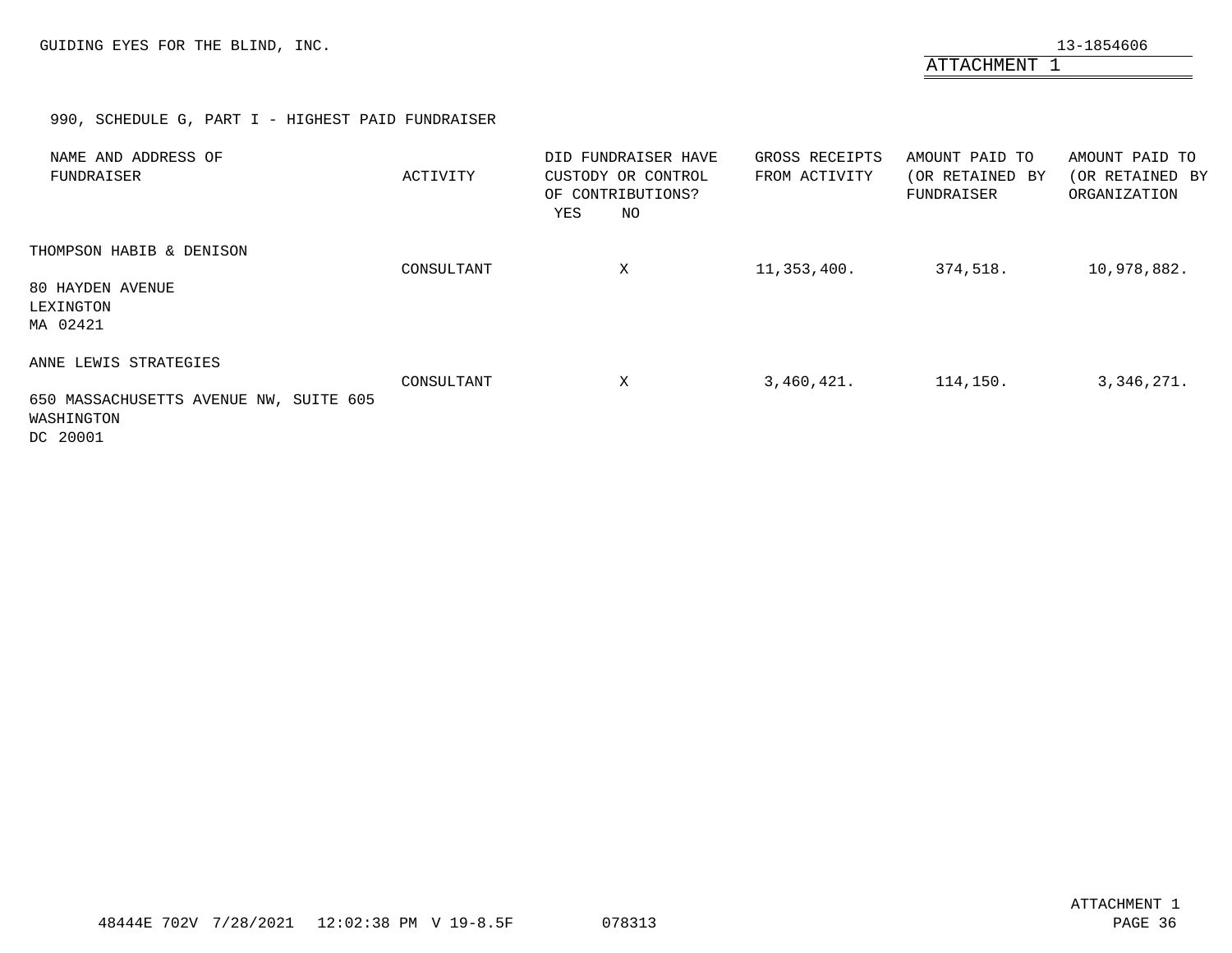GUIDING EYES FOR THE BLIND, INC. 13-1854606

ATTACHMENT 1

990, SCHEDULE G, PART I - HIGHEST PAID FUNDRAISER

| NAME AND ADDRESS OF FUNDRAISER | ACTIVITY | DID FUNDRAISER HAVE CUSTODY OR CONTROL OF CONTRIBUTIONS? YES | NO | GROSS RECEIPTS FROM ACTIVITY | AMOUNT PAID TO (OR RETAINED BY FUNDRAISER | AMOUNT PAID TO (OR RETAINED BY ORGANIZATION |
|---|---|---|---|---|---|---|
| THOMPSON HABIB & DENISON<br>80 HAYDEN AVENUE<br>LEXINGTON<br>MA 02421 | CONSULTANT | | X | 11,353,400. | 374,518. | 10,978,882. |
| ANNE LEWIS STRATEGIES<br>650 MASSACHUSETTS AVENUE NW, SUITE 605<br>WASHINGTON<br>DC 20001 | CONSULTANT | | X | 3,460,421. | 114,150. | 3,346,271. |

48444E 702V 7/28/2021 12:02:38 PM V 19-8.5F 078313

ATTACHMENT 1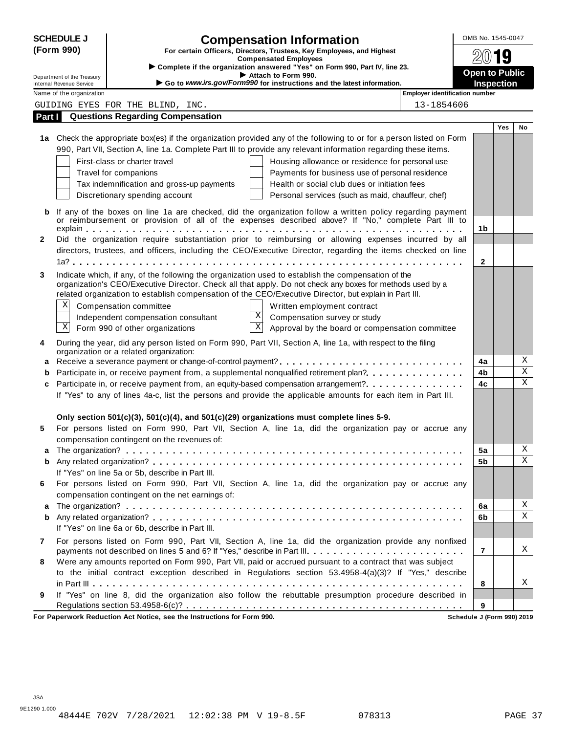**SCHEDULE J (Form 990)**

Department of the Treasury
Internal Revenue Service

# Compensation Information

**For certain Officers, Directors, Trustees, Key Employees, and Highest Compensated Employees**

▶ **Complete if the organization answered "Yes" on Form 990, Part IV, line 23.**
▶ **Attach to Form 990.**
▶ **Go to *www.irs.gov/Form990* for instructions and the latest information.**

OMB No. 1545-0047

**2019**

**Open to Public Inspection**

Name of the organization: GUIDING EYES FOR THE BLIND, INC.

Employer identification number: 13-1854606

## Part I Questions Regarding Compensation

| | | | Yes | No |
|---|---|---|---|---|
| **1a** | Check the appropriate box(es) if the organization provided any of the following to or for a person listed on Form 990, Part VII, Section A, line 1a. Complete Part III to provide any relevant information regarding these items.<br>☐ First-class or charter travel ☐ Housing allowance or residence for personal use<br>☐ Travel for companions ☐ Payments for business use of personal residence<br>☐ Tax indemnification and gross-up payments ☐ Health or social club dues or initiation fees<br>☐ Discretionary spending account ☐ Personal services (such as maid, chauffeur, chef) | | | |
| **b** | If any of the boxes on line 1a are checked, did the organization follow a written policy regarding payment or reimbursement or provision of all of the expenses described above? If "No," complete Part III to explain | 1b | | |
| **2** | Did the organization require substantiation prior to reimbursing or allowing expenses incurred by all directors, trustees, and officers, including the CEO/Executive Director, regarding the items checked on line 1a? | 2 | | |
| **3** | Indicate which, if any, of the following the organization used to establish the compensation of the organization's CEO/Executive Director. Check all that apply. Do not check any boxes for methods used by a related organization to establish compensation of the CEO/Executive Director, but explain in Part III.<br>☒ Compensation committee ☐ Written employment contract<br>☐ Independent compensation consultant ☒ Compensation survey or study<br>☒ Form 990 of other organizations ☒ Approval by the board or compensation committee | | | |
| **4** | During the year, did any person listed on Form 990, Part VII, Section A, line 1a, with respect to the filing organization or a related organization: | | | |
| **a** | Receive a severance payment or change-of-control payment? | 4a | | X |
| **b** | Participate in, or receive payment from, a supplemental nonqualified retirement plan? | 4b | | X |
| **c** | Participate in, or receive payment from, an equity-based compensation arrangement? | 4c | | X |
| | If "Yes" to any of lines 4a-c, list the persons and provide the applicable amounts for each item in Part III. | | | |
| | **Only section 501(c)(3), 501(c)(4), and 501(c)(29) organizations must complete lines 5-9.** | | | |
| **5** | For persons listed on Form 990, Part VII, Section A, line 1a, did the organization pay or accrue any compensation contingent on the revenues of: | | | |
| **a** | The organization? | 5a | | X |
| **b** | Any related organization? | 5b | | X |
| | If "Yes" on line 5a or 5b, describe in Part III. | | | |
| **6** | For persons listed on Form 990, Part VII, Section A, line 1a, did the organization pay or accrue any compensation contingent on the net earnings of: | | | |
| **a** | The organization? | 6a | | X |
| **b** | Any related organization? | 6b | | X |
| | If "Yes" on line 6a or 6b, describe in Part III. | | | |
| **7** | For persons listed on Form 990, Part VII, Section A, line 1a, did the organization provide any nonfixed payments not described on lines 5 and 6? If "Yes," describe in Part III | 7 | | X |
| **8** | Were any amounts reported on Form 990, Part VII, paid or accrued pursuant to a contract that was subject to the initial contract exception described in Regulations section 53.4958-4(a)(3)? If "Yes," describe in Part III | 8 | | X |
| **9** | If "Yes" on line 8, did the organization also follow the rebuttable presumption procedure described in Regulations section 53.4958-6(c)? | 9 | | |

**For Paperwork Reduction Act Notice, see the Instructions for Form 990.** **Schedule J (Form 990) 2019**

JSA
9E1290 1.000
48444E 702V 7/28/2021 12:02:38 PM V 19-8.5F 078313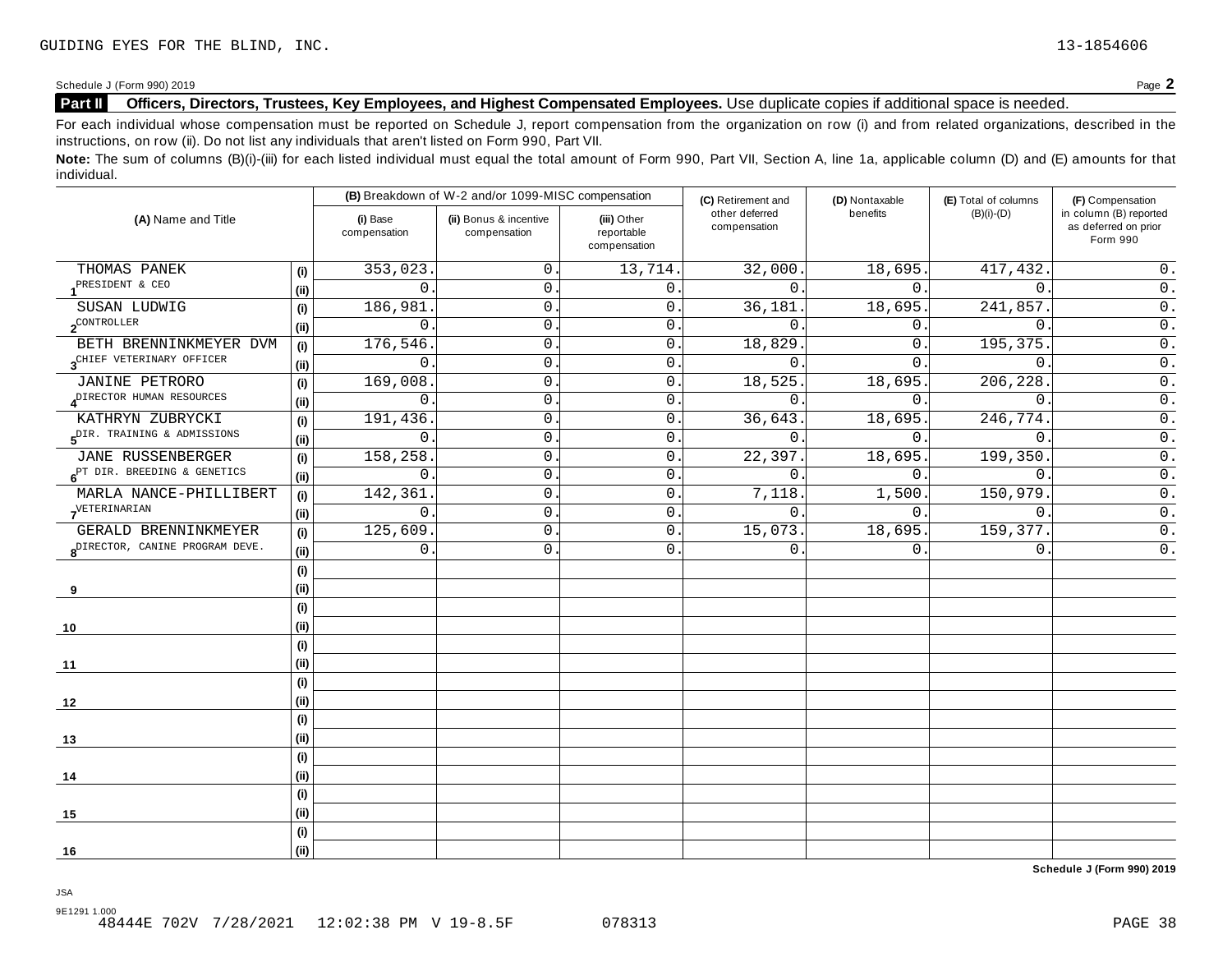GUIDING EYES FOR THE BLIND, INC. 13-1854606

Schedule J (Form 990) 2019 Page **2**

**Part II** **Officers, Directors, Trustees, Key Employees, and Highest Compensated Employees.** Use duplicate copies if additional space is needed.

For each individual whose compensation must be reported on Schedule J, report compensation from the organization on row (i) and from related organizations, described in the instructions, on row (ii). Do not list any individuals that aren't listed on Form 990, Part VII.

**Note:** The sum of columns (B)(i)-(iii) for each listed individual must equal the total amount of Form 990, Part VII, Section A, line 1a, applicable column (D) and (E) amounts for that individual.

| (A) Name and Title | | (B) Breakdown of W-2 and/or 1099-MISC compensation | | | (C) Retirement and other deferred compensation | (D) Nontaxable benefits | (E) Total of columns (B)(i)-(D) | (F) Compensation in column (B) reported as deferred on prior Form 990 |
|---|---|---|---|---|---|---|---|---|
| | | (i) Base compensation | (ii) Bonus & incentive compensation | (iii) Other reportable compensation | | | | |
| 1 THOMAS PANEK PRESIDENT & CEO | (i) | 353,023. | 0. | 13,714. | 32,000. | 18,695. | 417,432. | 0. |
| | (ii) | 0. | 0. | 0. | 0. | 0. | 0. | 0. |
| 2 SUSAN LUDWIG CONTROLLER | (i) | 186,981. | 0. | 0. | 36,181. | 18,695. | 241,857. | 0. |
| | (ii) | 0. | 0. | 0. | 0. | 0. | 0. | 0. |
| 3 BETH BRENNINKMEYER DVM CHIEF VETERINARY OFFICER | (i) | 176,546. | 0. | 0. | 18,829. | 0. | 195,375. | 0. |
| | (ii) | 0. | 0. | 0. | 0. | 0. | 0. | 0. |
| 4 JANINE PETRORO DIRECTOR HUMAN RESOURCES | (i) | 169,008. | 0. | 0. | 18,525. | 18,695. | 206,228. | 0. |
| | (ii) | 0. | 0. | 0. | 0. | 0. | 0. | 0. |
| 5 KATHRYN ZUBRYCKI DIR. TRAINING & ADMISSIONS | (i) | 191,436. | 0. | 0. | 36,643. | 18,695. | 246,774. | 0. |
| | (ii) | 0. | 0. | 0. | 0. | 0. | 0. | 0. |
| 6 JANE RUSSENBERGER PT DIR. BREEDING & GENETICS | (i) | 158,258. | 0. | 0. | 22,397. | 18,695. | 199,350. | 0. |
| | (ii) | 0. | 0. | 0. | 0. | 0. | 0. | 0. |
| 7 MARLA NANCE-PHILLIBERT VETERINARIAN | (i) | 142,361. | 0. | 0. | 7,118. | 1,500. | 150,979. | 0. |
| | (ii) | 0. | 0. | 0. | 0. | 0. | 0. | 0. |
| 8 GERALD BRENNINKMEYER DIRECTOR, CANINE PROGRAM DEVE. | (i) | 125,609. | 0. | 0. | 15,073. | 18,695. | 159,377. | 0. |
| | (ii) | 0. | 0. | 0. | 0. | 0. | 0. | 0. |
| 9 | (i) | | | | | | | |
| | (ii) | | | | | | | |
| 10 | (i) | | | | | | | |
| | (ii) | | | | | | | |
| 11 | (i) | | | | | | | |
| | (ii) | | | | | | | |
| 12 | (i) | | | | | | | |
| | (ii) | | | | | | | |
| 13 | (i) | | | | | | | |
| | (ii) | | | | | | | |
| 14 | (i) | | | | | | | |
| | (ii) | | | | | | | |
| 15 | (i) | | | | | | | |
| | (ii) | | | | | | | |
| 16 | (i) | | | | | | | |
| | (ii) | | | | | | | |

**Schedule J (Form 990) 2019**

JSA
9E1291 1.000
48444E 702V 7/28/2021 12:02:38 PM V 19-8.5F 078313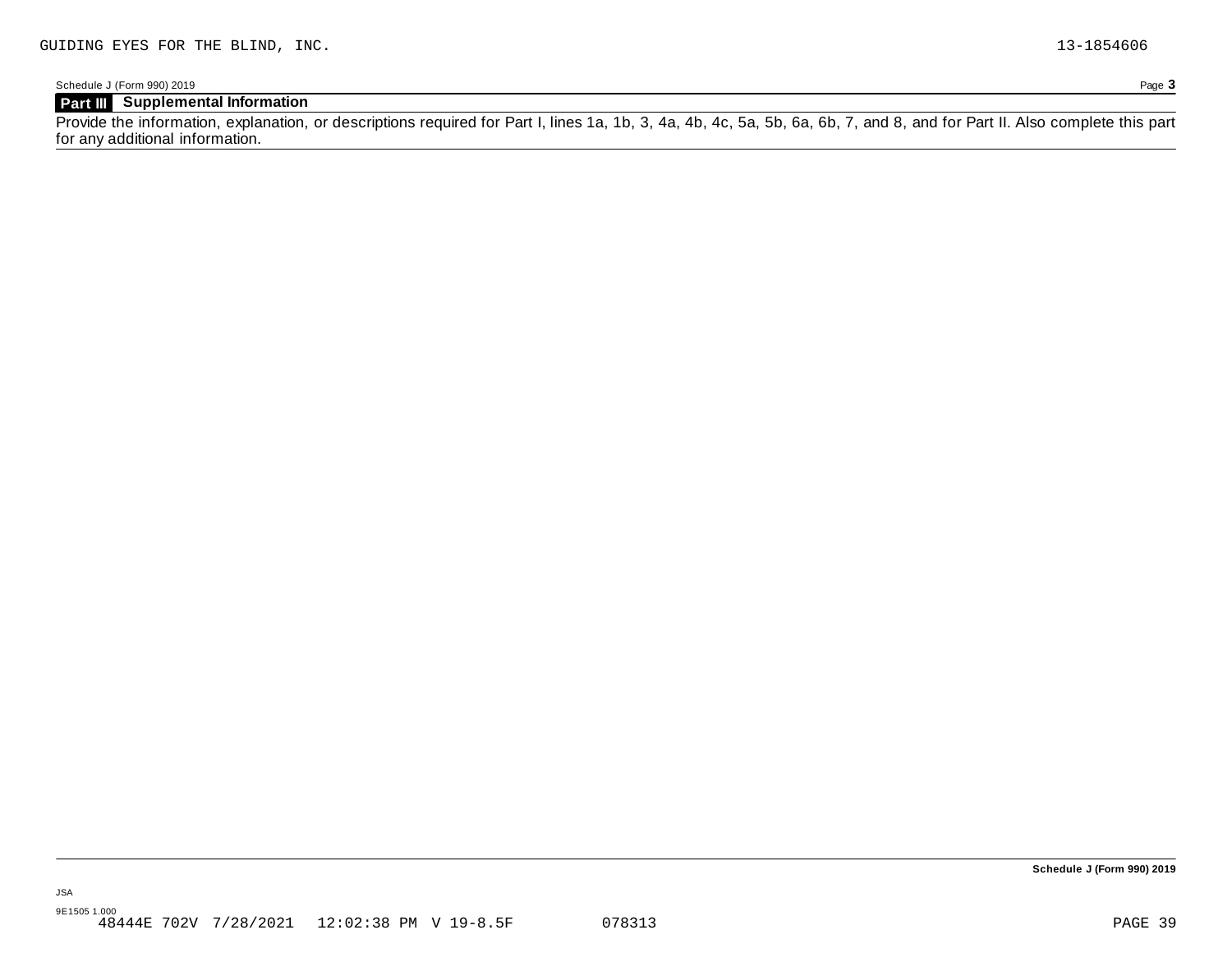GUIDING EYES FOR THE BLIND, INC. 13-1854606

Schedule J (Form 990) 2019 Page **3**

## Part III Supplemental Information

Provide the information, explanation, or descriptions required for Part I, lines 1a, 1b, 3, 4a, 4b, 4c, 5a, 5b, 6a, 6b, 7, and 8, and for Part II. Also complete this part for any additional information.

**Schedule J (Form 990) 2019**

JSA

9E1505 1.000
48444E 702V 7/28/2021 12:02:38 PM V 19-8.5F 078313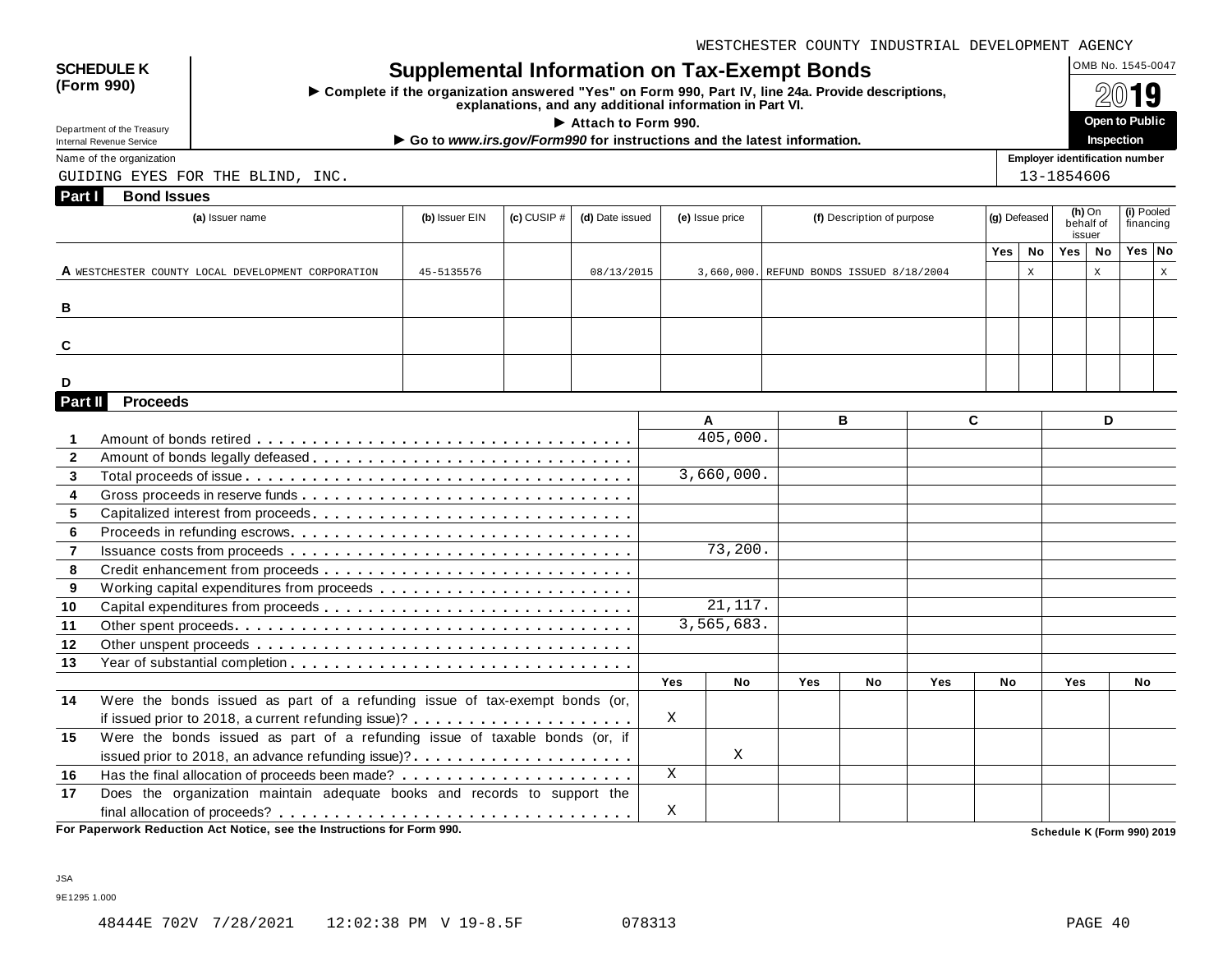WESTCHESTER COUNTY INDUSTRIAL DEVELOPMENT AGENCY

**SCHEDULE K (Form 990)**

# Supplemental Information on Tax-Exempt Bonds

OMB No. 1545-0047

**2019**

**Open to Public Inspection**

► Complete if the organization answered "Yes" on Form 990, Part IV, line 24a. Provide descriptions, explanations, and any additional information in Part VI.

► Attach to Form 990.

► Go to *www.irs.gov/Form990* for instructions and the latest information.

Department of the Treasury
Internal Revenue Service

Name of the organization: GUIDING EYES FOR THE BLIND, INC.

Employer identification number: 13-1854606

## Part I Bond Issues

| | (a) Issuer name | (b) Issuer EIN | (c) CUSIP # | (d) Date issued | (e) Issue price | (f) Description of purpose | (g) Defeased Yes | (g) Defeased No | (h) On behalf of issuer Yes | (h) On behalf of issuer No | (i) Pooled financing Yes | (i) Pooled financing No |
|---|---|---|---|---|---|---|---|---|---|---|---|---|
| A | WESTCHESTER COUNTY LOCAL DEVELOPMENT CORPORATION | 45-5135576 | | 08/13/2015 | 3,660,000. | REFUND BONDS ISSUED 8/18/2004 | | X | | X | | X |
| B | | | | | | | | | | | | |
| C | | | | | | | | | | | | |
| D | | | | | | | | | | | | |

## Part II Proceeds

| | | A | B | C | D |
|---|---|---|---|---|---|
| 1 | Amount of bonds retired | 405,000. | | | |
| 2 | Amount of bonds legally defeased | | | | |
| 3 | Total proceeds of issue | 3,660,000. | | | |
| 4 | Gross proceeds in reserve funds | | | | |
| 5 | Capitalized interest from proceeds | | | | |
| 6 | Proceeds in refunding escrows | | | | |
| 7 | Issuance costs from proceeds | 73,200. | | | |
| 8 | Credit enhancement from proceeds | | | | |
| 9 | Working capital expenditures from proceeds | | | | |
| 10 | Capital expenditures from proceeds | 21,117. | | | |
| 11 | Other spent proceeds | 3,565,683. | | | |
| 12 | Other unspent proceeds | | | | |
| 13 | Year of substantial completion | | | | |

| | | A Yes | A No | B Yes | B No | C Yes | C No | D Yes | D No |
|---|---|---|---|---|---|---|---|---|---|
| 14 | Were the bonds issued as part of a refunding issue of tax-exempt bonds (or, if issued prior to 2018, a current refunding issue)? | X | | | | | | | |
| 15 | Were the bonds issued as part of a refunding issue of taxable bonds (or, if issued prior to 2018, an advance refunding issue)? | | X | | | | | | |
| 16 | Has the final allocation of proceeds been made? | X | | | | | | | |
| 17 | Does the organization maintain adequate books and records to support the final allocation of proceeds? | X | | | | | | | |

**For Paperwork Reduction Act Notice, see the Instructions for Form 990.**

**Schedule K (Form 990) 2019**

JSA
9E1295 1.000

48444E 702V 7/28/2021 12:02:38 PM V 19-8.5F 078313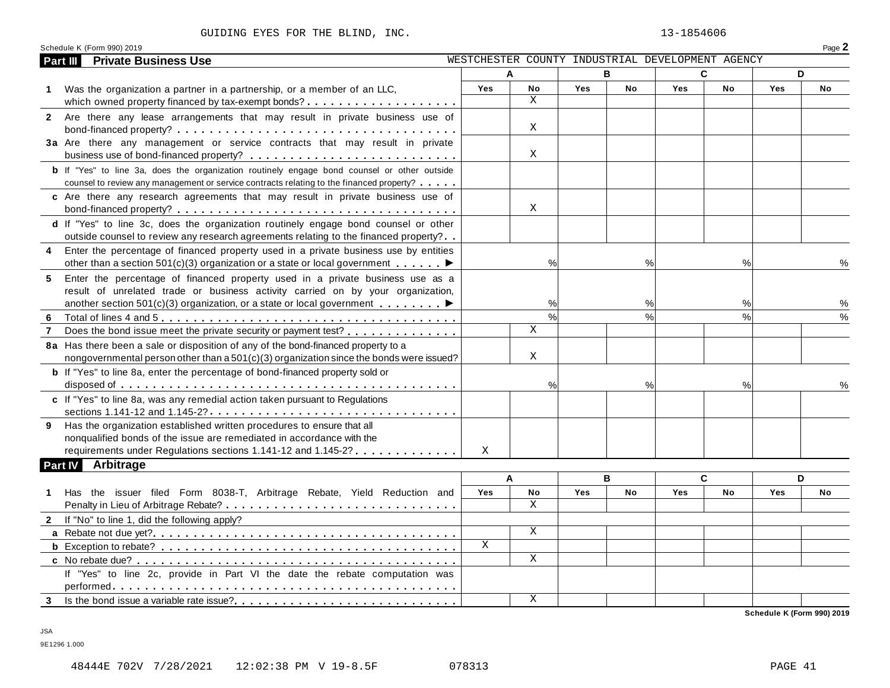GUIDING EYES FOR THE BLIND, INC. 13-1854606

Schedule K (Form 990) 2019 Page **2**

## Part III Private Business Use

WESTCHESTER COUNTY INDUSTRIAL DEVELOPMENT AGENCY

| | A | | B | | C | | D | |
|---|---|---|---|---|---|---|---|---|
| | Yes | No | Yes | No | Yes | No | Yes | No |
| **1** Was the organization a partner in a partnership, or a member of an LLC, which owned property financed by tax-exempt bonds? | | X | | | | | | |
| **2** Are there any lease arrangements that may result in private business use of bond-financed property? | | X | | | | | | |
| **3a** Are there any management or service contracts that may result in private business use of bond-financed property? | | X | | | | | | |
| **b** If "Yes" to line 3a, does the organization routinely engage bond counsel or other outside counsel to review any management or service contracts relating to the financed property? | | | | | | | | |
| **c** Are there any research agreements that may result in private business use of bond-financed property? | | X | | | | | | |
| **d** If "Yes" to line 3c, does the organization routinely engage bond counsel or other outside counsel to review any research agreements relating to the financed property? | | | | | | | | |
| **4** Enter the percentage of financed property used in a private business use by entities other than a section 501(c)(3) organization or a state or local government ▶ | | % | | % | | % | | % |
| **5** Enter the percentage of financed property used in a private business use as a result of unrelated trade or business activity carried on by your organization, another section 501(c)(3) organization, or a state or local government ▶ | | % | | % | | % | | % |
| **6** Total of lines 4 and 5 | | % | | % | | % | | % |
| **7** Does the bond issue meet the private security or payment test? | | X | | | | | | |
| **8a** Has there been a sale or disposition of any of the bond-financed property to a nongovernmental person other than a 501(c)(3) organization since the bonds were issued? | | X | | | | | | |
| **b** If "Yes" to line 8a, enter the percentage of bond-financed property sold or disposed of | | % | | % | | % | | % |
| **c** If "Yes" to line 8a, was any remedial action taken pursuant to Regulations sections 1.141-12 and 1.145-2? | | | | | | | | |
| **9** Has the organization established written procedures to ensure that all nonqualified bonds of the issue are remediated in accordance with the requirements under Regulations sections 1.141-12 and 1.145-2? | X | | | | | | | |

## Part IV Arbitrage

| | A | | B | | C | | D | |
|---|---|---|---|---|---|---|---|---|
| | Yes | No | Yes | No | Yes | No | Yes | No |
| **1** Has the issuer filed Form 8038-T, Arbitrage Rebate, Yield Reduction and Penalty in Lieu of Arbitrage Rebate? | | X | | | | | | |
| **2** If "No" to line 1, did the following apply? | | | | | | | | |
| **a** Rebate not due yet? | | X | | | | | | |
| **b** Exception to rebate? | X | | | | | | | |
| **c** No rebate due? | | X | | | | | | |
| If "Yes" to line 2c, provide in Part VI the date the rebate computation was performed | | | | | | | | |
| **3** Is the bond issue a variable rate issue? | | X | | | | | | |

**Schedule K (Form 990) 2019**

JSA
9E1296 1.000

48444E 702V 7/28/2021 12:02:38 PM V 19-8.5F 078313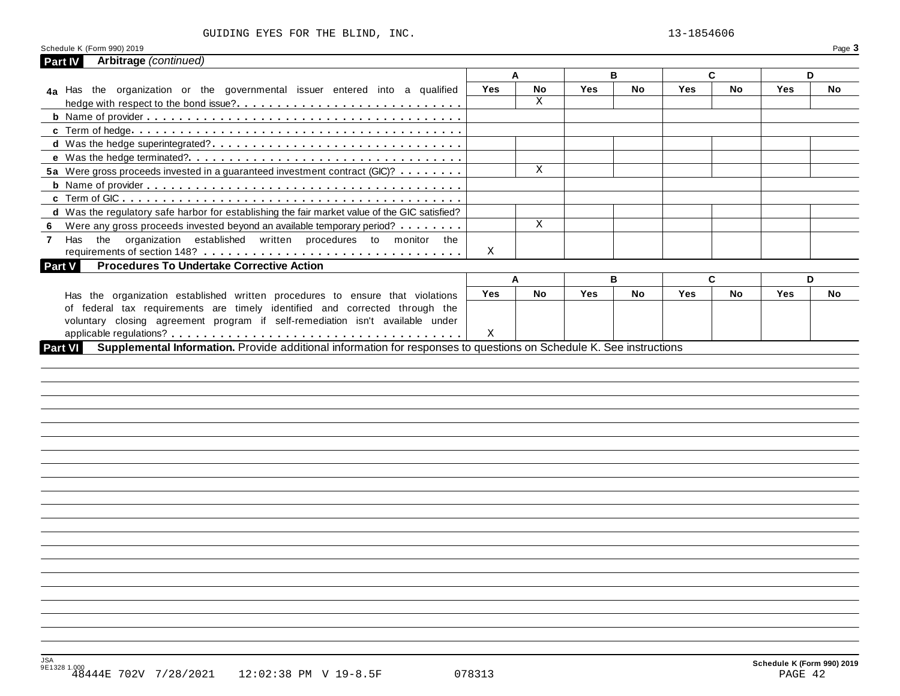GUIDING EYES FOR THE BLIND, INC. 13-1854606

Schedule K (Form 990) 2019 Page **3**

## Part IV Arbitrage *(continued)*

| | A | | B | | C | | D | |
|---|---|---|---|---|---|---|---|---|
| | Yes | No | Yes | No | Yes | No | Yes | No |
| **4a** Has the organization or the governmental issuer entered into a qualified hedge with respect to the bond issue? | | X | | | | | | |
| **b** Name of provider | | | | | | | | |
| **c** Term of hedge | | | | | | | | |
| **d** Was the hedge superintegrated? | | | | | | | | |
| **e** Was the hedge terminated? | | | | | | | | |
| **5a** Were gross proceeds invested in a guaranteed investment contract (GIC)? | | X | | | | | | |
| **b** Name of provider | | | | | | | | |
| **c** Term of GIC | | | | | | | | |
| **d** Was the regulatory safe harbor for establishing the fair market value of the GIC satisfied? | | | | | | | | |
| **6** Were any gross proceeds invested beyond an available temporary period? | | X | | | | | | |
| **7** Has the organization established written procedures to monitor the requirements of section 148? | X | | | | | | | |

## Part V Procedures To Undertake Corrective Action

| | A | | B | | C | | D | |
|---|---|---|---|---|---|---|---|---|
| | Yes | No | Yes | No | Yes | No | Yes | No |
| Has the organization established written procedures to ensure that violations of federal tax requirements are timely identified and corrected through the voluntary closing agreement program if self-remediation isn't available under applicable regulations? | X | | | | | | | |

## Part VI Supplemental Information. Provide additional information for responses to questions on Schedule K. See instructions

JSA
9E1328 1.000
48444E 702V 7/28/2021 12:02:38 PM V 19-8.5F 078313

Schedule K (Form 990) 2019
PAGE 42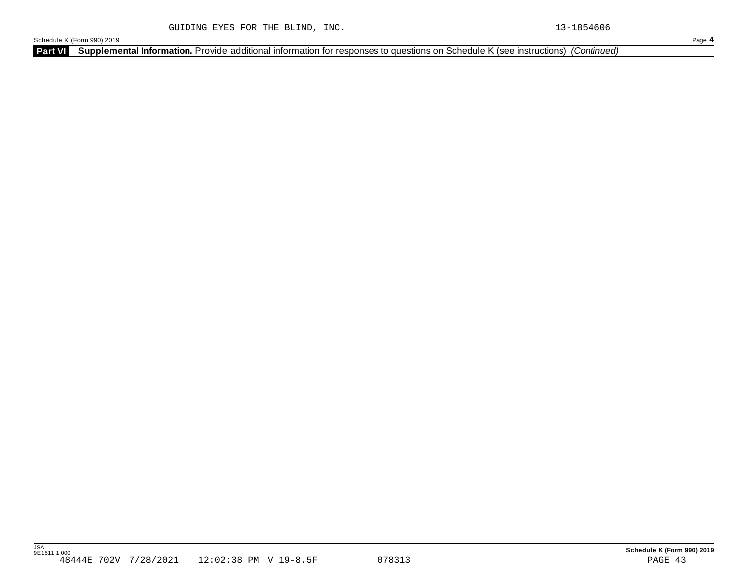GUIDING EYES FOR THE BLIND, INC. 13-1854606

Schedule K (Form 990) 2019

**Part VI** **Supplemental Information.** Provide additional information for responses to questions on Schedule K (see instructions) *(Continued)*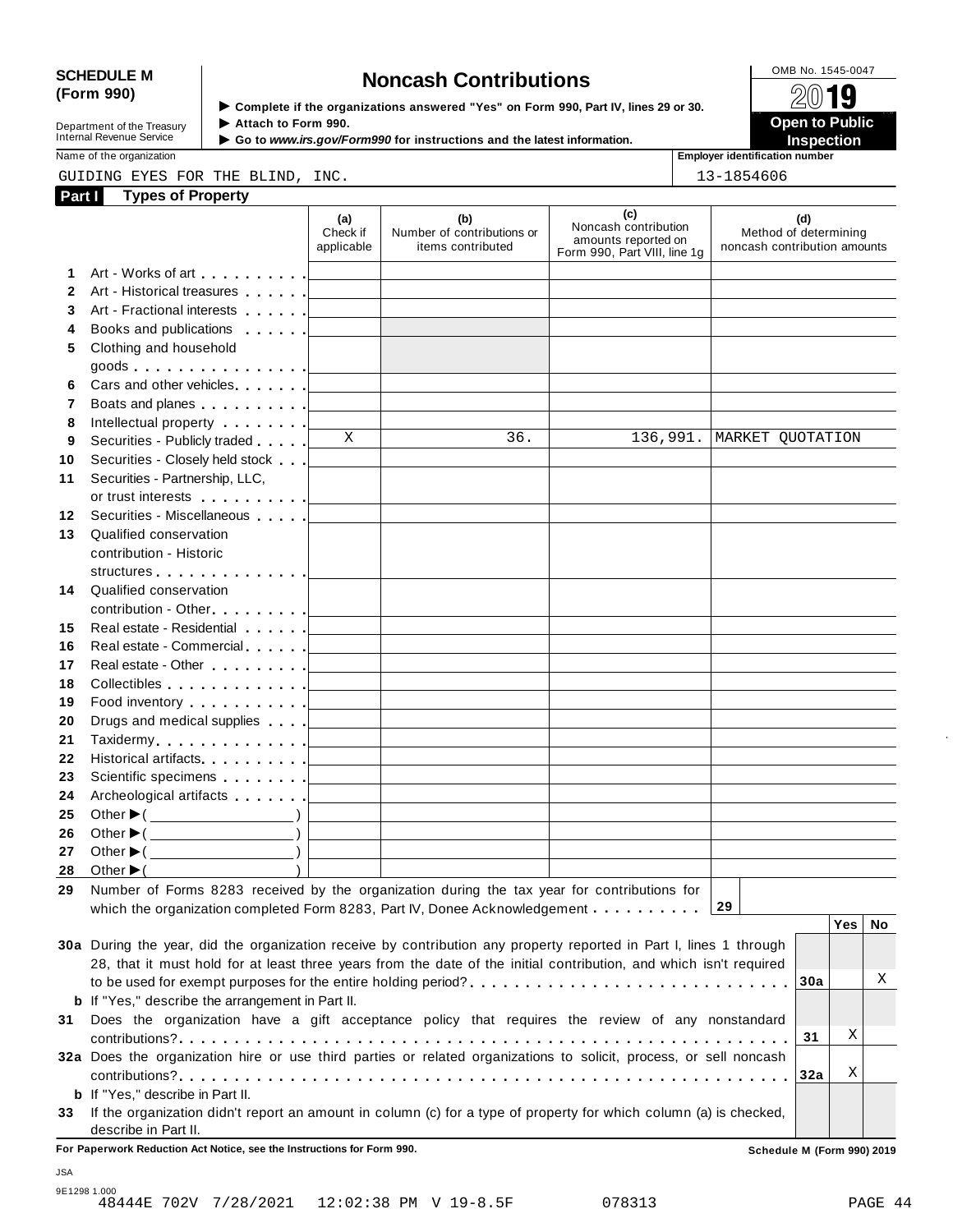**SCHEDULE M (Form 990)**

Department of the Treasury
Internal Revenue Service

# Noncash Contributions

▶ Complete if the organizations answered "Yes" on Form 990, Part IV, lines 29 or 30.
▶ Attach to Form 990.
▶ Go to *www.irs.gov/Form990* for instructions and the latest information.

OMB No. 1545-0047

2019

**Open to Public Inspection**

Name of the organization: GUIDING EYES FOR THE BLIND, INC.

Employer identification number: 13-1854606

## Part I Types of Property

| | | (a) Check if applicable | (b) Number of contributions or items contributed | (c) Noncash contribution amounts reported on Form 990, Part VIII, line 1g | (d) Method of determining noncash contribution amounts |
|---|---|---|---|---|---|
| 1 | Art - Works of art | | | | |
| 2 | Art - Historical treasures | | | | |
| 3 | Art - Fractional interests | | | | |
| 4 | Books and publications | | | | |
| 5 | Clothing and household goods | | | | |
| 6 | Cars and other vehicles | | | | |
| 7 | Boats and planes | | | | |
| 8 | Intellectual property | | | | |
| 9 | Securities - Publicly traded | X | 36. | 136,991. | MARKET QUOTATION |
| 10 | Securities - Closely held stock | | | | |
| 11 | Securities - Partnership, LLC, or trust interests | | | | |
| 12 | Securities - Miscellaneous | | | | |
| 13 | Qualified conservation contribution - Historic structures | | | | |
| 14 | Qualified conservation contribution - Other | | | | |
| 15 | Real estate - Residential | | | | |
| 16 | Real estate - Commercial | | | | |
| 17 | Real estate - Other | | | | |
| 18 | Collectibles | | | | |
| 19 | Food inventory | | | | |
| 20 | Drugs and medical supplies | | | | |
| 21 | Taxidermy | | | | |
| 22 | Historical artifacts | | | | |
| 23 | Scientific specimens | | | | |
| 24 | Archeological artifacts | | | | |
| 25 | Other ▶ ( ) | | | | |
| 26 | Other ▶ ( ) | | | | |
| 27 | Other ▶ ( ) | | | | |
| 28 | Other ▶ ( ) | | | | |

**29** Number of Forms 8283 received by the organization during the tax year for contributions for which the organization completed Form 8283, Part IV, Donee Acknowledgement . . . . . . . . . . **29**

| | | | Yes | No |
|---|---|---|---|---|
| **30a** | During the year, did the organization receive by contribution any property reported in Part I, lines 1 through 28, that it must hold for at least three years from the date of the initial contribution, and which isn't required to be used for exempt purposes for the entire holding period? | 30a | | X |
| **b** | If "Yes," describe the arrangement in Part II. | | | |
| **31** | Does the organization have a gift acceptance policy that requires the review of any nonstandard contributions? | 31 | X | |
| **32a** | Does the organization hire or use third parties or related organizations to solicit, process, or sell noncash contributions? | 32a | X | |
| **b** | If "Yes," describe in Part II. | | | |
| **33** | If the organization didn't report an amount in column (c) for a type of property for which column (a) is checked, describe in Part II. | | | |

**For Paperwork Reduction Act Notice, see the Instructions for Form 990.**

**Schedule M (Form 990) 2019**

JSA
9E1298 1.000
48444E 702V 7/28/2021 12:02:38 PM V 19-8.5F 078313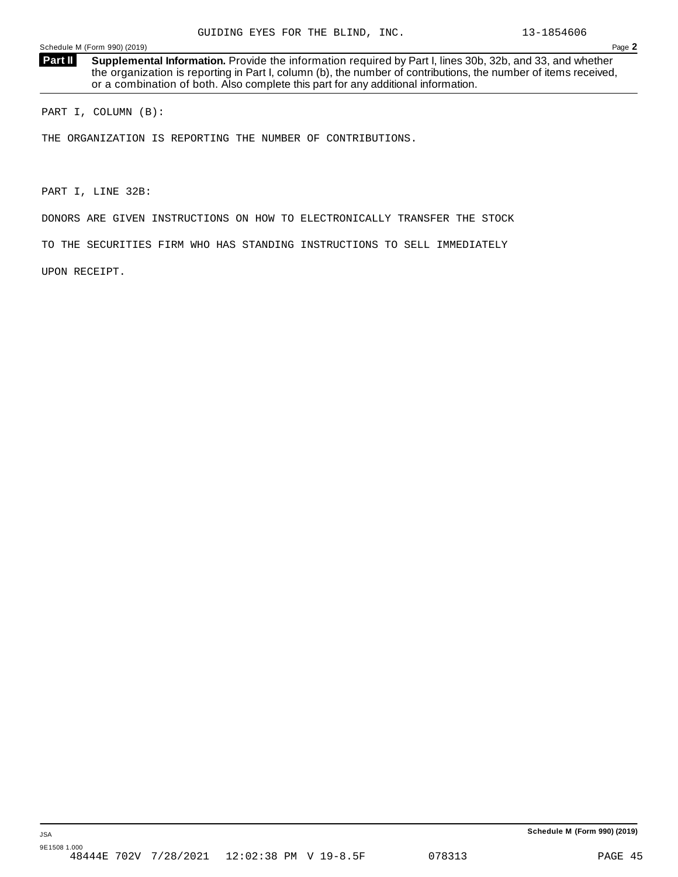GUIDING EYES FOR THE BLIND, INC. 13-1854606

**Part II** **Supplemental Information.** Provide the information required by Part I, lines 30b, 32b, and 33, and whether the organization is reporting in Part I, column (b), the number of contributions, the number of items received, or a combination of both. Also complete this part for any additional information.

PART I, COLUMN (B):

THE ORGANIZATION IS REPORTING THE NUMBER OF CONTRIBUTIONS.

PART I, LINE 32B:

DONORS ARE GIVEN INSTRUCTIONS ON HOW TO ELECTRONICALLY TRANSFER THE STOCK TO THE SECURITIES FIRM WHO HAS STANDING INSTRUCTIONS TO SELL IMMEDIATELY UPON RECEIPT.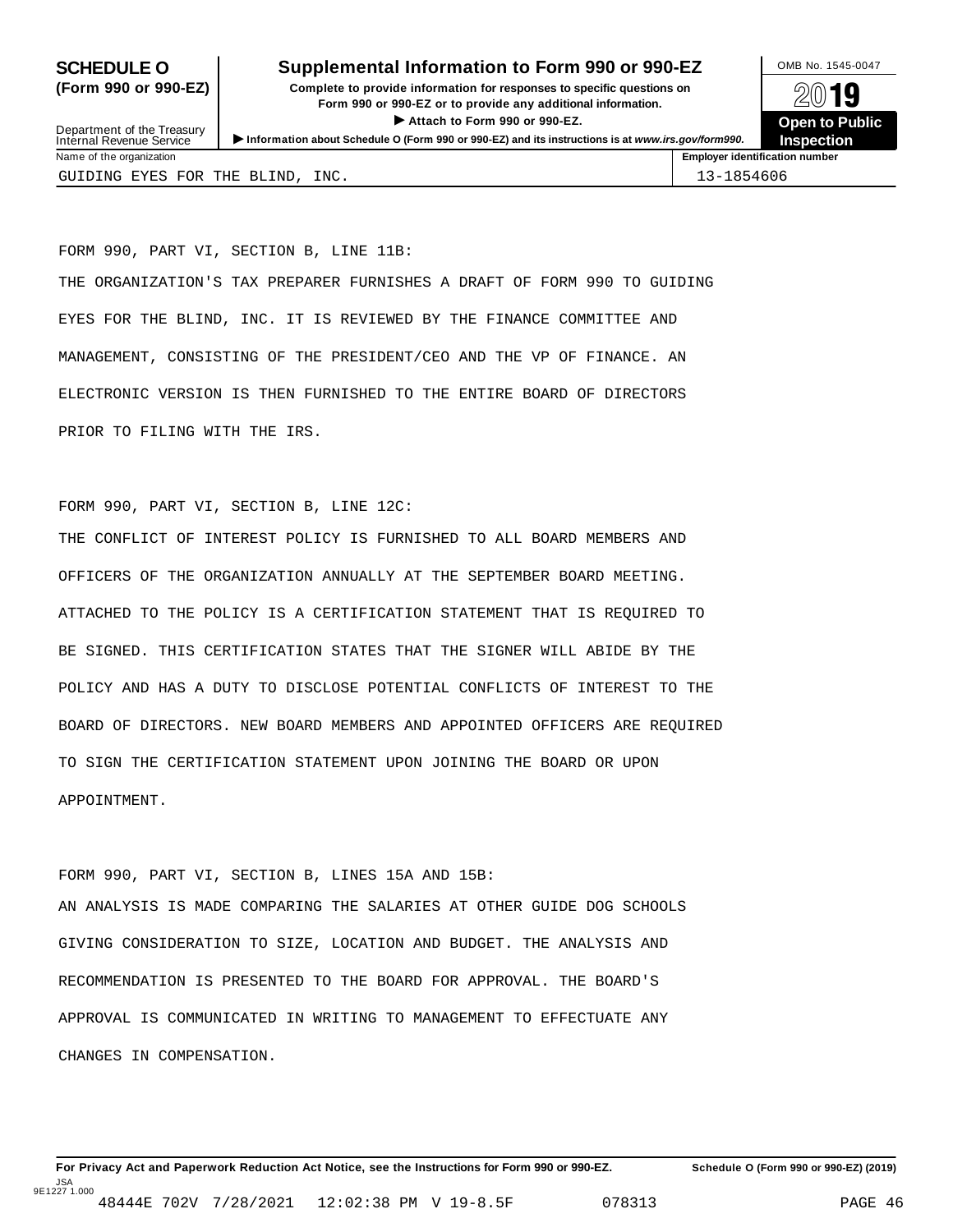**SCHEDULE O (Form 990 or 990-EZ)**

# Supplemental Information to Form 990 or 990-EZ

**Complete to provide information for responses to specific questions on Form 990 or 990-EZ or to provide any additional information.**

**▶ Attach to Form 990 or 990-EZ.**

**▶ Information about Schedule O (Form 990 or 990-EZ) and its instructions is at www.irs.gov/form990.**

Department of the Treasury
Internal Revenue Service

OMB No. 1545-0047

2019

**Open to Public Inspection**

| Name of the organization | Employer identification number |
|---|---|
| GUIDING EYES FOR THE BLIND, INC. | 13-1854606 |

FORM 990, PART VI, SECTION B, LINE 11B:

THE ORGANIZATION'S TAX PREPARER FURNISHES A DRAFT OF FORM 990 TO GUIDING EYES FOR THE BLIND, INC. IT IS REVIEWED BY THE FINANCE COMMITTEE AND MANAGEMENT, CONSISTING OF THE PRESIDENT/CEO AND THE VP OF FINANCE. AN ELECTRONIC VERSION IS THEN FURNISHED TO THE ENTIRE BOARD OF DIRECTORS PRIOR TO FILING WITH THE IRS.

FORM 990, PART VI, SECTION B, LINE 12C:

THE CONFLICT OF INTEREST POLICY IS FURNISHED TO ALL BOARD MEMBERS AND OFFICERS OF THE ORGANIZATION ANNUALLY AT THE SEPTEMBER BOARD MEETING. ATTACHED TO THE POLICY IS A CERTIFICATION STATEMENT THAT IS REQUIRED TO BE SIGNED. THIS CERTIFICATION STATES THAT THE SIGNER WILL ABIDE BY THE POLICY AND HAS A DUTY TO DISCLOSE POTENTIAL CONFLICTS OF INTEREST TO THE BOARD OF DIRECTORS. NEW BOARD MEMBERS AND APPOINTED OFFICERS ARE REQUIRED TO SIGN THE CERTIFICATION STATEMENT UPON JOINING THE BOARD OR UPON APPOINTMENT.

FORM 990, PART VI, SECTION B, LINES 15A AND 15B:

AN ANALYSIS IS MADE COMPARING THE SALARIES AT OTHER GUIDE DOG SCHOOLS GIVING CONSIDERATION TO SIZE, LOCATION AND BUDGET. THE ANALYSIS AND RECOMMENDATION IS PRESENTED TO THE BOARD FOR APPROVAL. THE BOARD'S APPROVAL IS COMMUNICATED IN WRITING TO MANAGEMENT TO EFFECTUATE ANY CHANGES IN COMPENSATION.

**For Privacy Act and Paperwork Reduction Act Notice, see the Instructions for Form 990 or 990-EZ.** **Schedule O (Form 990 or 990-EZ) (2019)**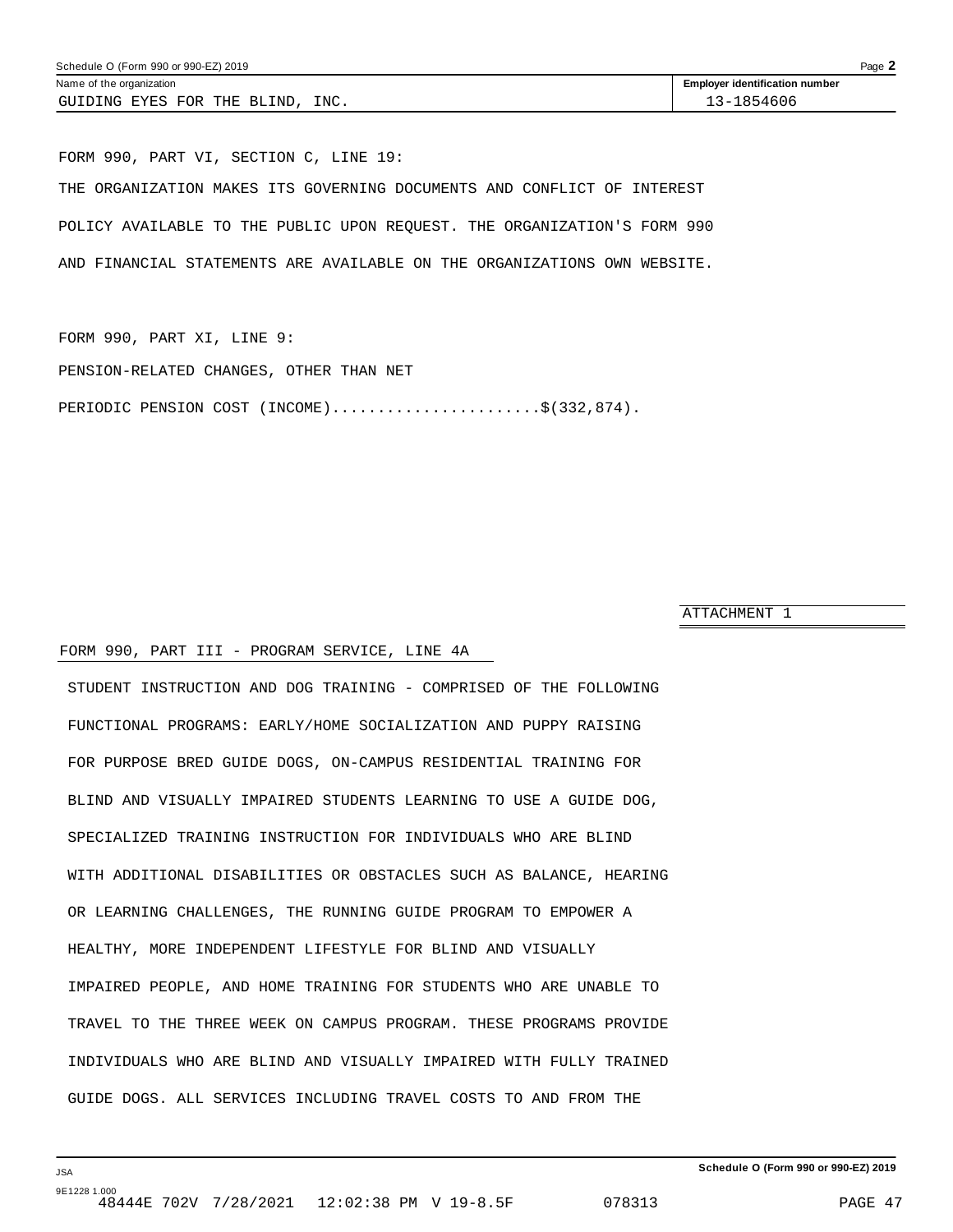Schedule O (Form 990 or 990-EZ) 2019

| Name of the organization | Employer identification number |
| --- | --- |
| GUIDING EYES FOR THE BLIND, INC. | 13-1854606 |

FORM 990, PART VI, SECTION C, LINE 19:

THE ORGANIZATION MAKES ITS GOVERNING DOCUMENTS AND CONFLICT OF INTEREST POLICY AVAILABLE TO THE PUBLIC UPON REQUEST. THE ORGANIZATION'S FORM 990 AND FINANCIAL STATEMENTS ARE AVAILABLE ON THE ORGANIZATIONS OWN WEBSITE.

FORM 990, PART XI, LINE 9:

PENSION-RELATED CHANGES, OTHER THAN NET PERIODIC PENSION COST (INCOME).......................$(332,874).

ATTACHMENT 1

FORM 990, PART III - PROGRAM SERVICE, LINE 4A

STUDENT INSTRUCTION AND DOG TRAINING - COMPRISED OF THE FOLLOWING FUNCTIONAL PROGRAMS: EARLY/HOME SOCIALIZATION AND PUPPY RAISING FOR PURPOSE BRED GUIDE DOGS, ON-CAMPUS RESIDENTIAL TRAINING FOR BLIND AND VISUALLY IMPAIRED STUDENTS LEARNING TO USE A GUIDE DOG, SPECIALIZED TRAINING INSTRUCTION FOR INDIVIDUALS WHO ARE BLIND WITH ADDITIONAL DISABILITIES OR OBSTACLES SUCH AS BALANCE, HEARING OR LEARNING CHALLENGES, THE RUNNING GUIDE PROGRAM TO EMPOWER A HEALTHY, MORE INDEPENDENT LIFESTYLE FOR BLIND AND VISUALLY IMPAIRED PEOPLE, AND HOME TRAINING FOR STUDENTS WHO ARE UNABLE TO TRAVEL TO THE THREE WEEK ON CAMPUS PROGRAM. THESE PROGRAMS PROVIDE INDIVIDUALS WHO ARE BLIND AND VISUALLY IMPAIRED WITH FULLY TRAINED GUIDE DOGS. ALL SERVICES INCLUDING TRAVEL COSTS TO AND FROM THE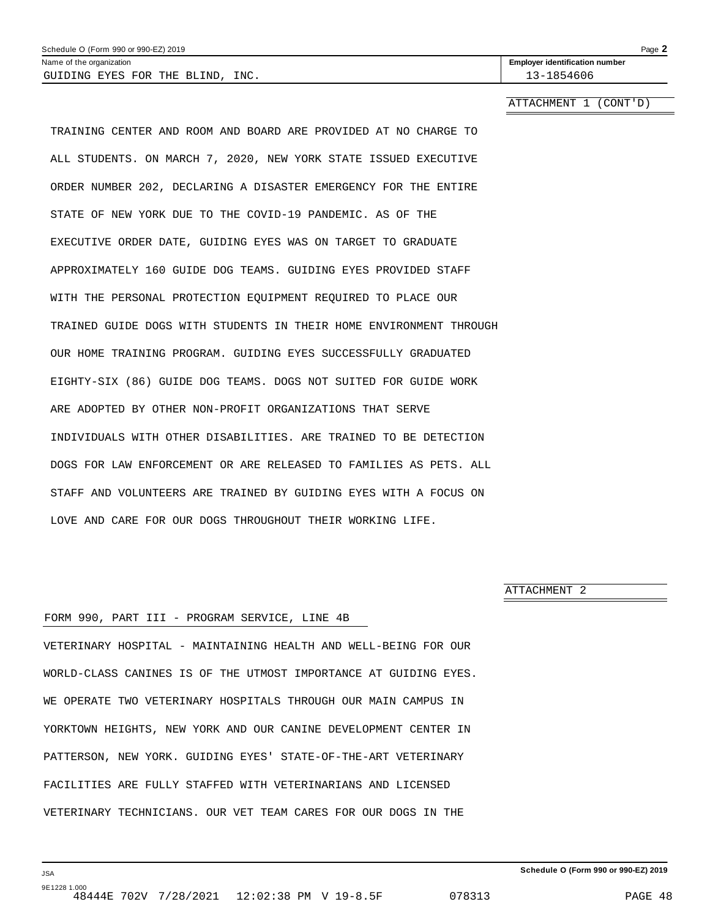Name of the organization: GUIDING EYES FOR THE BLIND, INC.

Employer identification number: 13-1854606

ATTACHMENT 1 (CONT'D)

TRAINING CENTER AND ROOM AND BOARD ARE PROVIDED AT NO CHARGE TO ALL STUDENTS. ON MARCH 7, 2020, NEW YORK STATE ISSUED EXECUTIVE ORDER NUMBER 202, DECLARING A DISASTER EMERGENCY FOR THE ENTIRE STATE OF NEW YORK DUE TO THE COVID-19 PANDEMIC. AS OF THE EXECUTIVE ORDER DATE, GUIDING EYES WAS ON TARGET TO GRADUATE APPROXIMATELY 160 GUIDE DOG TEAMS. GUIDING EYES PROVIDED STAFF WITH THE PERSONAL PROTECTION EQUIPMENT REQUIRED TO PLACE OUR TRAINED GUIDE DOGS WITH STUDENTS IN THEIR HOME ENVIRONMENT THROUGH OUR HOME TRAINING PROGRAM. GUIDING EYES SUCCESSFULLY GRADUATED EIGHTY-SIX (86) GUIDE DOG TEAMS. DOGS NOT SUITED FOR GUIDE WORK ARE ADOPTED BY OTHER NON-PROFIT ORGANIZATIONS THAT SERVE INDIVIDUALS WITH OTHER DISABILITIES. ARE TRAINED TO BE DETECTION DOGS FOR LAW ENFORCEMENT OR ARE RELEASED TO FAMILIES AS PETS. ALL STAFF AND VOLUNTEERS ARE TRAINED BY GUIDING EYES WITH A FOCUS ON LOVE AND CARE FOR OUR DOGS THROUGHOUT THEIR WORKING LIFE.

ATTACHMENT 2

FORM 990, PART III - PROGRAM SERVICE, LINE 4B

VETERINARY HOSPITAL - MAINTAINING HEALTH AND WELL-BEING FOR OUR WORLD-CLASS CANINES IS OF THE UTMOST IMPORTANCE AT GUIDING EYES. WE OPERATE TWO VETERINARY HOSPITALS THROUGH OUR MAIN CAMPUS IN YORKTOWN HEIGHTS, NEW YORK AND OUR CANINE DEVELOPMENT CENTER IN PATTERSON, NEW YORK. GUIDING EYES' STATE-OF-THE-ART VETERINARY FACILITIES ARE FULLY STAFFED WITH VETERINARIANS AND LICENSED VETERINARY TECHNICIANS. OUR VET TEAM CARES FOR OUR DOGS IN THE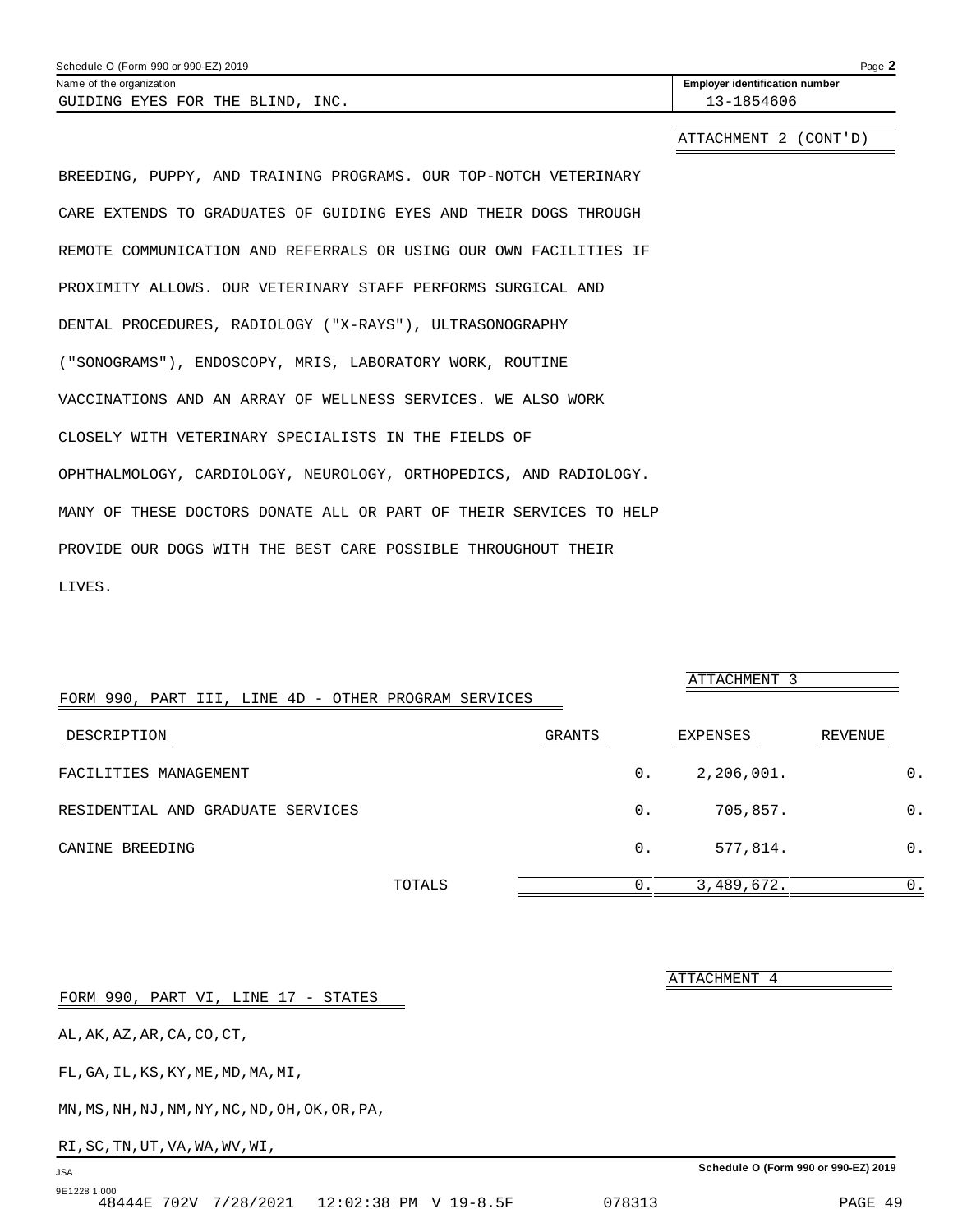Schedule O (Form 990 or 990-EZ) 2019

Name of the organization: GUIDING EYES FOR THE BLIND, INC.

Employer identification number: 13-1854606

ATTACHMENT 2 (CONT'D)

BREEDING, PUPPY, AND TRAINING PROGRAMS. OUR TOP-NOTCH VETERINARY CARE EXTENDS TO GRADUATES OF GUIDING EYES AND THEIR DOGS THROUGH REMOTE COMMUNICATION AND REFERRALS OR USING OUR OWN FACILITIES IF PROXIMITY ALLOWS. OUR VETERINARY STAFF PERFORMS SURGICAL AND DENTAL PROCEDURES, RADIOLOGY ("X-RAYS"), ULTRASONOGRAPHY ("SONOGRAMS"), ENDOSCOPY, MRIS, LABORATORY WORK, ROUTINE VACCINATIONS AND AN ARRAY OF WELLNESS SERVICES. WE ALSO WORK CLOSELY WITH VETERINARY SPECIALISTS IN THE FIELDS OF OPHTHALMOLOGY, CARDIOLOGY, NEUROLOGY, ORTHOPEDICS, AND RADIOLOGY. MANY OF THESE DOCTORS DONATE ALL OR PART OF THEIR SERVICES TO HELP PROVIDE OUR DOGS WITH THE BEST CARE POSSIBLE THROUGHOUT THEIR LIVES.

ATTACHMENT 3

FORM 990, PART III, LINE 4D - OTHER PROGRAM SERVICES

| DESCRIPTION | GRANTS | EXPENSES | REVENUE |
|---|---|---|---|
| FACILITIES MANAGEMENT | 0. | 2,206,001. | 0. |
| RESIDENTIAL AND GRADUATE SERVICES | 0. | 705,857. | 0. |
| CANINE BREEDING | 0. | 577,814. | 0. |
| TOTALS | 0. | 3,489,672. | 0. |

ATTACHMENT 4

FORM 990, PART VI, LINE 17 - STATES

AL,AK,AZ,AR,CA,CO,CT,

FL,GA,IL,KS,KY,ME,MD,MA,MI,

MN,MS,NH,NJ,NM,NY,NC,ND,OH,OK,OR,PA,

RI,SC,TN,UT,VA,WA,WV,WI,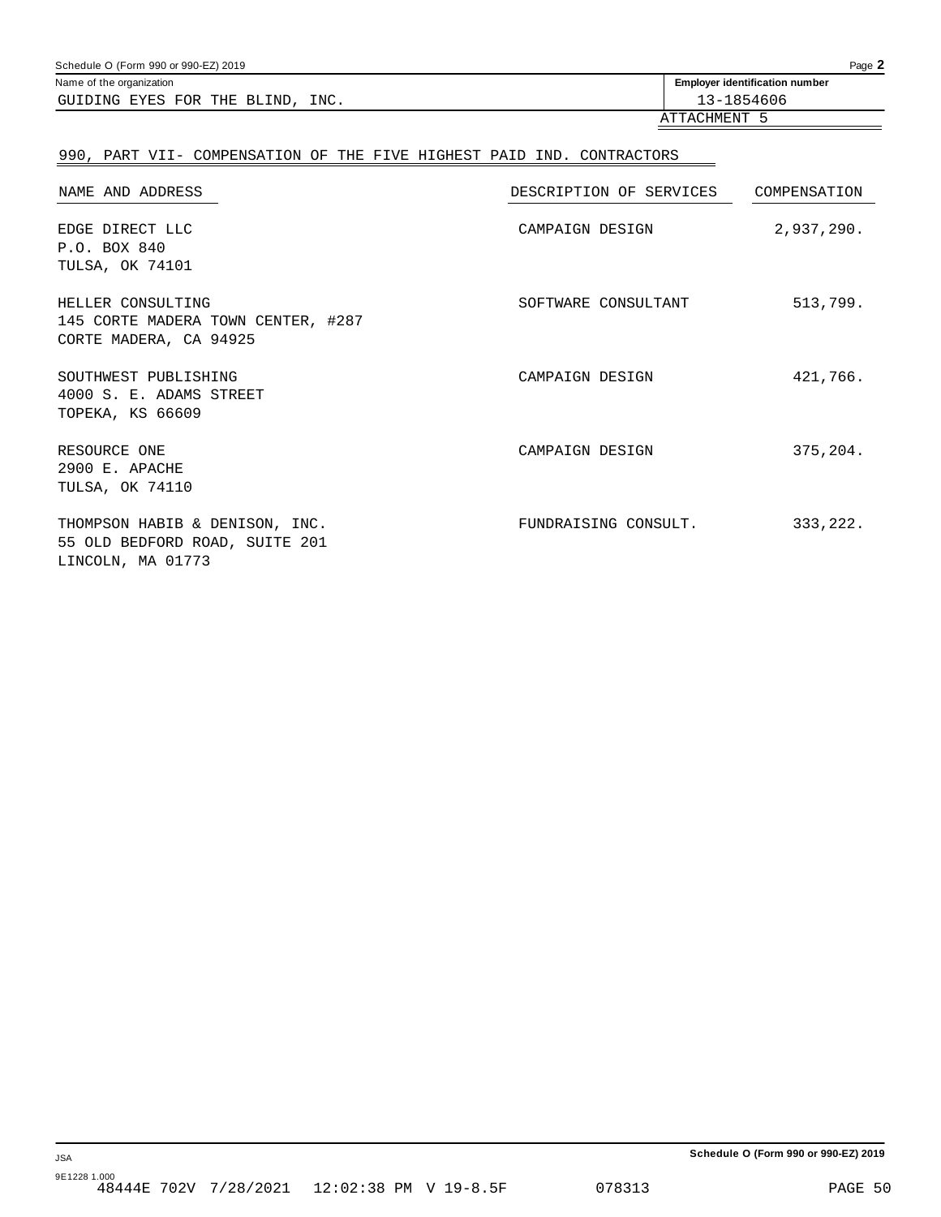Name of the organization: GUIDING EYES FOR THE BLIND, INC.

Employer identification number: 13-1854606

ATTACHMENT 5

## 990, PART VII- COMPENSATION OF THE FIVE HIGHEST PAID IND. CONTRACTORS

| NAME AND ADDRESS | DESCRIPTION OF SERVICES | COMPENSATION |
|---|---|---|
| EDGE DIRECT LLC<br>P.O. BOX 840<br>TULSA, OK 74101 | CAMPAIGN DESIGN | 2,937,290. |
| HELLER CONSULTING<br>145 CORTE MADERA TOWN CENTER, #287<br>CORTE MADERA, CA 94925 | SOFTWARE CONSULTANT | 513,799. |
| SOUTHWEST PUBLISHING<br>4000 S. E. ADAMS STREET<br>TOPEKA, KS 66609 | CAMPAIGN DESIGN | 421,766. |
| RESOURCE ONE<br>2900 E. APACHE<br>TULSA, OK 74110 | CAMPAIGN DESIGN | 375,204. |
| THOMPSON HABIB & DENISON, INC.<br>55 OLD BEDFORD ROAD, SUITE 201<br>LINCOLN, MA 01773 | FUNDRAISING CONSULT. | 333,222. |